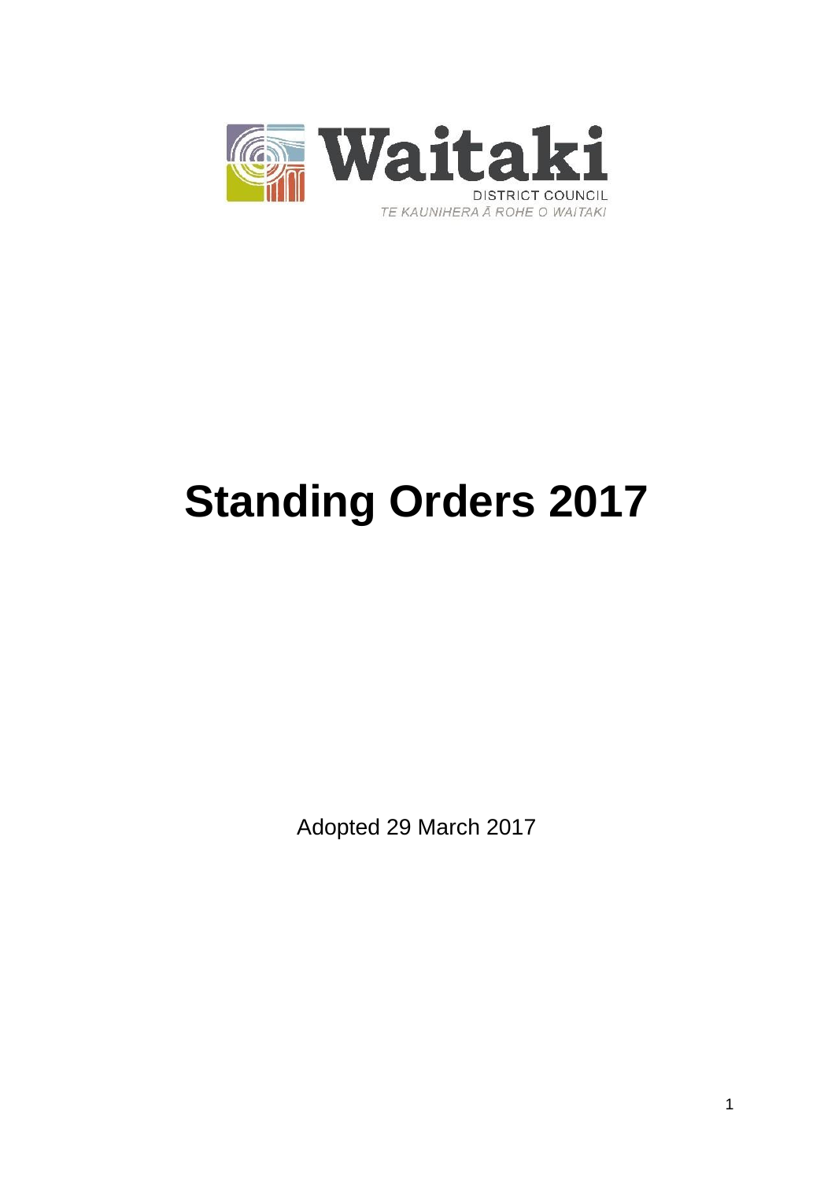Waitaki

DISTRICT COUNCIL

TE KAUNIHERA Ā ROHE O WAITAKI

# Standing Orders 2017

Adopted 29 March 2017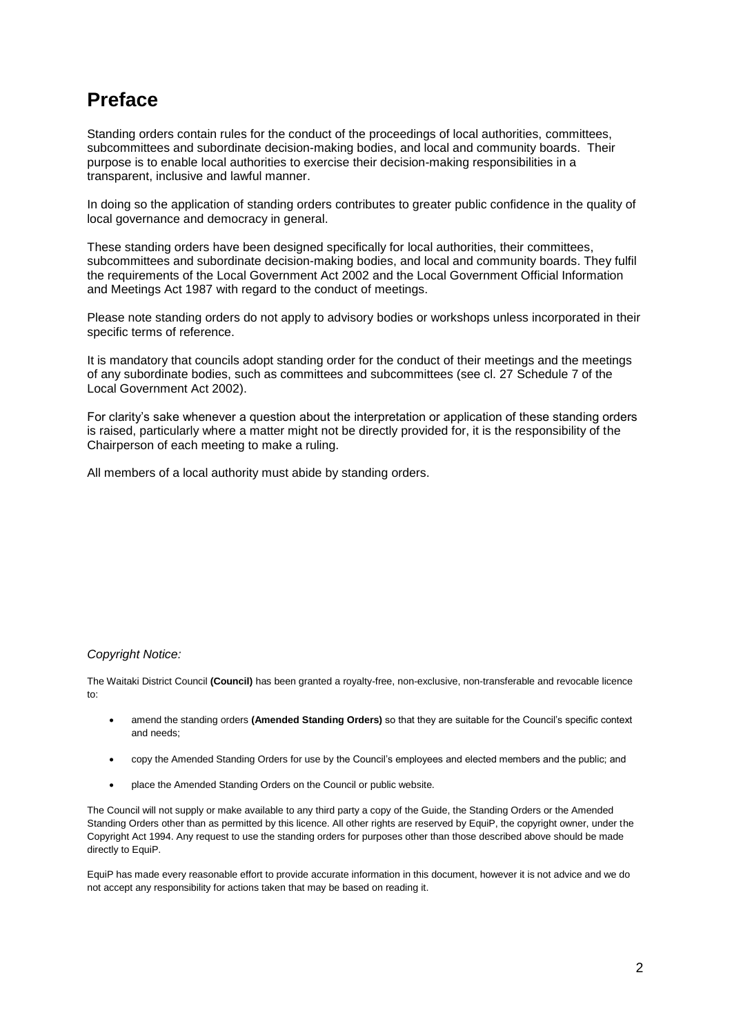# Preface

Standing orders contain rules for the conduct of the proceedings of local authorities, committees, subcommittees and subordinate decision-making bodies, and local and community boards. Their purpose is to enable local authorities to exercise their decision-making responsibilities in a transparent, inclusive and lawful manner.

In doing so the application of standing orders contributes to greater public confidence in the quality of local governance and democracy in general.

These standing orders have been designed specifically for local authorities, their committees, subcommittees and subordinate decision-making bodies, and local and community boards. They fulfil the requirements of the Local Government Act 2002 and the Local Government Official Information and Meetings Act 1987 with regard to the conduct of meetings.

Please note standing orders do not apply to advisory bodies or workshops unless incorporated in their specific terms of reference.

It is mandatory that councils adopt standing order for the conduct of their meetings and the meetings of any subordinate bodies, such as committees and subcommittees (see cl. 27 Schedule 7 of the Local Government Act 2002).

For clarity's sake whenever a question about the interpretation or application of these standing orders is raised, particularly where a matter might not be directly provided for, it is the responsibility of the Chairperson of each meeting to make a ruling.

All members of a local authority must abide by standing orders.

*Copyright Notice:*

The Waitaki District Council **(Council)** has been granted a royalty-free, non-exclusive, non-transferable and revocable licence to:

- amend the standing orders **(Amended Standing Orders)** so that they are suitable for the Council's specific context and needs;
- copy the Amended Standing Orders for use by the Council's employees and elected members and the public; and
- place the Amended Standing Orders on the Council or public website.

The Council will not supply or make available to any third party a copy of the Guide, the Standing Orders or the Amended Standing Orders other than as permitted by this licence. All other rights are reserved by EquiP, the copyright owner, under the Copyright Act 1994. Any request to use the standing orders for purposes other than those described above should be made directly to EquiP.

EquiP has made every reasonable effort to provide accurate information in this document, however it is not advice and we do not accept any responsibility for actions taken that may be based on reading it.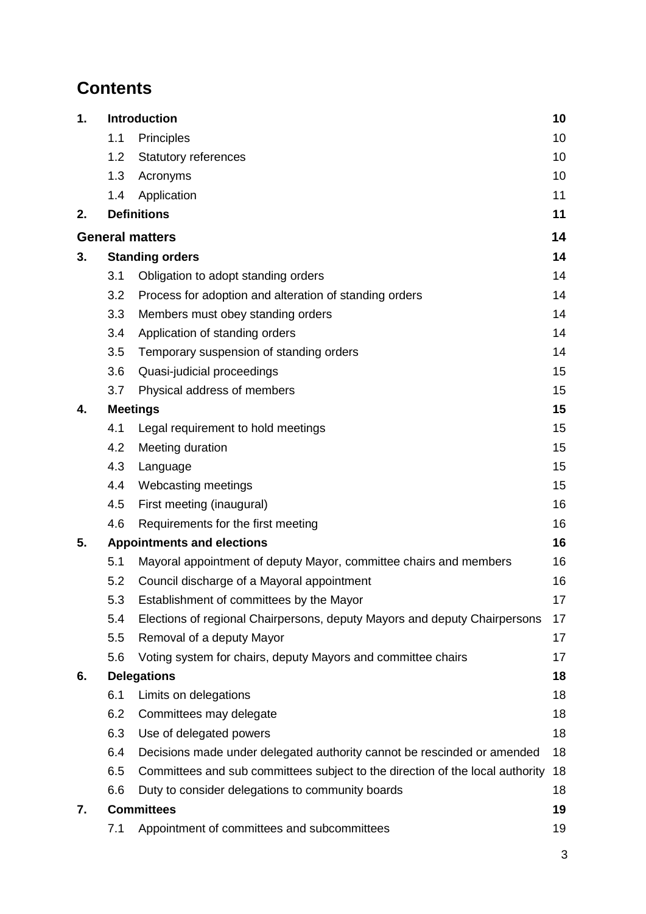# Contents

| | | | |
|---|---|---|---|
| **1.** | **Introduction** | | **10** |
| | 1.1 | Principles | 10 |
| | 1.2 | Statutory references | 10 |
| | 1.3 | Acronyms | 10 |
| | 1.4 | Application | 11 |
| **2.** | **Definitions** | | **11** |
| **General matters** | | | **14** |
| **3.** | **Standing orders** | | **14** |
| | 3.1 | Obligation to adopt standing orders | 14 |
| | 3.2 | Process for adoption and alteration of standing orders | 14 |
| | 3.3 | Members must obey standing orders | 14 |
| | 3.4 | Application of standing orders | 14 |
| | 3.5 | Temporary suspension of standing orders | 14 |
| | 3.6 | Quasi-judicial proceedings | 15 |
| | 3.7 | Physical address of members | 15 |
| **4.** | **Meetings** | | **15** |
| | 4.1 | Legal requirement to hold meetings | 15 |
| | 4.2 | Meeting duration | 15 |
| | 4.3 | Language | 15 |
| | 4.4 | Webcasting meetings | 15 |
| | 4.5 | First meeting (inaugural) | 16 |
| | 4.6 | Requirements for the first meeting | 16 |
| **5.** | **Appointments and elections** | | **16** |
| | 5.1 | Mayoral appointment of deputy Mayor, committee chairs and members | 16 |
| | 5.2 | Council discharge of a Mayoral appointment | 16 |
| | 5.3 | Establishment of committees by the Mayor | 17 |
| | 5.4 | Elections of regional Chairpersons, deputy Mayors and deputy Chairpersons | 17 |
| | 5.5 | Removal of a deputy Mayor | 17 |
| | 5.6 | Voting system for chairs, deputy Mayors and committee chairs | 17 |
| **6.** | **Delegations** | | **18** |
| | 6.1 | Limits on delegations | 18 |
| | 6.2 | Committees may delegate | 18 |
| | 6.3 | Use of delegated powers | 18 |
| | 6.4 | Decisions made under delegated authority cannot be rescinded or amended | 18 |
| | 6.5 | Committees and sub committees subject to the direction of the local authority | 18 |
| | 6.6 | Duty to consider delegations to community boards | 18 |
| **7.** | **Committees** | | **19** |
| | 7.1 | Appointment of committees and subcommittees | 19 |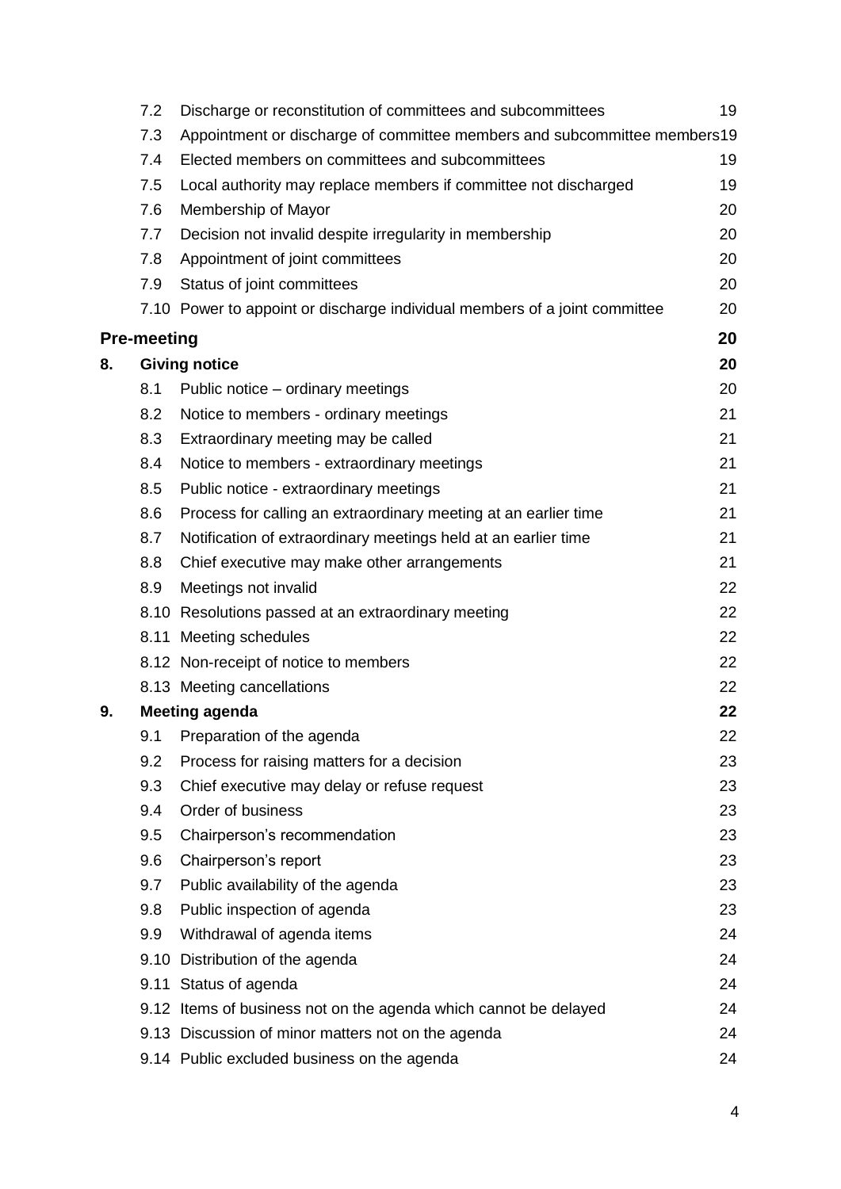| | | |
|---|---|---|
| 7.2 | Discharge or reconstitution of committees and subcommittees | 19 |
| 7.3 | Appointment or discharge of committee members and subcommittee members | 19 |
| 7.4 | Elected members on committees and subcommittees | 19 |
| 7.5 | Local authority may replace members if committee not discharged | 19 |
| 7.6 | Membership of Mayor | 20 |
| 7.7 | Decision not invalid despite irregularity in membership | 20 |
| 7.8 | Appointment of joint committees | 20 |
| 7.9 | Status of joint committees | 20 |
| 7.10 | Power to appoint or discharge individual members of a joint committee | 20 |
| **Pre-meeting** | | **20** |
| **8.** | **Giving notice** | **20** |
| 8.1 | Public notice – ordinary meetings | 20 |
| 8.2 | Notice to members - ordinary meetings | 21 |
| 8.3 | Extraordinary meeting may be called | 21 |
| 8.4 | Notice to members - extraordinary meetings | 21 |
| 8.5 | Public notice - extraordinary meetings | 21 |
| 8.6 | Process for calling an extraordinary meeting at an earlier time | 21 |
| 8.7 | Notification of extraordinary meetings held at an earlier time | 21 |
| 8.8 | Chief executive may make other arrangements | 21 |
| 8.9 | Meetings not invalid | 22 |
| 8.10 | Resolutions passed at an extraordinary meeting | 22 |
| 8.11 | Meeting schedules | 22 |
| 8.12 | Non-receipt of notice to members | 22 |
| 8.13 | Meeting cancellations | 22 |
| **9.** | **Meeting agenda** | **22** |
| 9.1 | Preparation of the agenda | 22 |
| 9.2 | Process for raising matters for a decision | 23 |
| 9.3 | Chief executive may delay or refuse request | 23 |
| 9.4 | Order of business | 23 |
| 9.5 | Chairperson's recommendation | 23 |
| 9.6 | Chairperson's report | 23 |
| 9.7 | Public availability of the agenda | 23 |
| 9.8 | Public inspection of agenda | 23 |
| 9.9 | Withdrawal of agenda items | 24 |
| 9.10 | Distribution of the agenda | 24 |
| 9.11 | Status of agenda | 24 |
| 9.12 | Items of business not on the agenda which cannot be delayed | 24 |
| 9.13 | Discussion of minor matters not on the agenda | 24 |
| 9.14 | Public excluded business on the agenda | 24 |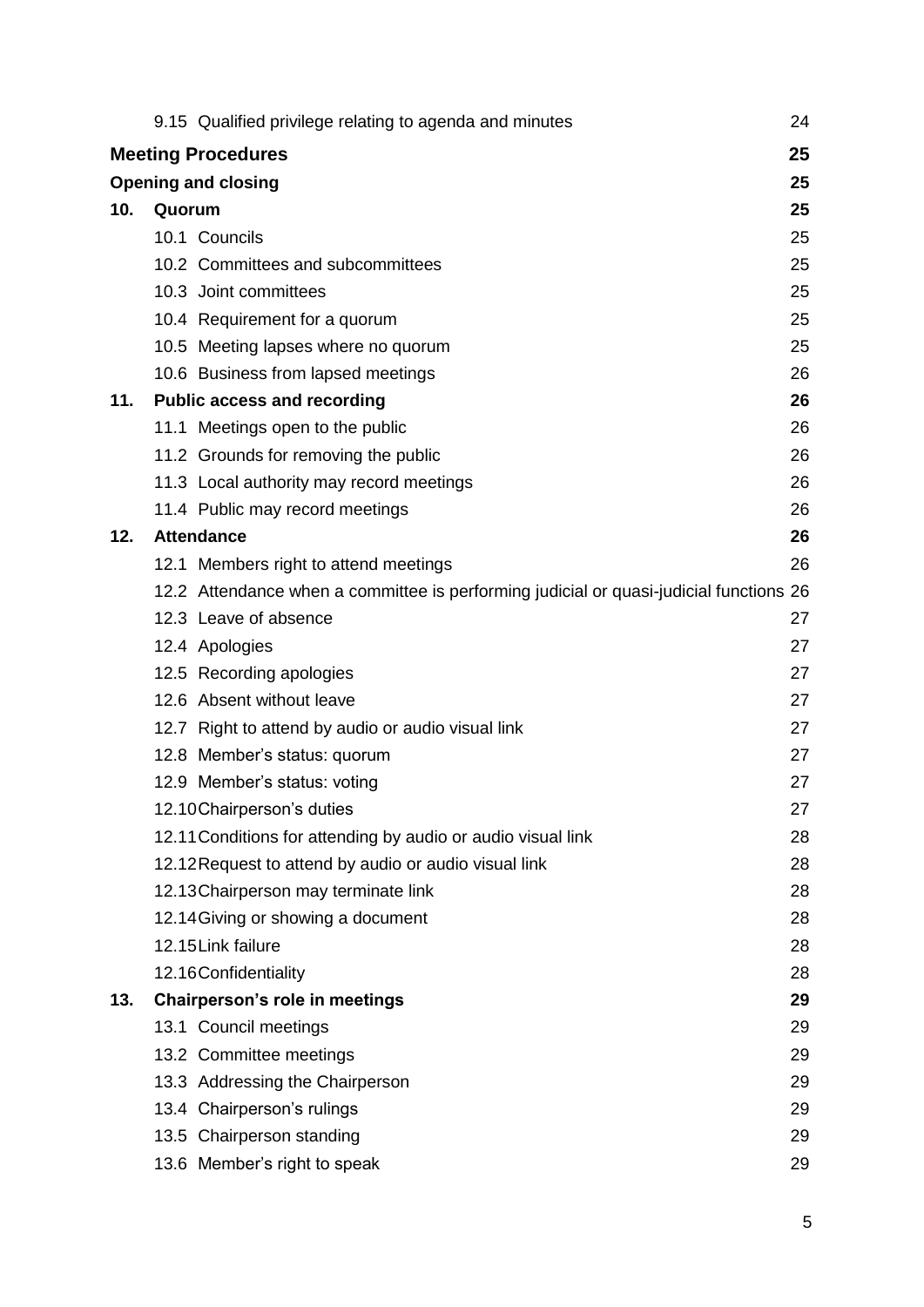| | | |
|---|---|---|
| | 9.15 Qualified privilege relating to agenda and minutes | 24 |
| **Meeting Procedures** | | **25** |
| **Opening and closing** | | **25** |
| **10.** | **Quorum** | **25** |
| | 10.1 Councils | 25 |
| | 10.2 Committees and subcommittees | 25 |
| | 10.3 Joint committees | 25 |
| | 10.4 Requirement for a quorum | 25 |
| | 10.5 Meeting lapses where no quorum | 25 |
| | 10.6 Business from lapsed meetings | 26 |
| **11.** | **Public access and recording** | **26** |
| | 11.1 Meetings open to the public | 26 |
| | 11.2 Grounds for removing the public | 26 |
| | 11.3 Local authority may record meetings | 26 |
| | 11.4 Public may record meetings | 26 |
| **12.** | **Attendance** | **26** |
| | 12.1 Members right to attend meetings | 26 |
| | 12.2 Attendance when a committee is performing judicial or quasi-judicial functions | 26 |
| | 12.3 Leave of absence | 27 |
| | 12.4 Apologies | 27 |
| | 12.5 Recording apologies | 27 |
| | 12.6 Absent without leave | 27 |
| | 12.7 Right to attend by audio or audio visual link | 27 |
| | 12.8 Member's status: quorum | 27 |
| | 12.9 Member's status: voting | 27 |
| | 12.10 Chairperson's duties | 27 |
| | 12.11 Conditions for attending by audio or audio visual link | 28 |
| | 12.12 Request to attend by audio or audio visual link | 28 |
| | 12.13 Chairperson may terminate link | 28 |
| | 12.14 Giving or showing a document | 28 |
| | 12.15 Link failure | 28 |
| | 12.16 Confidentiality | 28 |
| **13.** | **Chairperson's role in meetings** | **29** |
| | 13.1 Council meetings | 29 |
| | 13.2 Committee meetings | 29 |
| | 13.3 Addressing the Chairperson | 29 |
| | 13.4 Chairperson's rulings | 29 |
| | 13.5 Chairperson standing | 29 |
| | 13.6 Member's right to speak | 29 |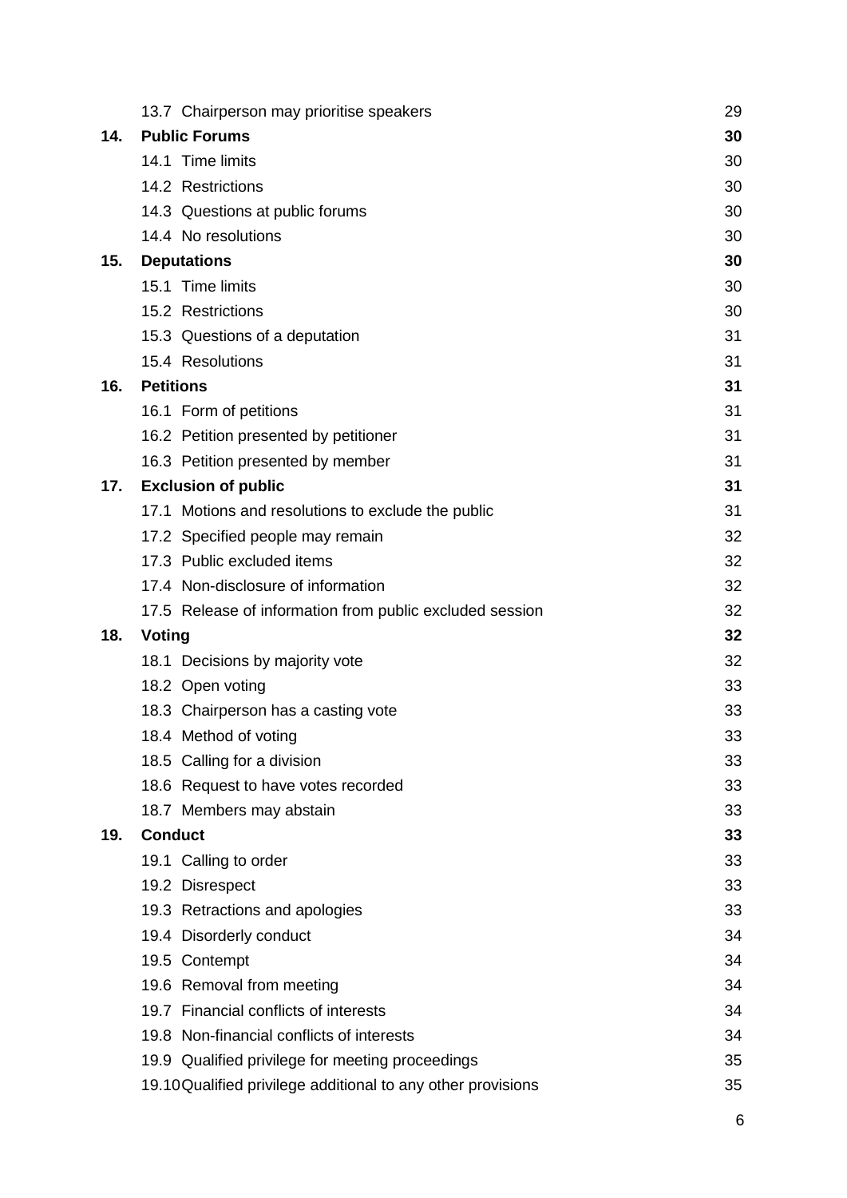| | | |
|---|---|---|
| | 13.7 Chairperson may prioritise speakers | 29 |
| **14.** | **Public Forums** | **30** |
| | 14.1 Time limits | 30 |
| | 14.2 Restrictions | 30 |
| | 14.3 Questions at public forums | 30 |
| | 14.4 No resolutions | 30 |
| **15.** | **Deputations** | **30** |
| | 15.1 Time limits | 30 |
| | 15.2 Restrictions | 30 |
| | 15.3 Questions of a deputation | 31 |
| | 15.4 Resolutions | 31 |
| **16.** | **Petitions** | **31** |
| | 16.1 Form of petitions | 31 |
| | 16.2 Petition presented by petitioner | 31 |
| | 16.3 Petition presented by member | 31 |
| **17.** | **Exclusion of public** | **31** |
| | 17.1 Motions and resolutions to exclude the public | 31 |
| | 17.2 Specified people may remain | 32 |
| | 17.3 Public excluded items | 32 |
| | 17.4 Non-disclosure of information | 32 |
| | 17.5 Release of information from public excluded session | 32 |
| **18.** | **Voting** | **32** |
| | 18.1 Decisions by majority vote | 32 |
| | 18.2 Open voting | 33 |
| | 18.3 Chairperson has a casting vote | 33 |
| | 18.4 Method of voting | 33 |
| | 18.5 Calling for a division | 33 |
| | 18.6 Request to have votes recorded | 33 |
| | 18.7 Members may abstain | 33 |
| **19.** | **Conduct** | **33** |
| | 19.1 Calling to order | 33 |
| | 19.2 Disrespect | 33 |
| | 19.3 Retractions and apologies | 33 |
| | 19.4 Disorderly conduct | 34 |
| | 19.5 Contempt | 34 |
| | 19.6 Removal from meeting | 34 |
| | 19.7 Financial conflicts of interests | 34 |
| | 19.8 Non-financial conflicts of interests | 34 |
| | 19.9 Qualified privilege for meeting proceedings | 35 |
| | 19.10 Qualified privilege additional to any other provisions | 35 |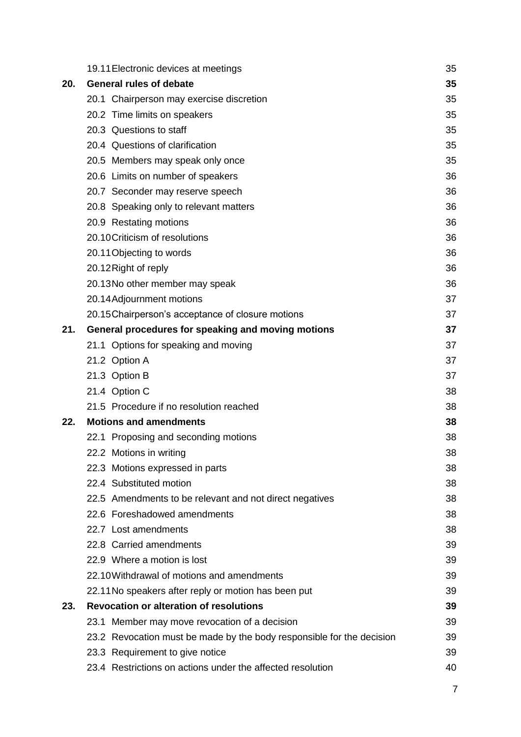| | | |
|---|---|---|
| | 19.11 Electronic devices at meetings | 35 |
| **20.** | **General rules of debate** | **35** |
| | 20.1 Chairperson may exercise discretion | 35 |
| | 20.2 Time limits on speakers | 35 |
| | 20.3 Questions to staff | 35 |
| | 20.4 Questions of clarification | 35 |
| | 20.5 Members may speak only once | 35 |
| | 20.6 Limits on number of speakers | 36 |
| | 20.7 Seconder may reserve speech | 36 |
| | 20.8 Speaking only to relevant matters | 36 |
| | 20.9 Restating motions | 36 |
| | 20.10 Criticism of resolutions | 36 |
| | 20.11 Objecting to words | 36 |
| | 20.12 Right of reply | 36 |
| | 20.13 No other member may speak | 36 |
| | 20.14 Adjournment motions | 37 |
| | 20.15 Chairperson's acceptance of closure motions | 37 |
| **21.** | **General procedures for speaking and moving motions** | **37** |
| | 21.1 Options for speaking and moving | 37 |
| | 21.2 Option A | 37 |
| | 21.3 Option B | 37 |
| | 21.4 Option C | 38 |
| | 21.5 Procedure if no resolution reached | 38 |
| **22.** | **Motions and amendments** | **38** |
| | 22.1 Proposing and seconding motions | 38 |
| | 22.2 Motions in writing | 38 |
| | 22.3 Motions expressed in parts | 38 |
| | 22.4 Substituted motion | 38 |
| | 22.5 Amendments to be relevant and not direct negatives | 38 |
| | 22.6 Foreshadowed amendments | 38 |
| | 22.7 Lost amendments | 38 |
| | 22.8 Carried amendments | 39 |
| | 22.9 Where a motion is lost | 39 |
| | 22.10 Withdrawal of motions and amendments | 39 |
| | 22.11 No speakers after reply or motion has been put | 39 |
| **23.** | **Revocation or alteration of resolutions** | **39** |
| | 23.1 Member may move revocation of a decision | 39 |
| | 23.2 Revocation must be made by the body responsible for the decision | 39 |
| | 23.3 Requirement to give notice | 39 |
| | 23.4 Restrictions on actions under the affected resolution | 40 |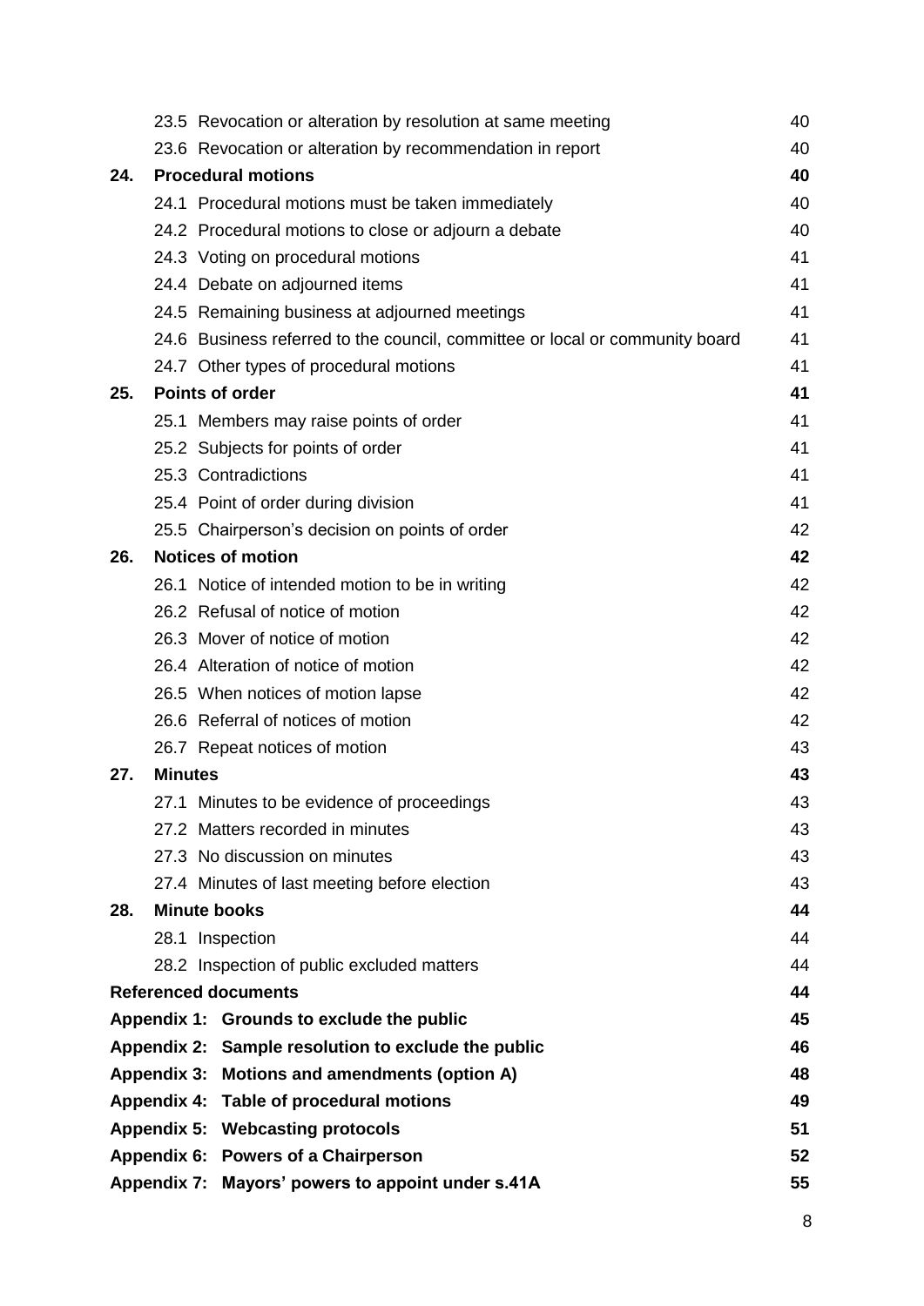| | | |
|---|---|---|
| | 23.5 Revocation or alteration by resolution at same meeting | 40 |
| | 23.6 Revocation or alteration by recommendation in report | 40 |
| **24.** | **Procedural motions** | **40** |
| | 24.1 Procedural motions must be taken immediately | 40 |
| | 24.2 Procedural motions to close or adjourn a debate | 40 |
| | 24.3 Voting on procedural motions | 41 |
| | 24.4 Debate on adjourned items | 41 |
| | 24.5 Remaining business at adjourned meetings | 41 |
| | 24.6 Business referred to the council, committee or local or community board | 41 |
| | 24.7 Other types of procedural motions | 41 |
| **25.** | **Points of order** | **41** |
| | 25.1 Members may raise points of order | 41 |
| | 25.2 Subjects for points of order | 41 |
| | 25.3 Contradictions | 41 |
| | 25.4 Point of order during division | 41 |
| | 25.5 Chairperson's decision on points of order | 42 |
| **26.** | **Notices of motion** | **42** |
| | 26.1 Notice of intended motion to be in writing | 42 |
| | 26.2 Refusal of notice of motion | 42 |
| | 26.3 Mover of notice of motion | 42 |
| | 26.4 Alteration of notice of motion | 42 |
| | 26.5 When notices of motion lapse | 42 |
| | 26.6 Referral of notices of motion | 42 |
| | 26.7 Repeat notices of motion | 43 |
| **27.** | **Minutes** | **43** |
| | 27.1 Minutes to be evidence of proceedings | 43 |
| | 27.2 Matters recorded in minutes | 43 |
| | 27.3 No discussion on minutes | 43 |
| | 27.4 Minutes of last meeting before election | 43 |
| **28.** | **Minute books** | **44** |
| | 28.1 Inspection | 44 |
| | 28.2 Inspection of public excluded matters | 44 |
| **Referenced documents** | | **44** |
| **Appendix 1:** | **Grounds to exclude the public** | **45** |
| **Appendix 2:** | **Sample resolution to exclude the public** | **46** |
| **Appendix 3:** | **Motions and amendments (option A)** | **48** |
| **Appendix 4:** | **Table of procedural motions** | **49** |
| **Appendix 5:** | **Webcasting protocols** | **51** |
| **Appendix 6:** | **Powers of a Chairperson** | **52** |
| **Appendix 7:** | **Mayors' powers to appoint under s.41A** | **55** |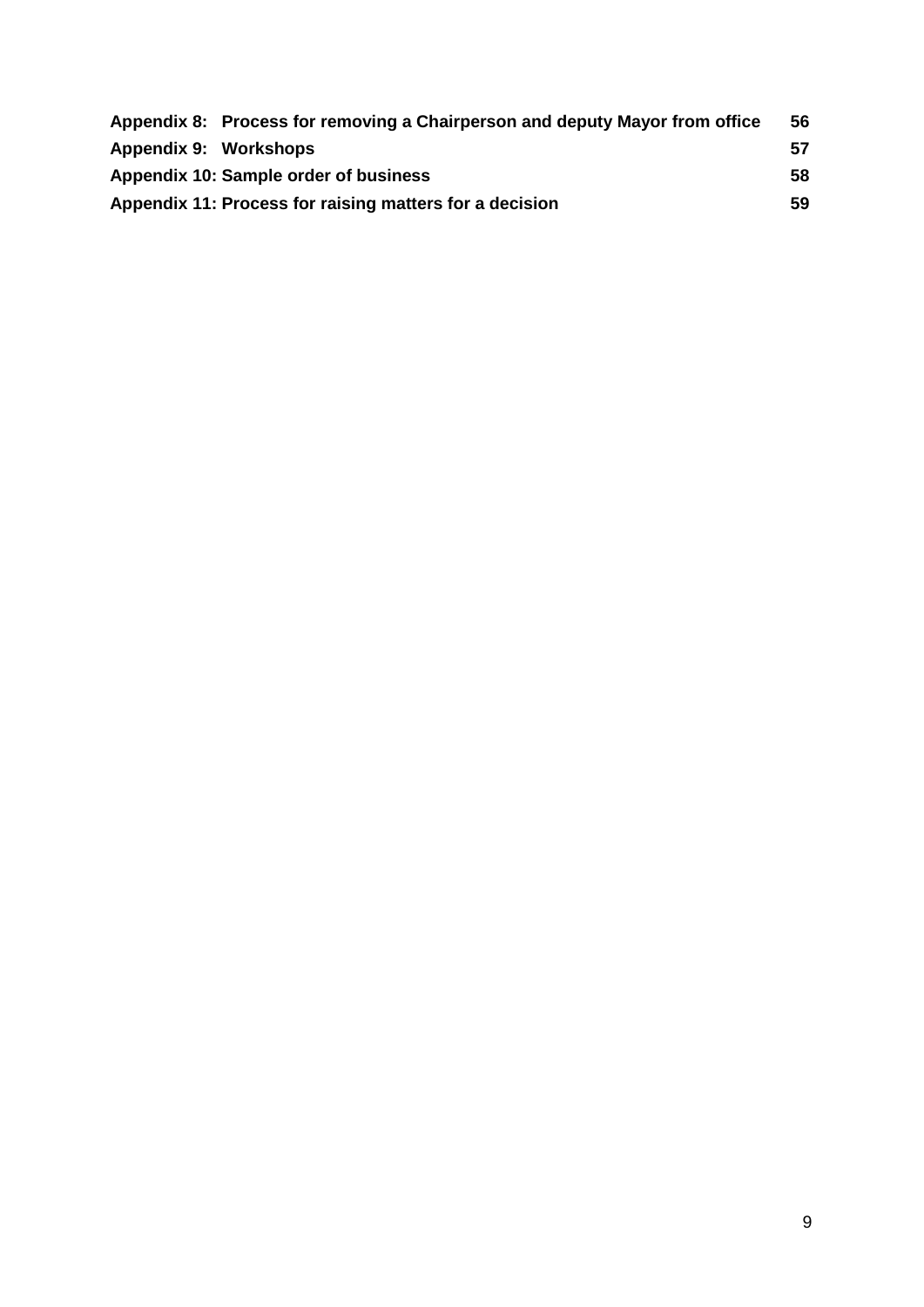| | | |
|---|---|---|
| **Appendix 8:** | **Process for removing a Chairperson and deputy Mayor from office** | **56** |
| **Appendix 9:** | **Workshops** | **57** |
| **Appendix 10:** | **Sample order of business** | **58** |
| **Appendix 11:** | **Process for raising matters for a decision** | **59** |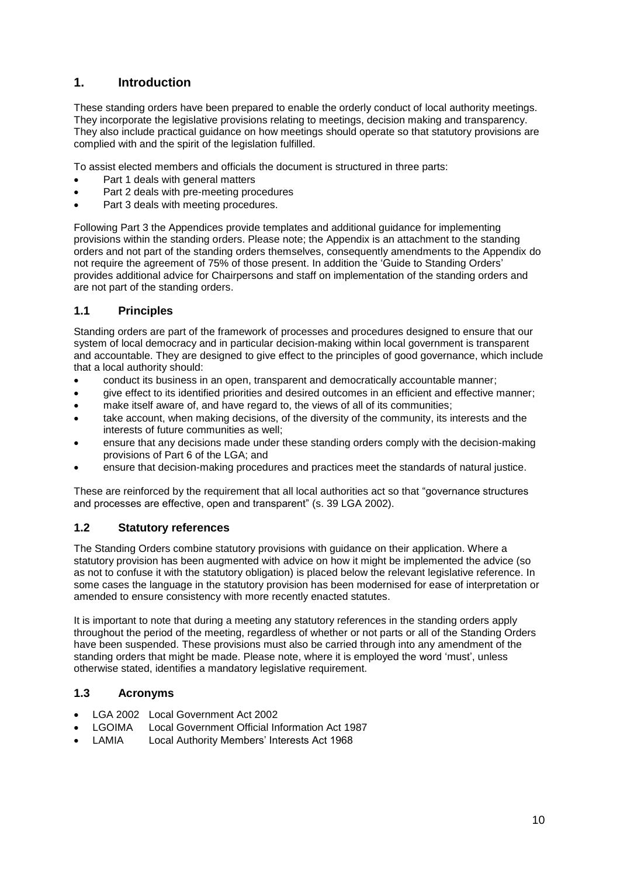## 1. Introduction

These standing orders have been prepared to enable the orderly conduct of local authority meetings. They incorporate the legislative provisions relating to meetings, decision making and transparency. They also include practical guidance on how meetings should operate so that statutory provisions are complied with and the spirit of the legislation fulfilled.

To assist elected members and officials the document is structured in three parts:

- Part 1 deals with general matters
- Part 2 deals with pre-meeting procedures
- Part 3 deals with meeting procedures.

Following Part 3 the Appendices provide templates and additional guidance for implementing provisions within the standing orders. Please note; the Appendix is an attachment to the standing orders and not part of the standing orders themselves, consequently amendments to the Appendix do not require the agreement of 75% of those present. In addition the 'Guide to Standing Orders' provides additional advice for Chairpersons and staff on implementation of the standing orders and are not part of the standing orders.

### 1.1 Principles

Standing orders are part of the framework of processes and procedures designed to ensure that our system of local democracy and in particular decision-making within local government is transparent and accountable. They are designed to give effect to the principles of good governance, which include that a local authority should:

- conduct its business in an open, transparent and democratically accountable manner;
- give effect to its identified priorities and desired outcomes in an efficient and effective manner;
- make itself aware of, and have regard to, the views of all of its communities;
- take account, when making decisions, of the diversity of the community, its interests and the interests of future communities as well;
- ensure that any decisions made under these standing orders comply with the decision-making provisions of Part 6 of the LGA; and
- ensure that decision-making procedures and practices meet the standards of natural justice.

These are reinforced by the requirement that all local authorities act so that "governance structures and processes are effective, open and transparent" (s. 39 LGA 2002).

### 1.2 Statutory references

The Standing Orders combine statutory provisions with guidance on their application. Where a statutory provision has been augmented with advice on how it might be implemented the advice (so as not to confuse it with the statutory obligation) is placed below the relevant legislative reference. In some cases the language in the statutory provision has been modernised for ease of interpretation or amended to ensure consistency with more recently enacted statutes.

It is important to note that during a meeting any statutory references in the standing orders apply throughout the period of the meeting, regardless of whether or not parts or all of the Standing Orders have been suspended. These provisions must also be carried through into any amendment of the standing orders that might be made. Please note, where it is employed the word 'must', unless otherwise stated, identifies a mandatory legislative requirement.

### 1.3 Acronyms

- LGA 2002 Local Government Act 2002
- LGOIMA Local Government Official Information Act 1987
- LAMIA Local Authority Members' Interests Act 1968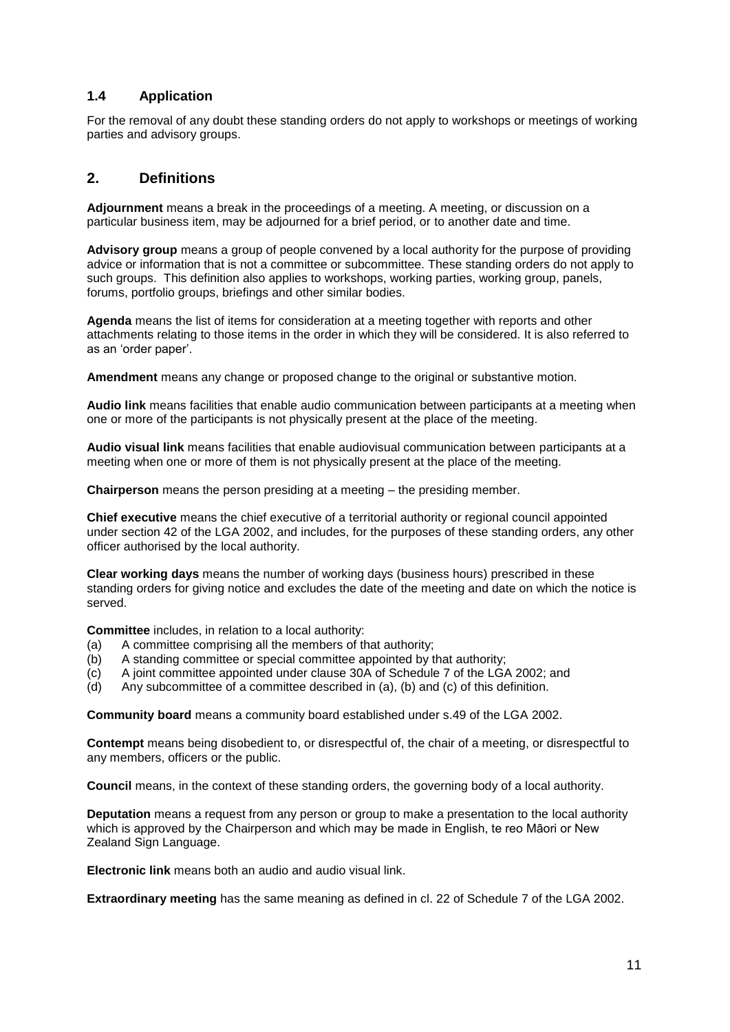### 1.4 Application

For the removal of any doubt these standing orders do not apply to workshops or meetings of working parties and advisory groups.

## 2. Definitions

**Adjournment** means a break in the proceedings of a meeting. A meeting, or discussion on a particular business item, may be adjourned for a brief period, or to another date and time.

**Advisory group** means a group of people convened by a local authority for the purpose of providing advice or information that is not a committee or subcommittee. These standing orders do not apply to such groups. This definition also applies to workshops, working parties, working group, panels, forums, portfolio groups, briefings and other similar bodies.

**Agenda** means the list of items for consideration at a meeting together with reports and other attachments relating to those items in the order in which they will be considered. It is also referred to as an 'order paper'.

**Amendment** means any change or proposed change to the original or substantive motion.

**Audio link** means facilities that enable audio communication between participants at a meeting when one or more of the participants is not physically present at the place of the meeting.

**Audio visual link** means facilities that enable audiovisual communication between participants at a meeting when one or more of them is not physically present at the place of the meeting.

**Chairperson** means the person presiding at a meeting – the presiding member.

**Chief executive** means the chief executive of a territorial authority or regional council appointed under section 42 of the LGA 2002, and includes, for the purposes of these standing orders, any other officer authorised by the local authority.

**Clear working days** means the number of working days (business hours) prescribed in these standing orders for giving notice and excludes the date of the meeting and date on which the notice is served.

**Committee** includes, in relation to a local authority:

(a) A committee comprising all the members of that authority;
(b) A standing committee or special committee appointed by that authority;
(c) A joint committee appointed under clause 30A of Schedule 7 of the LGA 2002; and
(d) Any subcommittee of a committee described in (a), (b) and (c) of this definition.

**Community board** means a community board established under s.49 of the LGA 2002.

**Contempt** means being disobedient to, or disrespectful of, the chair of a meeting, or disrespectful to any members, officers or the public.

**Council** means, in the context of these standing orders, the governing body of a local authority.

**Deputation** means a request from any person or group to make a presentation to the local authority which is approved by the Chairperson and which may be made in English, te reo Māori or New Zealand Sign Language.

**Electronic link** means both an audio and audio visual link.

**Extraordinary meeting** has the same meaning as defined in cl. 22 of Schedule 7 of the LGA 2002.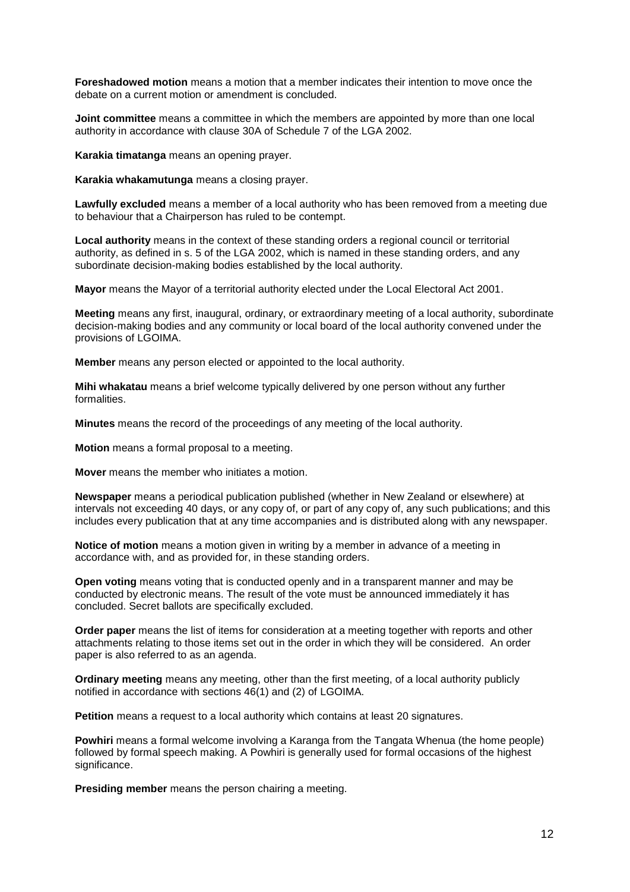**Foreshadowed motion** means a motion that a member indicates their intention to move once the debate on a current motion or amendment is concluded.

**Joint committee** means a committee in which the members are appointed by more than one local authority in accordance with clause 30A of Schedule 7 of the LGA 2002.

**Karakia timatanga** means an opening prayer.

**Karakia whakamutunga** means a closing prayer.

**Lawfully excluded** means a member of a local authority who has been removed from a meeting due to behaviour that a Chairperson has ruled to be contempt.

**Local authority** means in the context of these standing orders a regional council or territorial authority, as defined in s. 5 of the LGA 2002, which is named in these standing orders, and any subordinate decision-making bodies established by the local authority.

**Mayor** means the Mayor of a territorial authority elected under the Local Electoral Act 2001.

**Meeting** means any first, inaugural, ordinary, or extraordinary meeting of a local authority, subordinate decision-making bodies and any community or local board of the local authority convened under the provisions of LGOIMA.

**Member** means any person elected or appointed to the local authority.

**Mihi whakatau** means a brief welcome typically delivered by one person without any further formalities.

**Minutes** means the record of the proceedings of any meeting of the local authority.

**Motion** means a formal proposal to a meeting.

**Mover** means the member who initiates a motion.

**Newspaper** means a periodical publication published (whether in New Zealand or elsewhere) at intervals not exceeding 40 days, or any copy of, or part of any copy of, any such publications; and this includes every publication that at any time accompanies and is distributed along with any newspaper.

**Notice of motion** means a motion given in writing by a member in advance of a meeting in accordance with, and as provided for, in these standing orders.

**Open voting** means voting that is conducted openly and in a transparent manner and may be conducted by electronic means. The result of the vote must be announced immediately it has concluded. Secret ballots are specifically excluded.

**Order paper** means the list of items for consideration at a meeting together with reports and other attachments relating to those items set out in the order in which they will be considered. An order paper is also referred to as an agenda.

**Ordinary meeting** means any meeting, other than the first meeting, of a local authority publicly notified in accordance with sections 46(1) and (2) of LGOIMA.

**Petition** means a request to a local authority which contains at least 20 signatures.

**Powhiri** means a formal welcome involving a Karanga from the Tangata Whenua (the home people) followed by formal speech making. A Powhiri is generally used for formal occasions of the highest significance.

**Presiding member** means the person chairing a meeting.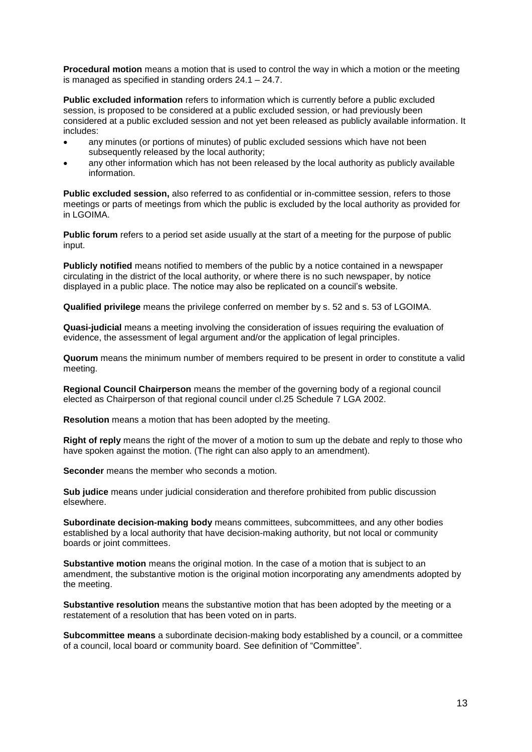**Procedural motion** means a motion that is used to control the way in which a motion or the meeting is managed as specified in standing orders 24.1 – 24.7.

**Public excluded information** refers to information which is currently before a public excluded session, is proposed to be considered at a public excluded session, or had previously been considered at a public excluded session and not yet been released as publicly available information. It includes:

- any minutes (or portions of minutes) of public excluded sessions which have not been subsequently released by the local authority;
- any other information which has not been released by the local authority as publicly available information.

**Public excluded session,** also referred to as confidential or in-committee session, refers to those meetings or parts of meetings from which the public is excluded by the local authority as provided for in LGOIMA.

**Public forum** refers to a period set aside usually at the start of a meeting for the purpose of public input.

**Publicly notified** means notified to members of the public by a notice contained in a newspaper circulating in the district of the local authority, or where there is no such newspaper, by notice displayed in a public place. The notice may also be replicated on a council's website.

**Qualified privilege** means the privilege conferred on member by s. 52 and s. 53 of LGOIMA.

**Quasi-judicial** means a meeting involving the consideration of issues requiring the evaluation of evidence, the assessment of legal argument and/or the application of legal principles.

**Quorum** means the minimum number of members required to be present in order to constitute a valid meeting.

**Regional Council Chairperson** means the member of the governing body of a regional council elected as Chairperson of that regional council under cl.25 Schedule 7 LGA 2002.

**Resolution** means a motion that has been adopted by the meeting.

**Right of reply** means the right of the mover of a motion to sum up the debate and reply to those who have spoken against the motion. (The right can also apply to an amendment).

**Seconder** means the member who seconds a motion.

**Sub judice** means under judicial consideration and therefore prohibited from public discussion elsewhere.

**Subordinate decision-making body** means committees, subcommittees, and any other bodies established by a local authority that have decision-making authority, but not local or community boards or joint committees.

**Substantive motion** means the original motion. In the case of a motion that is subject to an amendment, the substantive motion is the original motion incorporating any amendments adopted by the meeting.

**Substantive resolution** means the substantive motion that has been adopted by the meeting or a restatement of a resolution that has been voted on in parts.

**Subcommittee means** a subordinate decision-making body established by a council, or a committee of a council, local board or community board. See definition of "Committee".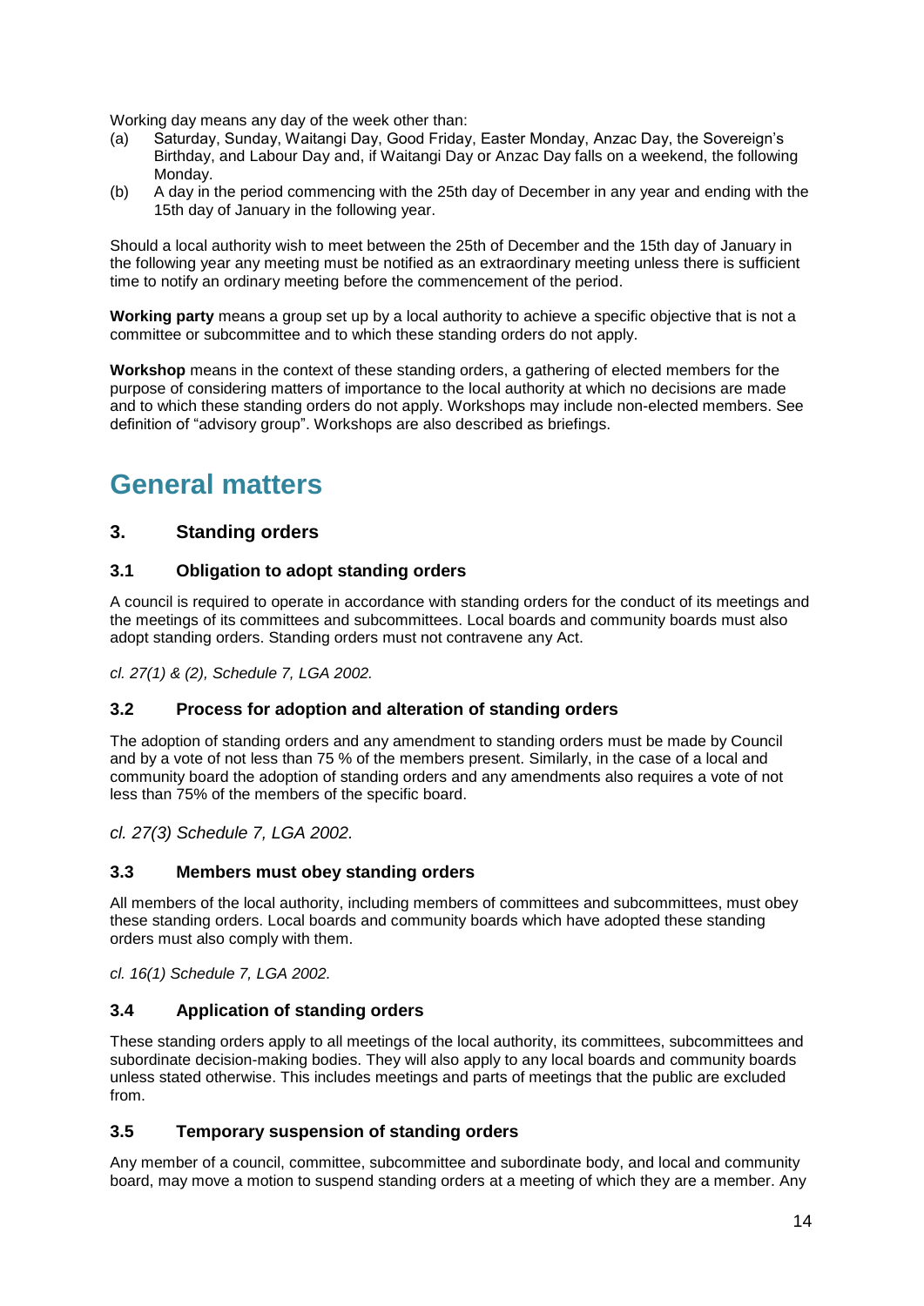Working day means any day of the week other than:

(a) Saturday, Sunday, Waitangi Day, Good Friday, Easter Monday, Anzac Day, the Sovereign's Birthday, and Labour Day and, if Waitangi Day or Anzac Day falls on a weekend, the following Monday.

(b) A day in the period commencing with the 25th day of December in any year and ending with the 15th day of January in the following year.

Should a local authority wish to meet between the 25th of December and the 15th day of January in the following year any meeting must be notified as an extraordinary meeting unless there is sufficient time to notify an ordinary meeting before the commencement of the period.

**Working party** means a group set up by a local authority to achieve a specific objective that is not a committee or subcommittee and to which these standing orders do not apply.

**Workshop** means in the context of these standing orders, a gathering of elected members for the purpose of considering matters of importance to the local authority at which no decisions are made and to which these standing orders do not apply. Workshops may include non-elected members. See definition of "advisory group". Workshops are also described as briefings.

# General matters

## 3. Standing orders

### 3.1 Obligation to adopt standing orders

A council is required to operate in accordance with standing orders for the conduct of its meetings and the meetings of its committees and subcommittees. Local boards and community boards must also adopt standing orders. Standing orders must not contravene any Act.

*cl. 27(1) & (2), Schedule 7, LGA 2002.*

### 3.2 Process for adoption and alteration of standing orders

The adoption of standing orders and any amendment to standing orders must be made by Council and by a vote of not less than 75 % of the members present. Similarly, in the case of a local and community board the adoption of standing orders and any amendments also requires a vote of not less than 75% of the members of the specific board.

*cl. 27(3) Schedule 7, LGA 2002.*

### 3.3 Members must obey standing orders

All members of the local authority, including members of committees and subcommittees, must obey these standing orders. Local boards and community boards which have adopted these standing orders must also comply with them.

*cl. 16(1) Schedule 7, LGA 2002.*

### 3.4 Application of standing orders

These standing orders apply to all meetings of the local authority, its committees, subcommittees and subordinate decision-making bodies. They will also apply to any local boards and community boards unless stated otherwise. This includes meetings and parts of meetings that the public are excluded from.

### 3.5 Temporary suspension of standing orders

Any member of a council, committee, subcommittee and subordinate body, and local and community board, may move a motion to suspend standing orders at a meeting of which they are a member. Any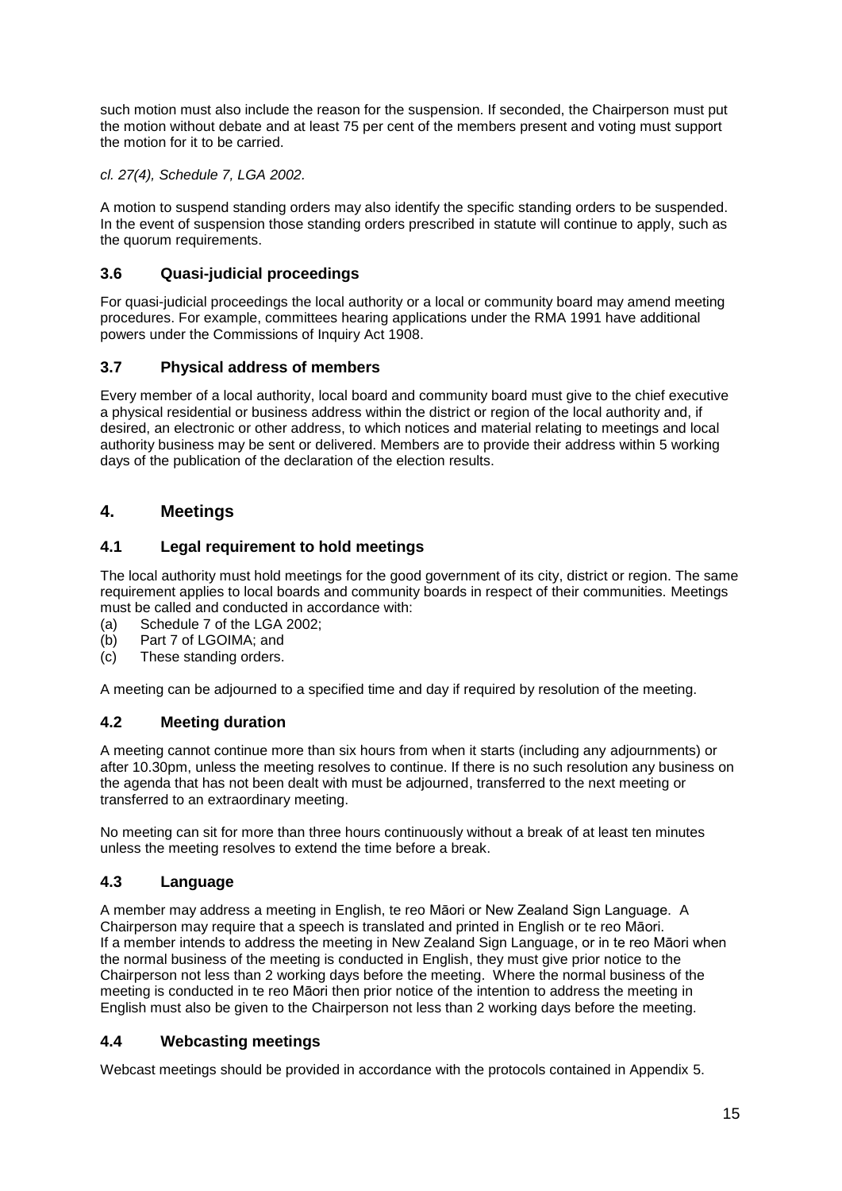such motion must also include the reason for the suspension. If seconded, the Chairperson must put the motion without debate and at least 75 per cent of the members present and voting must support the motion for it to be carried.

*cl. 27(4), Schedule 7, LGA 2002.*

A motion to suspend standing orders may also identify the specific standing orders to be suspended. In the event of suspension those standing orders prescribed in statute will continue to apply, such as the quorum requirements.

### 3.6 Quasi-judicial proceedings

For quasi-judicial proceedings the local authority or a local or community board may amend meeting procedures. For example, committees hearing applications under the RMA 1991 have additional powers under the Commissions of Inquiry Act 1908.

### 3.7 Physical address of members

Every member of a local authority, local board and community board must give to the chief executive a physical residential or business address within the district or region of the local authority and, if desired, an electronic or other address, to which notices and material relating to meetings and local authority business may be sent or delivered. Members are to provide their address within 5 working days of the publication of the declaration of the election results.

## 4. Meetings

### 4.1 Legal requirement to hold meetings

The local authority must hold meetings for the good government of its city, district or region. The same requirement applies to local boards and community boards in respect of their communities. Meetings must be called and conducted in accordance with:

(a) Schedule 7 of the LGA 2002;
(b) Part 7 of LGOIMA; and
(c) These standing orders.

A meeting can be adjourned to a specified time and day if required by resolution of the meeting.

### 4.2 Meeting duration

A meeting cannot continue more than six hours from when it starts (including any adjournments) or after 10.30pm, unless the meeting resolves to continue. If there is no such resolution any business on the agenda that has not been dealt with must be adjourned, transferred to the next meeting or transferred to an extraordinary meeting.

No meeting can sit for more than three hours continuously without a break of at least ten minutes unless the meeting resolves to extend the time before a break.

### 4.3 Language

A member may address a meeting in English, te reo Māori or New Zealand Sign Language. A Chairperson may require that a speech is translated and printed in English or te reo Māori. If a member intends to address the meeting in New Zealand Sign Language, or in te reo Māori when the normal business of the meeting is conducted in English, they must give prior notice to the Chairperson not less than 2 working days before the meeting. Where the normal business of the meeting is conducted in te reo Māori then prior notice of the intention to address the meeting in English must also be given to the Chairperson not less than 2 working days before the meeting.

### 4.4 Webcasting meetings

Webcast meetings should be provided in accordance with the protocols contained in Appendix 5.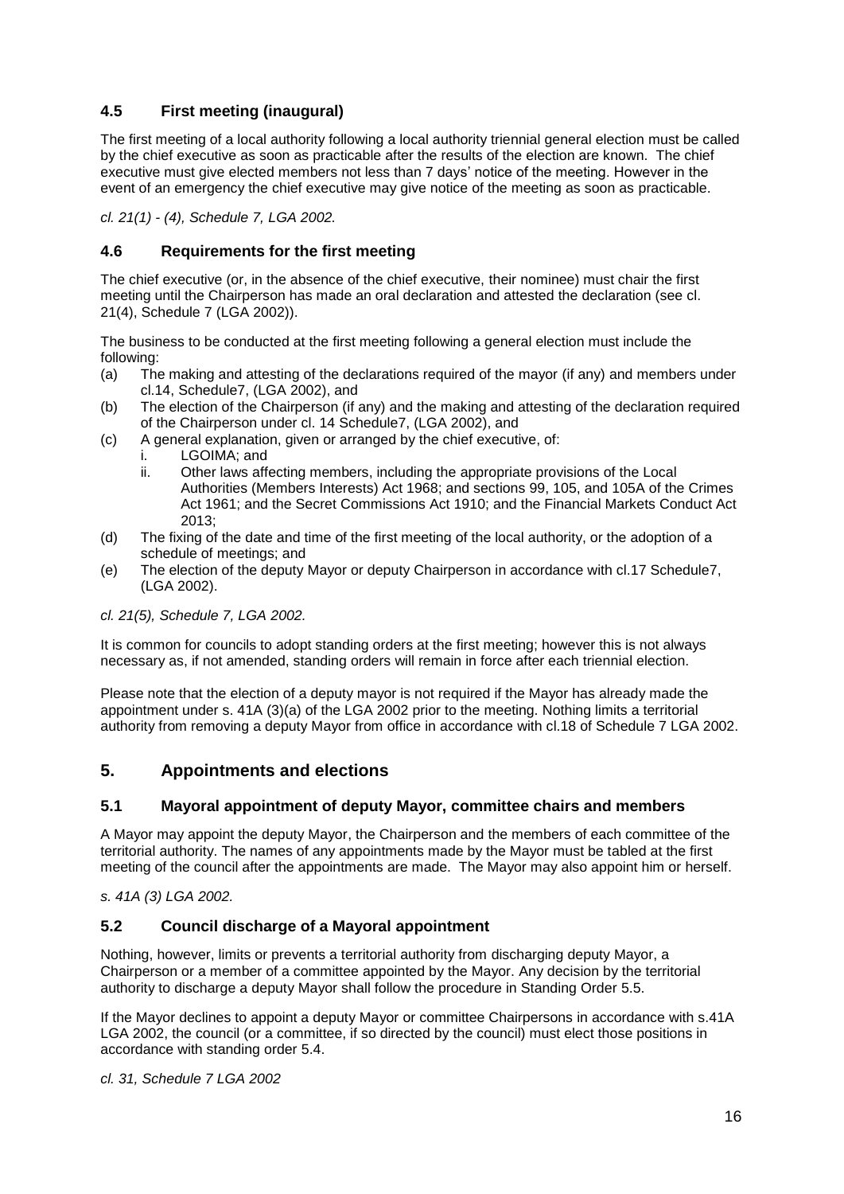### 4.5 First meeting (inaugural)

The first meeting of a local authority following a local authority triennial general election must be called by the chief executive as soon as practicable after the results of the election are known. The chief executive must give elected members not less than 7 days' notice of the meeting. However in the event of an emergency the chief executive may give notice of the meeting as soon as practicable.

*cl. 21(1) - (4), Schedule 7, LGA 2002.*

### 4.6 Requirements for the first meeting

The chief executive (or, in the absence of the chief executive, their nominee) must chair the first meeting until the Chairperson has made an oral declaration and attested the declaration (see cl. 21(4), Schedule 7 (LGA 2002)).

The business to be conducted at the first meeting following a general election must include the following:

(a) The making and attesting of the declarations required of the mayor (if any) and members under cl.14, Schedule7, (LGA 2002), and

(b) The election of the Chairperson (if any) and the making and attesting of the declaration required of the Chairperson under cl. 14 Schedule7, (LGA 2002), and

(c) A general explanation, given or arranged by the chief executive, of:
   i. LGOIMA; and
   ii. Other laws affecting members, including the appropriate provisions of the Local Authorities (Members Interests) Act 1968; and sections 99, 105, and 105A of the Crimes Act 1961; and the Secret Commissions Act 1910; and the Financial Markets Conduct Act 2013;

(d) The fixing of the date and time of the first meeting of the local authority, or the adoption of a schedule of meetings; and

(e) The election of the deputy Mayor or deputy Chairperson in accordance with cl.17 Schedule7, (LGA 2002).

*cl. 21(5), Schedule 7, LGA 2002.*

It is common for councils to adopt standing orders at the first meeting; however this is not always necessary as, if not amended, standing orders will remain in force after each triennial election.

Please note that the election of a deputy mayor is not required if the Mayor has already made the appointment under s. 41A (3)(a) of the LGA 2002 prior to the meeting. Nothing limits a territorial authority from removing a deputy Mayor from office in accordance with cl.18 of Schedule 7 LGA 2002.

## 5. Appointments and elections

### 5.1 Mayoral appointment of deputy Mayor, committee chairs and members

A Mayor may appoint the deputy Mayor, the Chairperson and the members of each committee of the territorial authority. The names of any appointments made by the Mayor must be tabled at the first meeting of the council after the appointments are made. The Mayor may also appoint him or herself.

*s. 41A (3) LGA 2002.*

### 5.2 Council discharge of a Mayoral appointment

Nothing, however, limits or prevents a territorial authority from discharging deputy Mayor, a Chairperson or a member of a committee appointed by the Mayor. Any decision by the territorial authority to discharge a deputy Mayor shall follow the procedure in Standing Order 5.5.

If the Mayor declines to appoint a deputy Mayor or committee Chairpersons in accordance with s.41A LGA 2002, the council (or a committee, if so directed by the council) must elect those positions in accordance with standing order 5.4.

*cl. 31, Schedule 7 LGA 2002*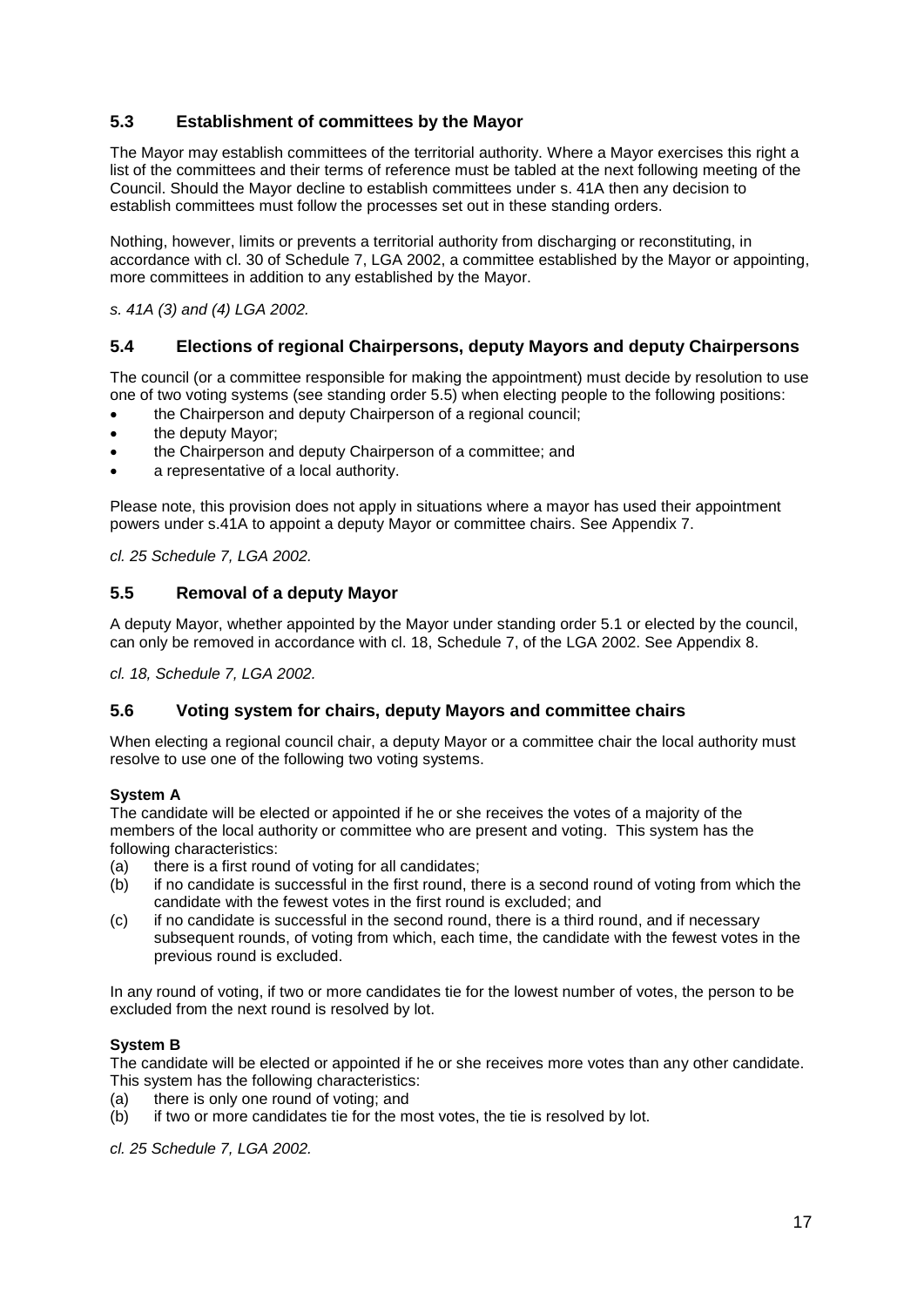### 5.3 Establishment of committees by the Mayor

The Mayor may establish committees of the territorial authority. Where a Mayor exercises this right a list of the committees and their terms of reference must be tabled at the next following meeting of the Council. Should the Mayor decline to establish committees under s. 41A then any decision to establish committees must follow the processes set out in these standing orders.

Nothing, however, limits or prevents a territorial authority from discharging or reconstituting, in accordance with cl. 30 of Schedule 7, LGA 2002, a committee established by the Mayor or appointing, more committees in addition to any established by the Mayor.

*s. 41A (3) and (4) LGA 2002.*

### 5.4 Elections of regional Chairpersons, deputy Mayors and deputy Chairpersons

The council (or a committee responsible for making the appointment) must decide by resolution to use one of two voting systems (see standing order 5.5) when electing people to the following positions:

- the Chairperson and deputy Chairperson of a regional council;
- the deputy Mayor;
- the Chairperson and deputy Chairperson of a committee; and
- a representative of a local authority.

Please note, this provision does not apply in situations where a mayor has used their appointment powers under s.41A to appoint a deputy Mayor or committee chairs. See Appendix 7.

*cl. 25 Schedule 7, LGA 2002.*

### 5.5 Removal of a deputy Mayor

A deputy Mayor, whether appointed by the Mayor under standing order 5.1 or elected by the council, can only be removed in accordance with cl. 18, Schedule 7, of the LGA 2002. See Appendix 8.

*cl. 18, Schedule 7, LGA 2002.*

### 5.6 Voting system for chairs, deputy Mayors and committee chairs

When electing a regional council chair, a deputy Mayor or a committee chair the local authority must resolve to use one of the following two voting systems.

**System A**

The candidate will be elected or appointed if he or she receives the votes of a majority of the members of the local authority or committee who are present and voting. This system has the following characteristics:

(a) there is a first round of voting for all candidates;

(b) if no candidate is successful in the first round, there is a second round of voting from which the candidate with the fewest votes in the first round is excluded; and

(c) if no candidate is successful in the second round, there is a third round, and if necessary subsequent rounds, of voting from which, each time, the candidate with the fewest votes in the previous round is excluded.

In any round of voting, if two or more candidates tie for the lowest number of votes, the person to be excluded from the next round is resolved by lot.

**System B**

The candidate will be elected or appointed if he or she receives more votes than any other candidate. This system has the following characteristics:

(a) there is only one round of voting; and

(b) if two or more candidates tie for the most votes, the tie is resolved by lot.

*cl. 25 Schedule 7, LGA 2002.*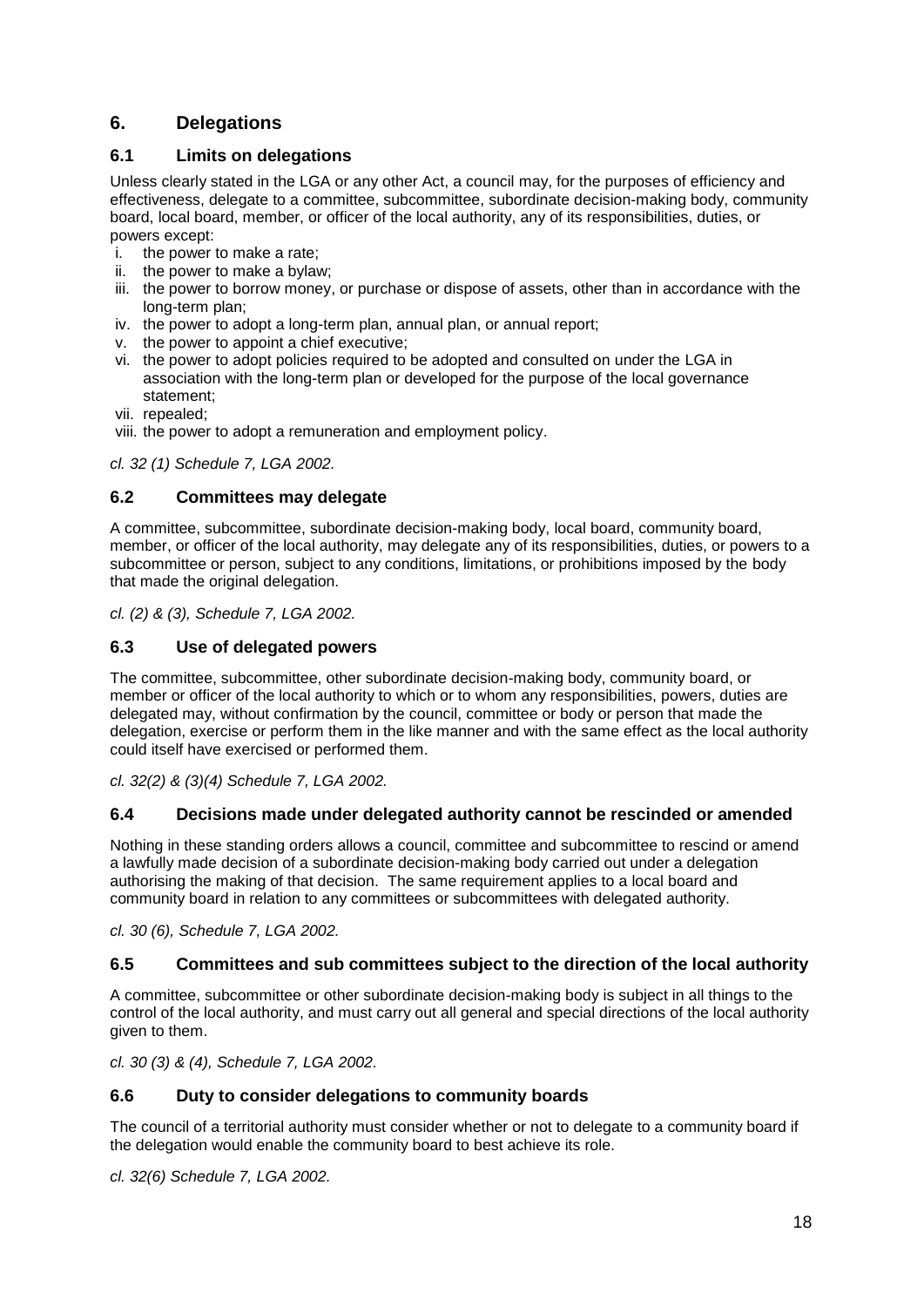## 6. Delegations

### 6.1 Limits on delegations

Unless clearly stated in the LGA or any other Act, a council may, for the purposes of efficiency and effectiveness, delegate to a committee, subcommittee, subordinate decision-making body, community board, local board, member, or officer of the local authority, any of its responsibilities, duties, or powers except:

i. the power to make a rate;
ii. the power to make a bylaw;
iii. the power to borrow money, or purchase or dispose of assets, other than in accordance with the long-term plan;
iv. the power to adopt a long-term plan, annual plan, or annual report;
v. the power to appoint a chief executive;
vi. the power to adopt policies required to be adopted and consulted on under the LGA in association with the long-term plan or developed for the purpose of the local governance statement;
vii. repealed;
viii. the power to adopt a remuneration and employment policy.

*cl. 32 (1) Schedule 7, LGA 2002.*

### 6.2 Committees may delegate

A committee, subcommittee, subordinate decision-making body, local board, community board, member, or officer of the local authority, may delegate any of its responsibilities, duties, or powers to a subcommittee or person, subject to any conditions, limitations, or prohibitions imposed by the body that made the original delegation.

*cl. (2) & (3), Schedule 7, LGA 2002.*

### 6.3 Use of delegated powers

The committee, subcommittee, other subordinate decision-making body, community board, or member or officer of the local authority to which or to whom any responsibilities, powers, duties are delegated may, without confirmation by the council, committee or body or person that made the delegation, exercise or perform them in the like manner and with the same effect as the local authority could itself have exercised or performed them.

*cl. 32(2) & (3)(4) Schedule 7, LGA 2002.*

### 6.4 Decisions made under delegated authority cannot be rescinded or amended

Nothing in these standing orders allows a council, committee and subcommittee to rescind or amend a lawfully made decision of a subordinate decision-making body carried out under a delegation authorising the making of that decision. The same requirement applies to a local board and community board in relation to any committees or subcommittees with delegated authority.

*cl. 30 (6), Schedule 7, LGA 2002.*

### 6.5 Committees and sub committees subject to the direction of the local authority

A committee, subcommittee or other subordinate decision-making body is subject in all things to the control of the local authority, and must carry out all general and special directions of the local authority given to them.

*cl. 30 (3) & (4), Schedule 7, LGA 2002.*

### 6.6 Duty to consider delegations to community boards

The council of a territorial authority must consider whether or not to delegate to a community board if the delegation would enable the community board to best achieve its role.

*cl. 32(6) Schedule 7, LGA 2002.*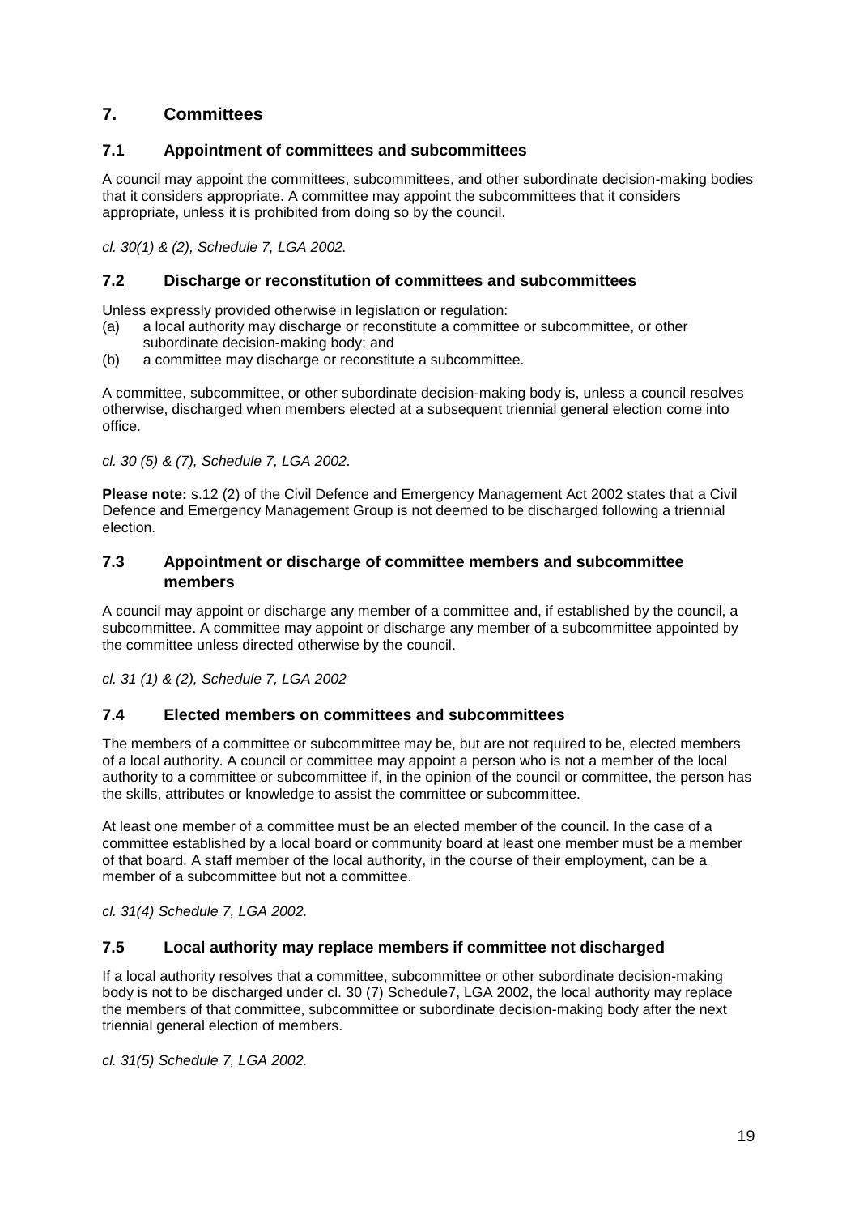## 7. Committees

### 7.1 Appointment of committees and subcommittees

A council may appoint the committees, subcommittees, and other subordinate decision-making bodies that it considers appropriate. A committee may appoint the subcommittees that it considers appropriate, unless it is prohibited from doing so by the council.

*cl. 30(1) & (2), Schedule 7, LGA 2002.*

### 7.2 Discharge or reconstitution of committees and subcommittees

Unless expressly provided otherwise in legislation or regulation:

(a) a local authority may discharge or reconstitute a committee or subcommittee, or other subordinate decision-making body; and
(b) a committee may discharge or reconstitute a subcommittee.

A committee, subcommittee, or other subordinate decision-making body is, unless a council resolves otherwise, discharged when members elected at a subsequent triennial general election come into office.

*cl. 30 (5) & (7), Schedule 7, LGA 2002.*

**Please note:** s.12 (2) of the Civil Defence and Emergency Management Act 2002 states that a Civil Defence and Emergency Management Group is not deemed to be discharged following a triennial election.

### 7.3 Appointment or discharge of committee members and subcommittee members

A council may appoint or discharge any member of a committee and, if established by the council, a subcommittee. A committee may appoint or discharge any member of a subcommittee appointed by the committee unless directed otherwise by the council.

*cl. 31 (1) & (2), Schedule 7, LGA 2002*

### 7.4 Elected members on committees and subcommittees

The members of a committee or subcommittee may be, but are not required to be, elected members of a local authority. A council or committee may appoint a person who is not a member of the local authority to a committee or subcommittee if, in the opinion of the council or committee, the person has the skills, attributes or knowledge to assist the committee or subcommittee.

At least one member of a committee must be an elected member of the council. In the case of a committee established by a local board or community board at least one member must be a member of that board. A staff member of the local authority, in the course of their employment, can be a member of a subcommittee but not a committee.

*cl. 31(4) Schedule 7, LGA 2002.*

### 7.5 Local authority may replace members if committee not discharged

If a local authority resolves that a committee, subcommittee or other subordinate decision-making body is not to be discharged under cl. 30 (7) Schedule7, LGA 2002, the local authority may replace the members of that committee, subcommittee or subordinate decision-making body after the next triennial general election of members.

*cl. 31(5) Schedule 7, LGA 2002.*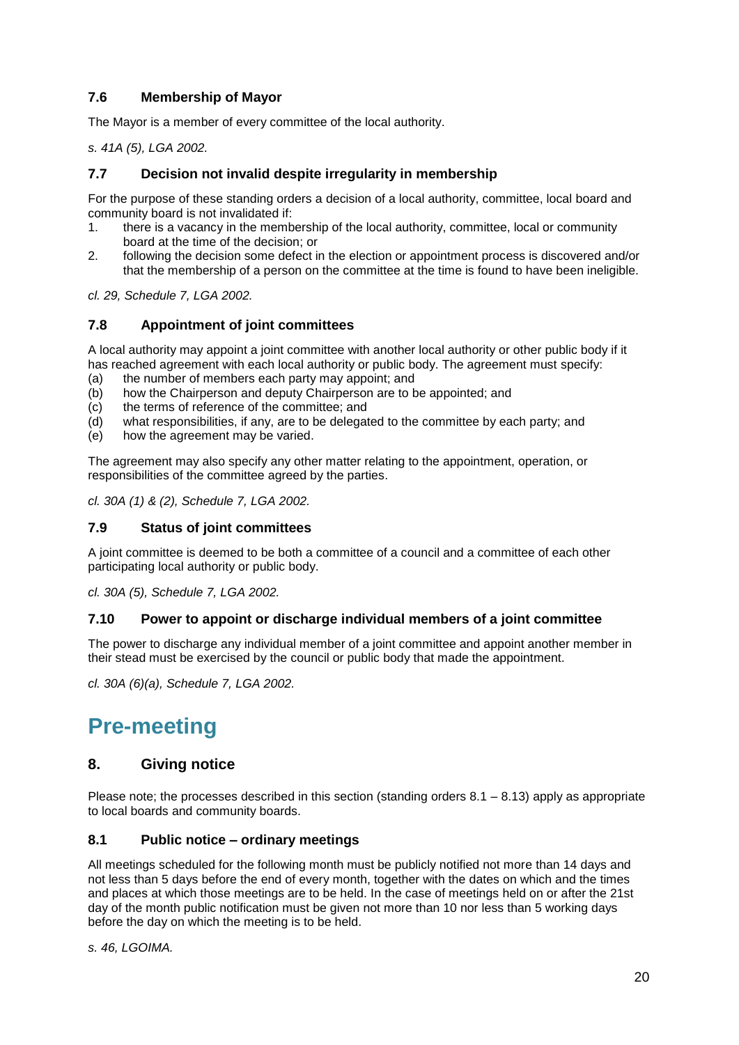### 7.6 Membership of Mayor

The Mayor is a member of every committee of the local authority.

*s. 41A (5), LGA 2002.*

### 7.7 Decision not invalid despite irregularity in membership

For the purpose of these standing orders a decision of a local authority, committee, local board and community board is not invalidated if:

1. there is a vacancy in the membership of the local authority, committee, local or community board at the time of the decision; or
2. following the decision some defect in the election or appointment process is discovered and/or that the membership of a person on the committee at the time is found to have been ineligible.

*cl. 29, Schedule 7, LGA 2002.*

### 7.8 Appointment of joint committees

A local authority may appoint a joint committee with another local authority or other public body if it has reached agreement with each local authority or public body. The agreement must specify:

(a) the number of members each party may appoint; and
(b) how the Chairperson and deputy Chairperson are to be appointed; and
(c) the terms of reference of the committee; and
(d) what responsibilities, if any, are to be delegated to the committee by each party; and
(e) how the agreement may be varied.

The agreement may also specify any other matter relating to the appointment, operation, or responsibilities of the committee agreed by the parties.

*cl. 30A (1) & (2), Schedule 7, LGA 2002.*

### 7.9 Status of joint committees

A joint committee is deemed to be both a committee of a council and a committee of each other participating local authority or public body.

*cl. 30A (5), Schedule 7, LGA 2002.*

### 7.10 Power to appoint or discharge individual members of a joint committee

The power to discharge any individual member of a joint committee and appoint another member in their stead must be exercised by the council or public body that made the appointment.

*cl. 30A (6)(a), Schedule 7, LGA 2002.*

# Pre-meeting

## 8. Giving notice

Please note; the processes described in this section (standing orders 8.1 – 8.13) apply as appropriate to local boards and community boards.

### 8.1 Public notice – ordinary meetings

All meetings scheduled for the following month must be publicly notified not more than 14 days and not less than 5 days before the end of every month, together with the dates on which and the times and places at which those meetings are to be held. In the case of meetings held on or after the 21st day of the month public notification must be given not more than 10 nor less than 5 working days before the day on which the meeting is to be held.

*s. 46, LGOIMA.*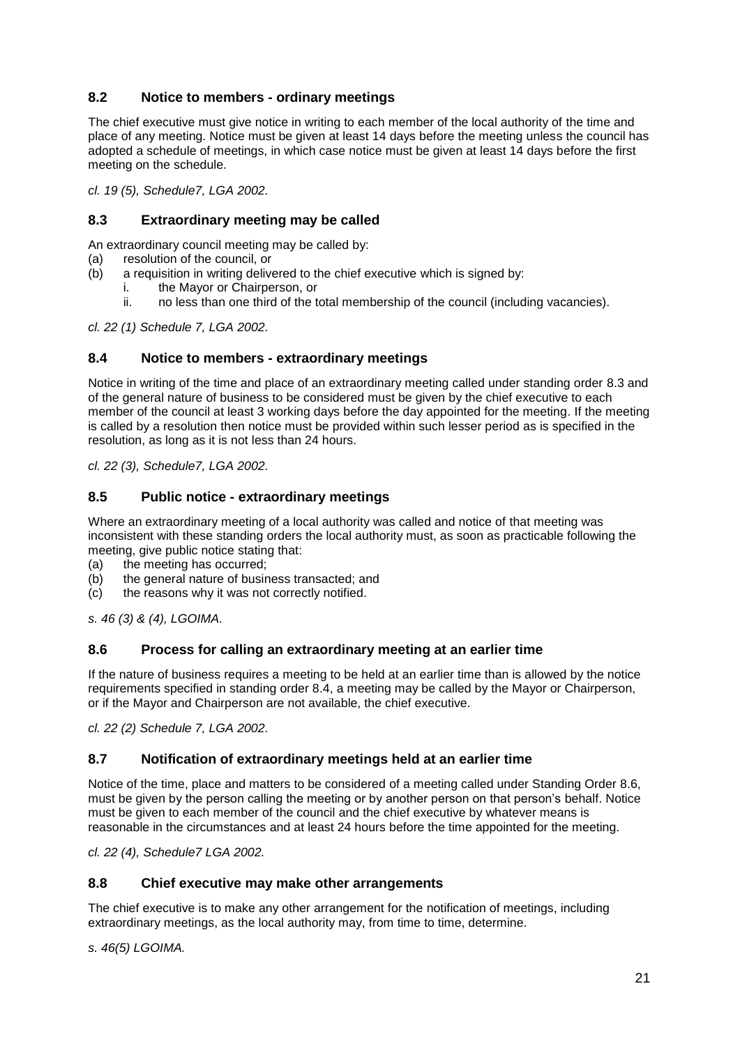## 8.2 Notice to members - ordinary meetings

The chief executive must give notice in writing to each member of the local authority of the time and place of any meeting. Notice must be given at least 14 days before the meeting unless the council has adopted a schedule of meetings, in which case notice must be given at least 14 days before the first meeting on the schedule.

*cl. 19 (5), Schedule7, LGA 2002.*

## 8.3 Extraordinary meeting may be called

An extraordinary council meeting may be called by:

(a) resolution of the council, or
(b) a requisition in writing delivered to the chief executive which is signed by:
   i. the Mayor or Chairperson, or
   ii. no less than one third of the total membership of the council (including vacancies).

*cl. 22 (1) Schedule 7, LGA 2002.*

## 8.4 Notice to members - extraordinary meetings

Notice in writing of the time and place of an extraordinary meeting called under standing order 8.3 and of the general nature of business to be considered must be given by the chief executive to each member of the council at least 3 working days before the day appointed for the meeting. If the meeting is called by a resolution then notice must be provided within such lesser period as is specified in the resolution, as long as it is not less than 24 hours.

*cl. 22 (3), Schedule7, LGA 2002.*

## 8.5 Public notice - extraordinary meetings

Where an extraordinary meeting of a local authority was called and notice of that meeting was inconsistent with these standing orders the local authority must, as soon as practicable following the meeting, give public notice stating that:

(a) the meeting has occurred;
(b) the general nature of business transacted; and
(c) the reasons why it was not correctly notified.

*s. 46 (3) & (4), LGOIMA.*

## 8.6 Process for calling an extraordinary meeting at an earlier time

If the nature of business requires a meeting to be held at an earlier time than is allowed by the notice requirements specified in standing order 8.4, a meeting may be called by the Mayor or Chairperson, or if the Mayor and Chairperson are not available, the chief executive.

*cl. 22 (2) Schedule 7, LGA 2002.*

## 8.7 Notification of extraordinary meetings held at an earlier time

Notice of the time, place and matters to be considered of a meeting called under Standing Order 8.6, must be given by the person calling the meeting or by another person on that person's behalf. Notice must be given to each member of the council and the chief executive by whatever means is reasonable in the circumstances and at least 24 hours before the time appointed for the meeting.

*cl. 22 (4), Schedule7 LGA 2002.*

## 8.8 Chief executive may make other arrangements

The chief executive is to make any other arrangement for the notification of meetings, including extraordinary meetings, as the local authority may, from time to time, determine.

*s. 46(5) LGOIMA.*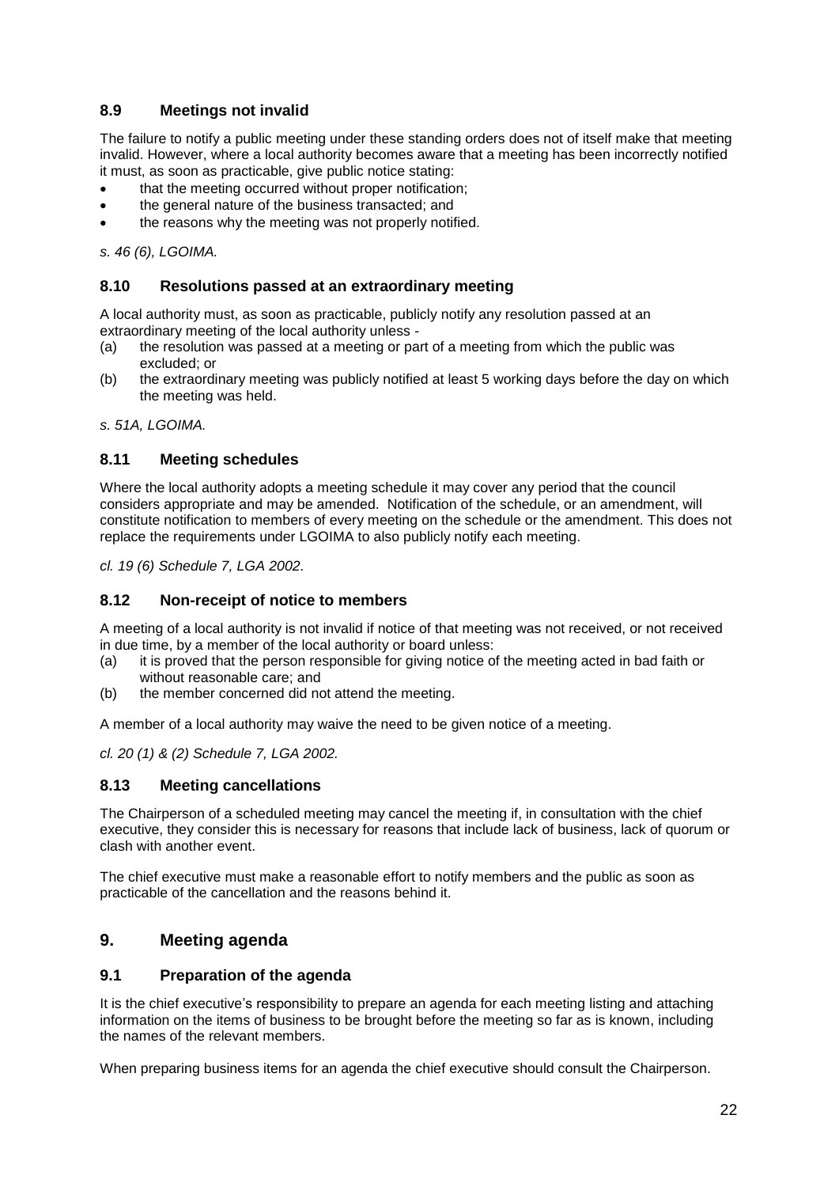### 8.9 Meetings not invalid

The failure to notify a public meeting under these standing orders does not of itself make that meeting invalid. However, where a local authority becomes aware that a meeting has been incorrectly notified it must, as soon as practicable, give public notice stating:

- that the meeting occurred without proper notification;
- the general nature of the business transacted; and
- the reasons why the meeting was not properly notified.

*s. 46 (6), LGOIMA.*

### 8.10 Resolutions passed at an extraordinary meeting

A local authority must, as soon as practicable, publicly notify any resolution passed at an extraordinary meeting of the local authority unless -

(a) the resolution was passed at a meeting or part of a meeting from which the public was excluded; or

(b) the extraordinary meeting was publicly notified at least 5 working days before the day on which the meeting was held.

*s. 51A, LGOIMA.*

### 8.11 Meeting schedules

Where the local authority adopts a meeting schedule it may cover any period that the council considers appropriate and may be amended. Notification of the schedule, or an amendment, will constitute notification to members of every meeting on the schedule or the amendment. This does not replace the requirements under LGOIMA to also publicly notify each meeting.

*cl. 19 (6) Schedule 7, LGA 2002.*

### 8.12 Non-receipt of notice to members

A meeting of a local authority is not invalid if notice of that meeting was not received, or not received in due time, by a member of the local authority or board unless:

(a) it is proved that the person responsible for giving notice of the meeting acted in bad faith or without reasonable care; and

(b) the member concerned did not attend the meeting.

A member of a local authority may waive the need to be given notice of a meeting.

*cl. 20 (1) & (2) Schedule 7, LGA 2002.*

### 8.13 Meeting cancellations

The Chairperson of a scheduled meeting may cancel the meeting if, in consultation with the chief executive, they consider this is necessary for reasons that include lack of business, lack of quorum or clash with another event.

The chief executive must make a reasonable effort to notify members and the public as soon as practicable of the cancellation and the reasons behind it.

## 9. Meeting agenda

### 9.1 Preparation of the agenda

It is the chief executive's responsibility to prepare an agenda for each meeting listing and attaching information on the items of business to be brought before the meeting so far as is known, including the names of the relevant members.

When preparing business items for an agenda the chief executive should consult the Chairperson.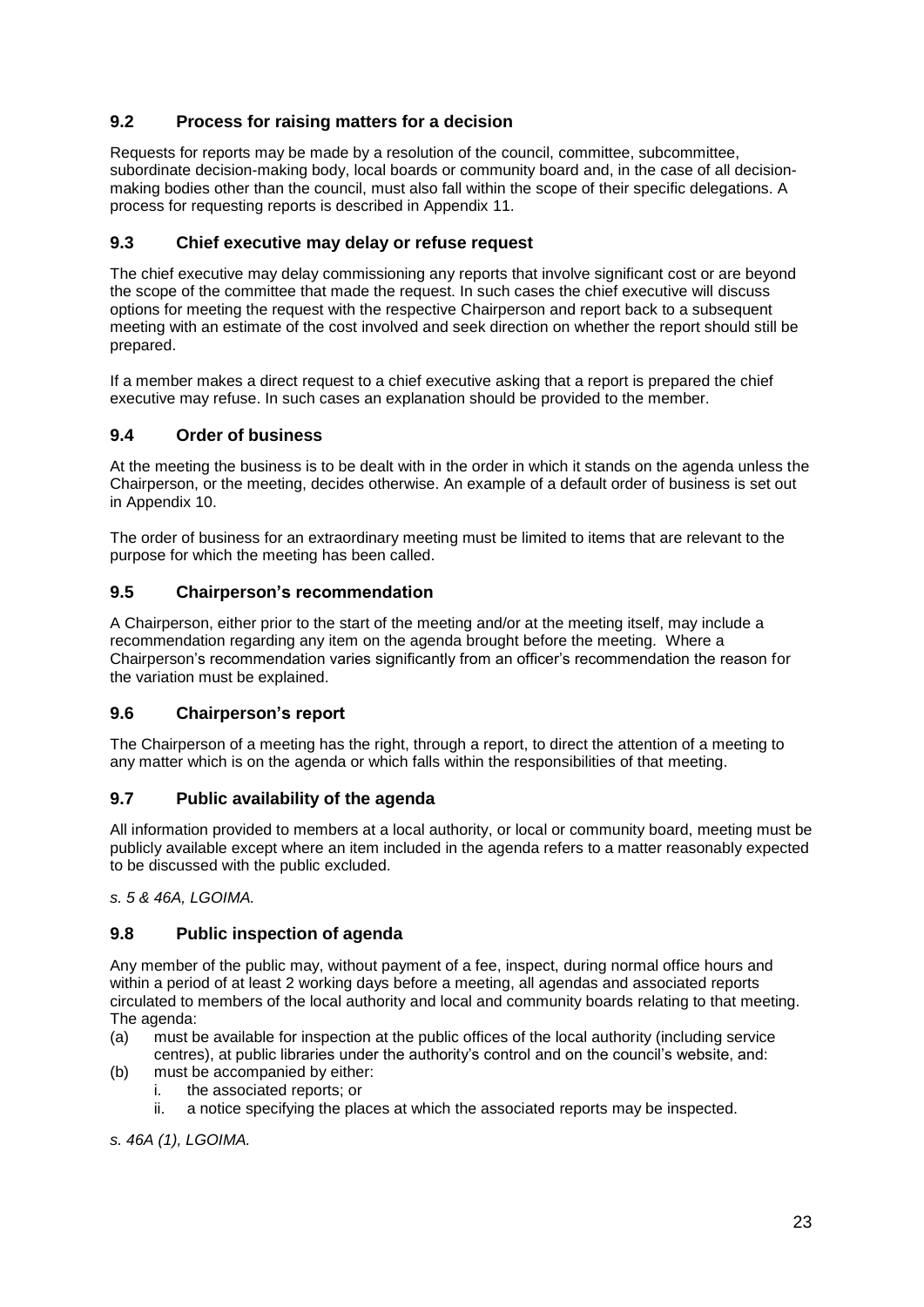## 9.2 Process for raising matters for a decision

Requests for reports may be made by a resolution of the council, committee, subcommittee, subordinate decision-making body, local boards or community board and, in the case of all decision-making bodies other than the council, must also fall within the scope of their specific delegations. A process for requesting reports is described in Appendix 11.

## 9.3 Chief executive may delay or refuse request

The chief executive may delay commissioning any reports that involve significant cost or are beyond the scope of the committee that made the request. In such cases the chief executive will discuss options for meeting the request with the respective Chairperson and report back to a subsequent meeting with an estimate of the cost involved and seek direction on whether the report should still be prepared.

If a member makes a direct request to a chief executive asking that a report is prepared the chief executive may refuse. In such cases an explanation should be provided to the member.

## 9.4 Order of business

At the meeting the business is to be dealt with in the order in which it stands on the agenda unless the Chairperson, or the meeting, decides otherwise. An example of a default order of business is set out in Appendix 10.

The order of business for an extraordinary meeting must be limited to items that are relevant to the purpose for which the meeting has been called.

## 9.5 Chairperson's recommendation

A Chairperson, either prior to the start of the meeting and/or at the meeting itself, may include a recommendation regarding any item on the agenda brought before the meeting. Where a Chairperson's recommendation varies significantly from an officer's recommendation the reason for the variation must be explained.

## 9.6 Chairperson's report

The Chairperson of a meeting has the right, through a report, to direct the attention of a meeting to any matter which is on the agenda or which falls within the responsibilities of that meeting.

## 9.7 Public availability of the agenda

All information provided to members at a local authority, or local or community board, meeting must be publicly available except where an item included in the agenda refers to a matter reasonably expected to be discussed with the public excluded.

*s. 5 & 46A, LGOIMA.*

## 9.8 Public inspection of agenda

Any member of the public may, without payment of a fee, inspect, during normal office hours and within a period of at least 2 working days before a meeting, all agendas and associated reports circulated to members of the local authority and local and community boards relating to that meeting. The agenda:

(a) must be available for inspection at the public offices of the local authority (including service centres), at public libraries under the authority's control and on the council's website, and:

(b) must be accompanied by either:
   i. the associated reports; or
   ii. a notice specifying the places at which the associated reports may be inspected.

*s. 46A (1), LGOIMA.*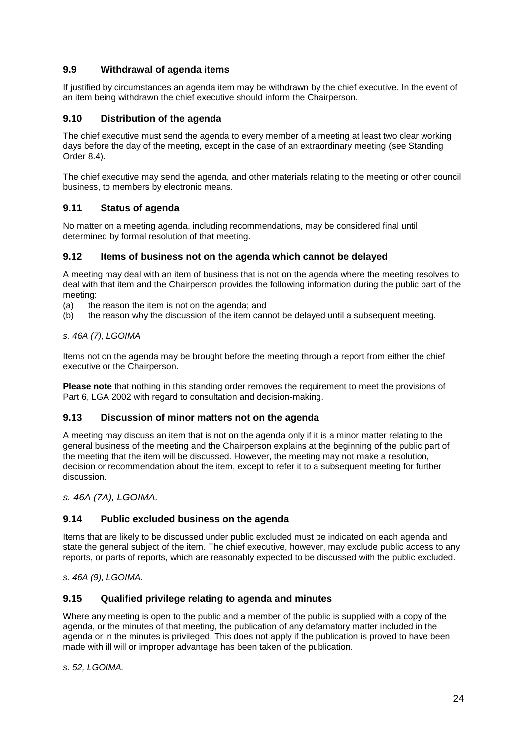### 9.9 Withdrawal of agenda items

If justified by circumstances an agenda item may be withdrawn by the chief executive. In the event of an item being withdrawn the chief executive should inform the Chairperson.

### 9.10 Distribution of the agenda

The chief executive must send the agenda to every member of a meeting at least two clear working days before the day of the meeting, except in the case of an extraordinary meeting (see Standing Order 8.4).

The chief executive may send the agenda, and other materials relating to the meeting or other council business, to members by electronic means.

### 9.11 Status of agenda

No matter on a meeting agenda, including recommendations, may be considered final until determined by formal resolution of that meeting.

### 9.12 Items of business not on the agenda which cannot be delayed

A meeting may deal with an item of business that is not on the agenda where the meeting resolves to deal with that item and the Chairperson provides the following information during the public part of the meeting:

(a) the reason the item is not on the agenda; and
(b) the reason why the discussion of the item cannot be delayed until a subsequent meeting.

*s. 46A (7), LGOIMA*

Items not on the agenda may be brought before the meeting through a report from either the chief executive or the Chairperson.

**Please note** that nothing in this standing order removes the requirement to meet the provisions of Part 6, LGA 2002 with regard to consultation and decision-making.

### 9.13 Discussion of minor matters not on the agenda

A meeting may discuss an item that is not on the agenda only if it is a minor matter relating to the general business of the meeting and the Chairperson explains at the beginning of the public part of the meeting that the item will be discussed. However, the meeting may not make a resolution, decision or recommendation about the item, except to refer it to a subsequent meeting for further discussion.

*s. 46A (7A), LGOIMA.*

### 9.14 Public excluded business on the agenda

Items that are likely to be discussed under public excluded must be indicated on each agenda and state the general subject of the item. The chief executive, however, may exclude public access to any reports, or parts of reports, which are reasonably expected to be discussed with the public excluded.

*s. 46A (9), LGOIMA.*

### 9.15 Qualified privilege relating to agenda and minutes

Where any meeting is open to the public and a member of the public is supplied with a copy of the agenda, or the minutes of that meeting, the publication of any defamatory matter included in the agenda or in the minutes is privileged. This does not apply if the publication is proved to have been made with ill will or improper advantage has been taken of the publication.

*s. 52, LGOIMA.*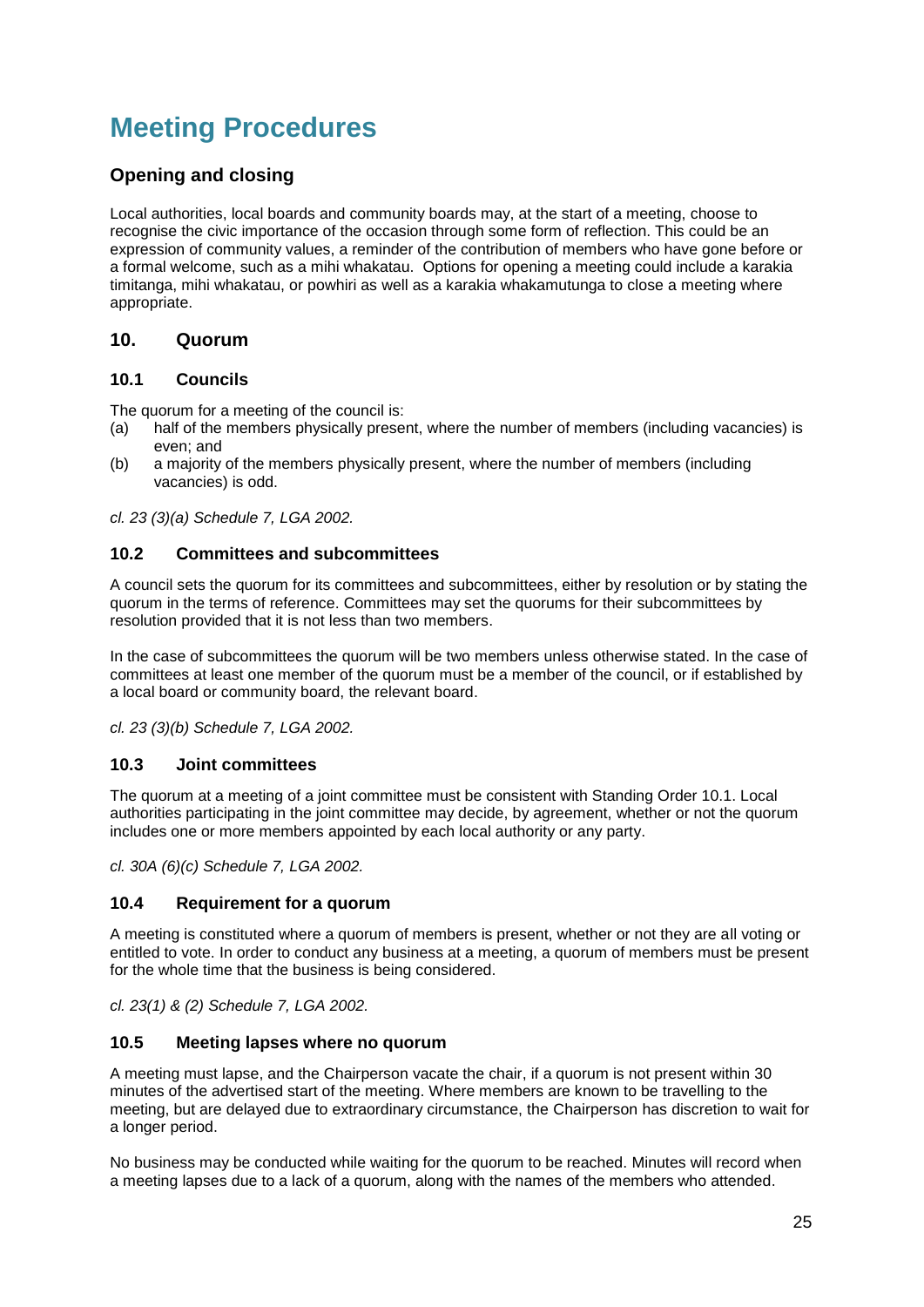# Meeting Procedures

## Opening and closing

Local authorities, local boards and community boards may, at the start of a meeting, choose to recognise the civic importance of the occasion through some form of reflection. This could be an expression of community values, a reminder of the contribution of members who have gone before or a formal welcome, such as a mihi whakatau. Options for opening a meeting could include a karakia timitanga, mihi whakatau, or powhiri as well as a karakia whakamutunga to close a meeting where appropriate.

## 10. Quorum

### 10.1 Councils

The quorum for a meeting of the council is:

(a) half of the members physically present, where the number of members (including vacancies) is even; and

(b) a majority of the members physically present, where the number of members (including vacancies) is odd.

*cl. 23 (3)(a) Schedule 7, LGA 2002.*

### 10.2 Committees and subcommittees

A council sets the quorum for its committees and subcommittees, either by resolution or by stating the quorum in the terms of reference. Committees may set the quorums for their subcommittees by resolution provided that it is not less than two members.

In the case of subcommittees the quorum will be two members unless otherwise stated. In the case of committees at least one member of the quorum must be a member of the council, or if established by a local board or community board, the relevant board.

*cl. 23 (3)(b) Schedule 7, LGA 2002.*

### 10.3 Joint committees

The quorum at a meeting of a joint committee must be consistent with Standing Order 10.1. Local authorities participating in the joint committee may decide, by agreement, whether or not the quorum includes one or more members appointed by each local authority or any party.

*cl. 30A (6)(c) Schedule 7, LGA 2002.*

### 10.4 Requirement for a quorum

A meeting is constituted where a quorum of members is present, whether or not they are all voting or entitled to vote. In order to conduct any business at a meeting, a quorum of members must be present for the whole time that the business is being considered.

*cl. 23(1) & (2) Schedule 7, LGA 2002.*

### 10.5 Meeting lapses where no quorum

A meeting must lapse, and the Chairperson vacate the chair, if a quorum is not present within 30 minutes of the advertised start of the meeting. Where members are known to be travelling to the meeting, but are delayed due to extraordinary circumstance, the Chairperson has discretion to wait for a longer period.

No business may be conducted while waiting for the quorum to be reached. Minutes will record when a meeting lapses due to a lack of a quorum, along with the names of the members who attended.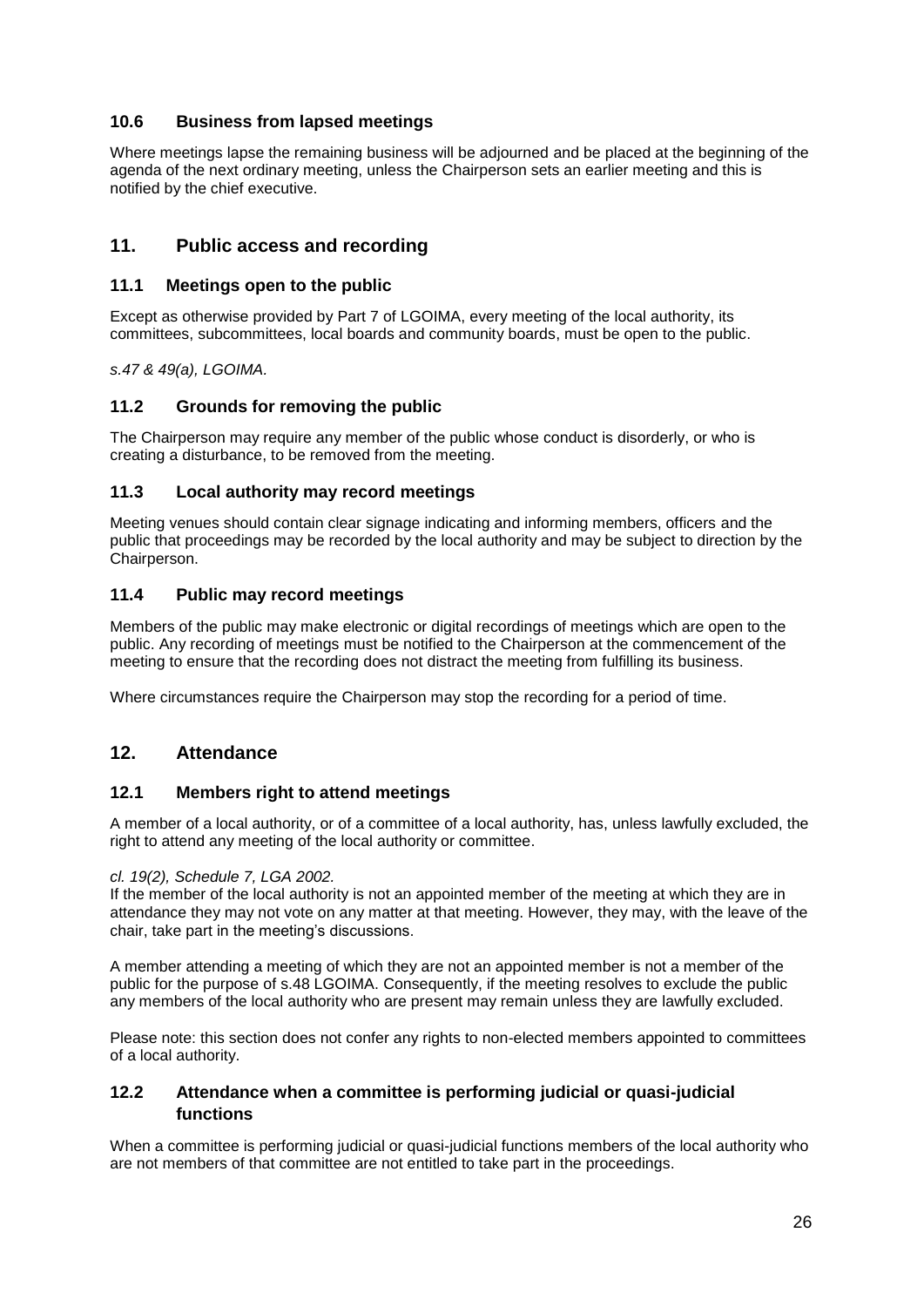### 10.6 Business from lapsed meetings

Where meetings lapse the remaining business will be adjourned and be placed at the beginning of the agenda of the next ordinary meeting, unless the Chairperson sets an earlier meeting and this is notified by the chief executive.

## 11. Public access and recording

### 11.1 Meetings open to the public

Except as otherwise provided by Part 7 of LGOIMA, every meeting of the local authority, its committees, subcommittees, local boards and community boards, must be open to the public.

*s.47 & 49(a), LGOIMA.*

### 11.2 Grounds for removing the public

The Chairperson may require any member of the public whose conduct is disorderly, or who is creating a disturbance, to be removed from the meeting.

### 11.3 Local authority may record meetings

Meeting venues should contain clear signage indicating and informing members, officers and the public that proceedings may be recorded by the local authority and may be subject to direction by the Chairperson.

### 11.4 Public may record meetings

Members of the public may make electronic or digital recordings of meetings which are open to the public. Any recording of meetings must be notified to the Chairperson at the commencement of the meeting to ensure that the recording does not distract the meeting from fulfilling its business.

Where circumstances require the Chairperson may stop the recording for a period of time.

## 12. Attendance

### 12.1 Members right to attend meetings

A member of a local authority, or of a committee of a local authority, has, unless lawfully excluded, the right to attend any meeting of the local authority or committee.

*cl. 19(2), Schedule 7, LGA 2002.*

If the member of the local authority is not an appointed member of the meeting at which they are in attendance they may not vote on any matter at that meeting. However, they may, with the leave of the chair, take part in the meeting's discussions.

A member attending a meeting of which they are not an appointed member is not a member of the public for the purpose of s.48 LGOIMA. Consequently, if the meeting resolves to exclude the public any members of the local authority who are present may remain unless they are lawfully excluded.

Please note: this section does not confer any rights to non-elected members appointed to committees of a local authority.

### 12.2 Attendance when a committee is performing judicial or quasi-judicial functions

When a committee is performing judicial or quasi-judicial functions members of the local authority who are not members of that committee are not entitled to take part in the proceedings.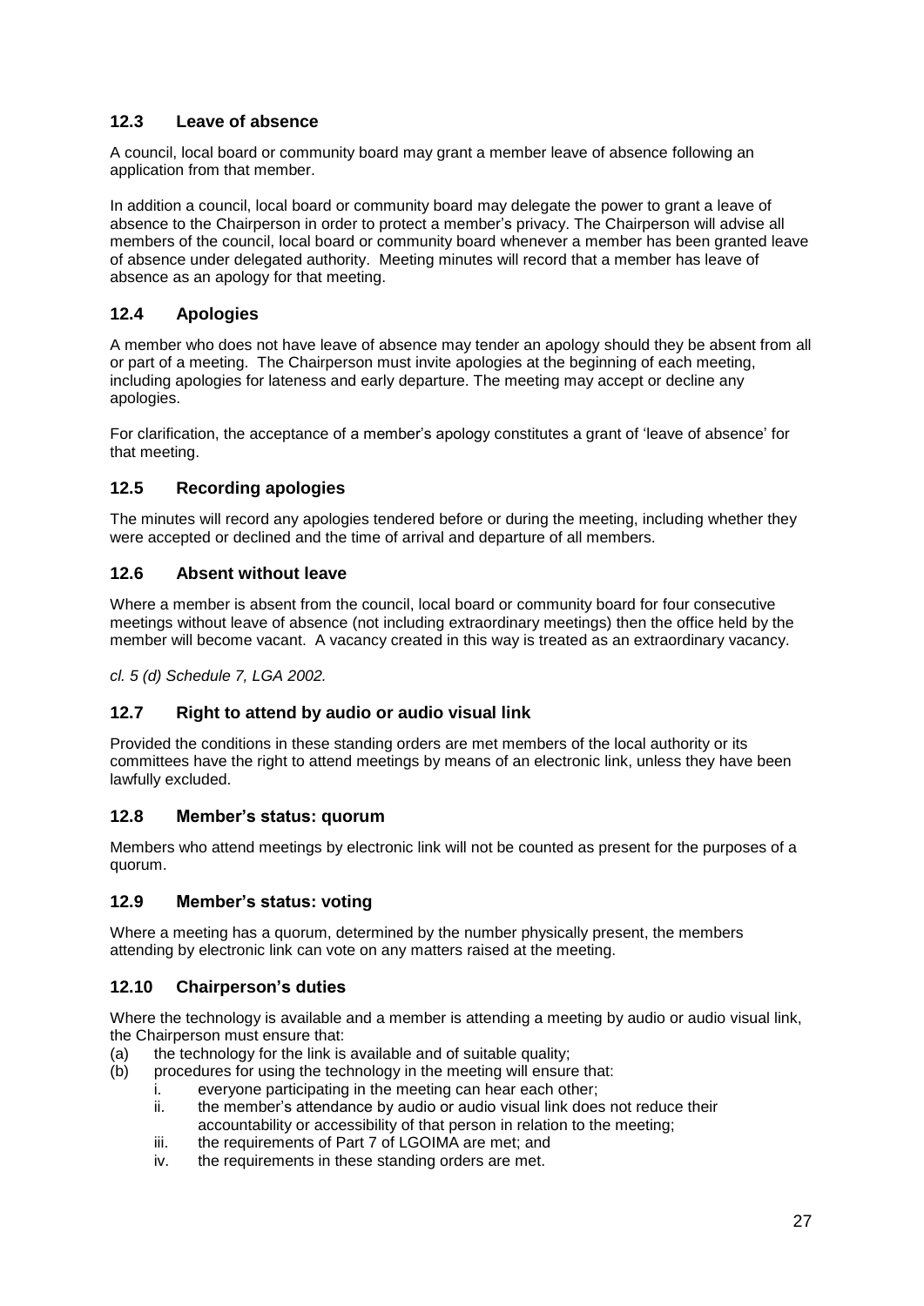### 12.3 Leave of absence

A council, local board or community board may grant a member leave of absence following an application from that member.

In addition a council, local board or community board may delegate the power to grant a leave of absence to the Chairperson in order to protect a member's privacy. The Chairperson will advise all members of the council, local board or community board whenever a member has been granted leave of absence under delegated authority. Meeting minutes will record that a member has leave of absence as an apology for that meeting.

### 12.4 Apologies

A member who does not have leave of absence may tender an apology should they be absent from all or part of a meeting. The Chairperson must invite apologies at the beginning of each meeting, including apologies for lateness and early departure. The meeting may accept or decline any apologies.

For clarification, the acceptance of a member's apology constitutes a grant of 'leave of absence' for that meeting.

### 12.5 Recording apologies

The minutes will record any apologies tendered before or during the meeting, including whether they were accepted or declined and the time of arrival and departure of all members.

### 12.6 Absent without leave

Where a member is absent from the council, local board or community board for four consecutive meetings without leave of absence (not including extraordinary meetings) then the office held by the member will become vacant. A vacancy created in this way is treated as an extraordinary vacancy.

*cl. 5 (d) Schedule 7, LGA 2002.*

### 12.7 Right to attend by audio or audio visual link

Provided the conditions in these standing orders are met members of the local authority or its committees have the right to attend meetings by means of an electronic link, unless they have been lawfully excluded.

### 12.8 Member's status: quorum

Members who attend meetings by electronic link will not be counted as present for the purposes of a quorum.

### 12.9 Member's status: voting

Where a meeting has a quorum, determined by the number physically present, the members attending by electronic link can vote on any matters raised at the meeting.

### 12.10 Chairperson's duties

Where the technology is available and a member is attending a meeting by audio or audio visual link, the Chairperson must ensure that:

(a) the technology for the link is available and of suitable quality;

(b) procedures for using the technology in the meeting will ensure that:

  i. everyone participating in the meeting can hear each other;

  ii. the member's attendance by audio or audio visual link does not reduce their accountability or accessibility of that person in relation to the meeting;

  iii. the requirements of Part 7 of LGOIMA are met; and

  iv. the requirements in these standing orders are met.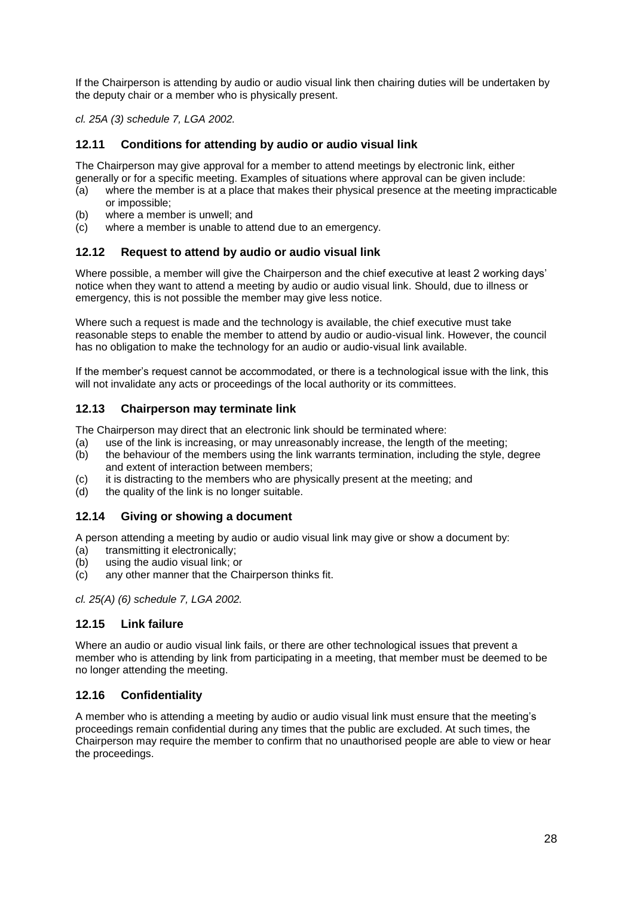If the Chairperson is attending by audio or audio visual link then chairing duties will be undertaken by the deputy chair or a member who is physically present.

*cl. 25A (3) schedule 7, LGA 2002.*

### 12.11 Conditions for attending by audio or audio visual link

The Chairperson may give approval for a member to attend meetings by electronic link, either generally or for a specific meeting. Examples of situations where approval can be given include:

(a) where the member is at a place that makes their physical presence at the meeting impracticable or impossible;
(b) where a member is unwell; and
(c) where a member is unable to attend due to an emergency.

### 12.12 Request to attend by audio or audio visual link

Where possible, a member will give the Chairperson and the chief executive at least 2 working days' notice when they want to attend a meeting by audio or audio visual link. Should, due to illness or emergency, this is not possible the member may give less notice.

Where such a request is made and the technology is available, the chief executive must take reasonable steps to enable the member to attend by audio or audio-visual link. However, the council has no obligation to make the technology for an audio or audio-visual link available.

If the member's request cannot be accommodated, or there is a technological issue with the link, this will not invalidate any acts or proceedings of the local authority or its committees.

### 12.13 Chairperson may terminate link

The Chairperson may direct that an electronic link should be terminated where:

(a) use of the link is increasing, or may unreasonably increase, the length of the meeting;
(b) the behaviour of the members using the link warrants termination, including the style, degree and extent of interaction between members;
(c) it is distracting to the members who are physically present at the meeting; and
(d) the quality of the link is no longer suitable.

### 12.14 Giving or showing a document

A person attending a meeting by audio or audio visual link may give or show a document by:

(a) transmitting it electronically;
(b) using the audio visual link; or
(c) any other manner that the Chairperson thinks fit.

*cl. 25(A) (6) schedule 7, LGA 2002.*

### 12.15 Link failure

Where an audio or audio visual link fails, or there are other technological issues that prevent a member who is attending by link from participating in a meeting, that member must be deemed to be no longer attending the meeting.

### 12.16 Confidentiality

A member who is attending a meeting by audio or audio visual link must ensure that the meeting's proceedings remain confidential during any times that the public are excluded. At such times, the Chairperson may require the member to confirm that no unauthorised people are able to view or hear the proceedings.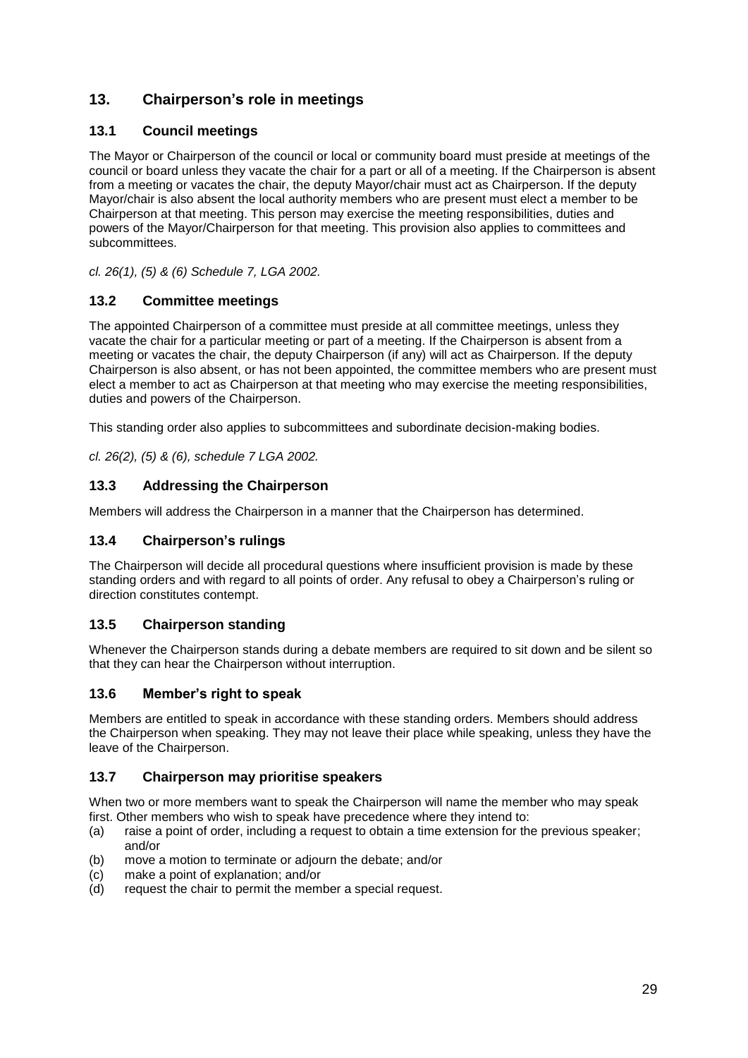## 13. Chairperson's role in meetings

### 13.1 Council meetings

The Mayor or Chairperson of the council or local or community board must preside at meetings of the council or board unless they vacate the chair for a part or all of a meeting. If the Chairperson is absent from a meeting or vacates the chair, the deputy Mayor/chair must act as Chairperson. If the deputy Mayor/chair is also absent the local authority members who are present must elect a member to be Chairperson at that meeting. This person may exercise the meeting responsibilities, duties and powers of the Mayor/Chairperson for that meeting. This provision also applies to committees and subcommittees.

*cl. 26(1), (5) & (6) Schedule 7, LGA 2002.*

### 13.2 Committee meetings

The appointed Chairperson of a committee must preside at all committee meetings, unless they vacate the chair for a particular meeting or part of a meeting. If the Chairperson is absent from a meeting or vacates the chair, the deputy Chairperson (if any) will act as Chairperson. If the deputy Chairperson is also absent, or has not been appointed, the committee members who are present must elect a member to act as Chairperson at that meeting who may exercise the meeting responsibilities, duties and powers of the Chairperson.

This standing order also applies to subcommittees and subordinate decision-making bodies.

*cl. 26(2), (5) & (6), schedule 7 LGA 2002.*

### 13.3 Addressing the Chairperson

Members will address the Chairperson in a manner that the Chairperson has determined.

### 13.4 Chairperson's rulings

The Chairperson will decide all procedural questions where insufficient provision is made by these standing orders and with regard to all points of order. Any refusal to obey a Chairperson's ruling or direction constitutes contempt.

### 13.5 Chairperson standing

Whenever the Chairperson stands during a debate members are required to sit down and be silent so that they can hear the Chairperson without interruption.

### 13.6 Member's right to speak

Members are entitled to speak in accordance with these standing orders. Members should address the Chairperson when speaking. They may not leave their place while speaking, unless they have the leave of the Chairperson.

### 13.7 Chairperson may prioritise speakers

When two or more members want to speak the Chairperson will name the member who may speak first. Other members who wish to speak have precedence where they intend to:

(a) raise a point of order, including a request to obtain a time extension for the previous speaker; and/or
(b) move a motion to terminate or adjourn the debate; and/or
(c) make a point of explanation; and/or
(d) request the chair to permit the member a special request.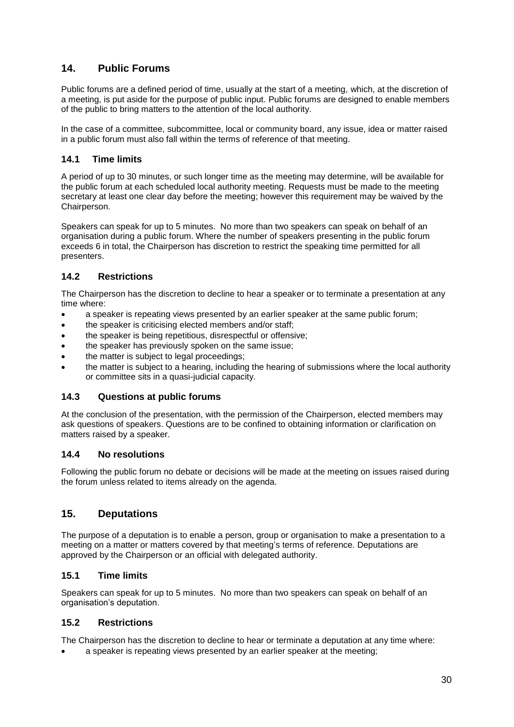## 14. Public Forums

Public forums are a defined period of time, usually at the start of a meeting, which, at the discretion of a meeting, is put aside for the purpose of public input. Public forums are designed to enable members of the public to bring matters to the attention of the local authority.

In the case of a committee, subcommittee, local or community board, any issue, idea or matter raised in a public forum must also fall within the terms of reference of that meeting.

### 14.1 Time limits

A period of up to 30 minutes, or such longer time as the meeting may determine, will be available for the public forum at each scheduled local authority meeting. Requests must be made to the meeting secretary at least one clear day before the meeting; however this requirement may be waived by the Chairperson.

Speakers can speak for up to 5 minutes. No more than two speakers can speak on behalf of an organisation during a public forum. Where the number of speakers presenting in the public forum exceeds 6 in total, the Chairperson has discretion to restrict the speaking time permitted for all presenters.

### 14.2 Restrictions

The Chairperson has the discretion to decline to hear a speaker or to terminate a presentation at any time where:

- a speaker is repeating views presented by an earlier speaker at the same public forum;
- the speaker is criticising elected members and/or staff;
- the speaker is being repetitious, disrespectful or offensive;
- the speaker has previously spoken on the same issue;
- the matter is subject to legal proceedings;
- the matter is subject to a hearing, including the hearing of submissions where the local authority or committee sits in a quasi-judicial capacity.

### 14.3 Questions at public forums

At the conclusion of the presentation, with the permission of the Chairperson, elected members may ask questions of speakers. Questions are to be confined to obtaining information or clarification on matters raised by a speaker.

### 14.4 No resolutions

Following the public forum no debate or decisions will be made at the meeting on issues raised during the forum unless related to items already on the agenda.

## 15. Deputations

The purpose of a deputation is to enable a person, group or organisation to make a presentation to a meeting on a matter or matters covered by that meeting's terms of reference. Deputations are approved by the Chairperson or an official with delegated authority.

### 15.1 Time limits

Speakers can speak for up to 5 minutes. No more than two speakers can speak on behalf of an organisation's deputation.

### 15.2 Restrictions

The Chairperson has the discretion to decline to hear or terminate a deputation at any time where:

- a speaker is repeating views presented by an earlier speaker at the meeting;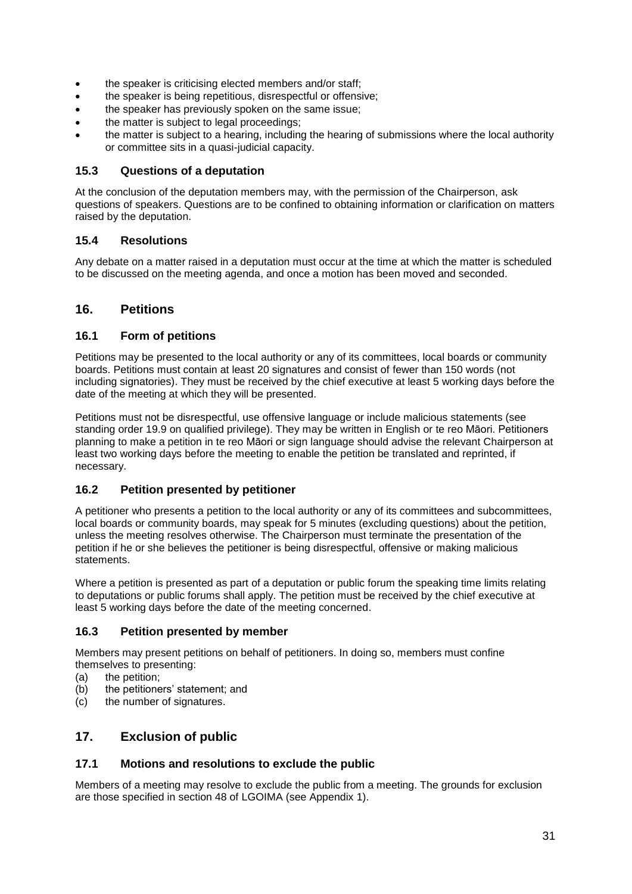- the speaker is criticising elected members and/or staff;
- the speaker is being repetitious, disrespectful or offensive;
- the speaker has previously spoken on the same issue;
- the matter is subject to legal proceedings;
- the matter is subject to a hearing, including the hearing of submissions where the local authority or committee sits in a quasi-judicial capacity.

### 15.3 Questions of a deputation

At the conclusion of the deputation members may, with the permission of the Chairperson, ask questions of speakers. Questions are to be confined to obtaining information or clarification on matters raised by the deputation.

### 15.4 Resolutions

Any debate on a matter raised in a deputation must occur at the time at which the matter is scheduled to be discussed on the meeting agenda, and once a motion has been moved and seconded.

## 16. Petitions

### 16.1 Form of petitions

Petitions may be presented to the local authority or any of its committees, local boards or community boards. Petitions must contain at least 20 signatures and consist of fewer than 150 words (not including signatories). They must be received by the chief executive at least 5 working days before the date of the meeting at which they will be presented.

Petitions must not be disrespectful, use offensive language or include malicious statements (see standing order 19.9 on qualified privilege). They may be written in English or te reo Māori. Petitioners planning to make a petition in te reo Māori or sign language should advise the relevant Chairperson at least two working days before the meeting to enable the petition be translated and reprinted, if necessary.

### 16.2 Petition presented by petitioner

A petitioner who presents a petition to the local authority or any of its committees and subcommittees, local boards or community boards, may speak for 5 minutes (excluding questions) about the petition, unless the meeting resolves otherwise. The Chairperson must terminate the presentation of the petition if he or she believes the petitioner is being disrespectful, offensive or making malicious statements.

Where a petition is presented as part of a deputation or public forum the speaking time limits relating to deputations or public forums shall apply. The petition must be received by the chief executive at least 5 working days before the date of the meeting concerned.

### 16.3 Petition presented by member

Members may present petitions on behalf of petitioners. In doing so, members must confine themselves to presenting:

(a) the petition;
(b) the petitioners' statement; and
(c) the number of signatures.

## 17. Exclusion of public

### 17.1 Motions and resolutions to exclude the public

Members of a meeting may resolve to exclude the public from a meeting. The grounds for exclusion are those specified in section 48 of LGOIMA (see Appendix 1).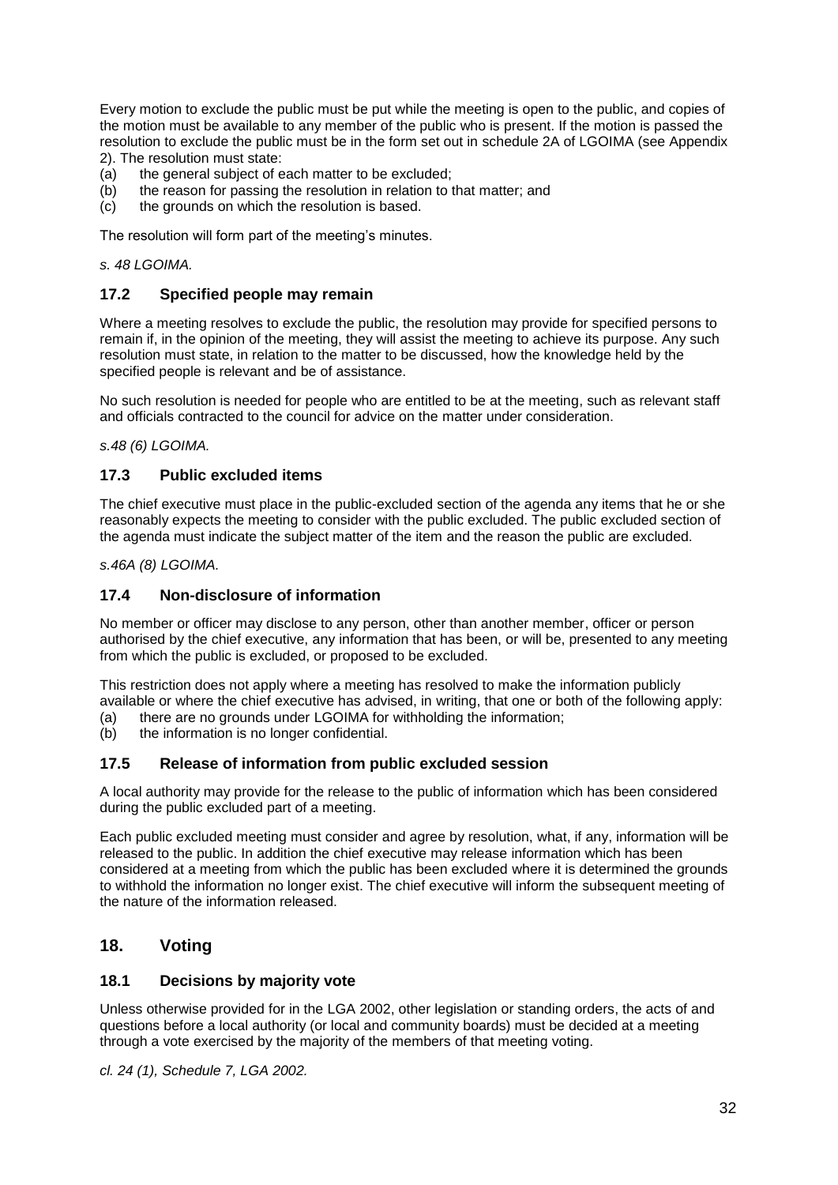Every motion to exclude the public must be put while the meeting is open to the public, and copies of the motion must be available to any member of the public who is present. If the motion is passed the resolution to exclude the public must be in the form set out in schedule 2A of LGOIMA (see Appendix 2). The resolution must state:

(a) the general subject of each matter to be excluded;
(b) the reason for passing the resolution in relation to that matter; and
(c) the grounds on which the resolution is based.

The resolution will form part of the meeting's minutes.

*s. 48 LGOIMA.*

### 17.2 Specified people may remain

Where a meeting resolves to exclude the public, the resolution may provide for specified persons to remain if, in the opinion of the meeting, they will assist the meeting to achieve its purpose. Any such resolution must state, in relation to the matter to be discussed, how the knowledge held by the specified people is relevant and be of assistance.

No such resolution is needed for people who are entitled to be at the meeting, such as relevant staff and officials contracted to the council for advice on the matter under consideration.

*s.48 (6) LGOIMA.*

### 17.3 Public excluded items

The chief executive must place in the public-excluded section of the agenda any items that he or she reasonably expects the meeting to consider with the public excluded. The public excluded section of the agenda must indicate the subject matter of the item and the reason the public are excluded.

*s.46A (8) LGOIMA.*

### 17.4 Non-disclosure of information

No member or officer may disclose to any person, other than another member, officer or person authorised by the chief executive, any information that has been, or will be, presented to any meeting from which the public is excluded, or proposed to be excluded.

This restriction does not apply where a meeting has resolved to make the information publicly available or where the chief executive has advised, in writing, that one or both of the following apply:

(a) there are no grounds under LGOIMA for withholding the information;
(b) the information is no longer confidential.

### 17.5 Release of information from public excluded session

A local authority may provide for the release to the public of information which has been considered during the public excluded part of a meeting.

Each public excluded meeting must consider and agree by resolution, what, if any, information will be released to the public. In addition the chief executive may release information which has been considered at a meeting from which the public has been excluded where it is determined the grounds to withhold the information no longer exist. The chief executive will inform the subsequent meeting of the nature of the information released.

## 18. Voting

### 18.1 Decisions by majority vote

Unless otherwise provided for in the LGA 2002, other legislation or standing orders, the acts of and questions before a local authority (or local and community boards) must be decided at a meeting through a vote exercised by the majority of the members of that meeting voting.

*cl. 24 (1), Schedule 7, LGA 2002.*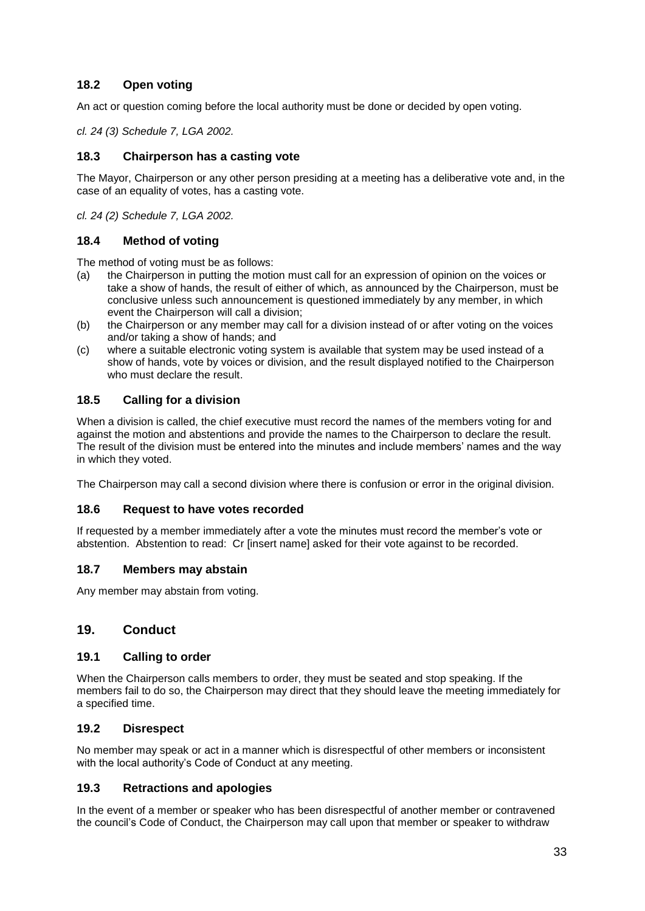### 18.2 Open voting

An act or question coming before the local authority must be done or decided by open voting.

*cl. 24 (3) Schedule 7, LGA 2002.*

### 18.3 Chairperson has a casting vote

The Mayor, Chairperson or any other person presiding at a meeting has a deliberative vote and, in the case of an equality of votes, has a casting vote.

*cl. 24 (2) Schedule 7, LGA 2002.*

### 18.4 Method of voting

The method of voting must be as follows:

(a) the Chairperson in putting the motion must call for an expression of opinion on the voices or take a show of hands, the result of either of which, as announced by the Chairperson, must be conclusive unless such announcement is questioned immediately by any member, in which event the Chairperson will call a division;

(b) the Chairperson or any member may call for a division instead of or after voting on the voices and/or taking a show of hands; and

(c) where a suitable electronic voting system is available that system may be used instead of a show of hands, vote by voices or division, and the result displayed notified to the Chairperson who must declare the result.

### 18.5 Calling for a division

When a division is called, the chief executive must record the names of the members voting for and against the motion and abstentions and provide the names to the Chairperson to declare the result. The result of the division must be entered into the minutes and include members' names and the way in which they voted.

The Chairperson may call a second division where there is confusion or error in the original division.

### 18.6 Request to have votes recorded

If requested by a member immediately after a vote the minutes must record the member's vote or abstention. Abstention to read: Cr [insert name] asked for their vote against to be recorded.

### 18.7 Members may abstain

Any member may abstain from voting.

## 19. Conduct

### 19.1 Calling to order

When the Chairperson calls members to order, they must be seated and stop speaking. If the members fail to do so, the Chairperson may direct that they should leave the meeting immediately for a specified time.

### 19.2 Disrespect

No member may speak or act in a manner which is disrespectful of other members or inconsistent with the local authority's Code of Conduct at any meeting.

### 19.3 Retractions and apologies

In the event of a member or speaker who has been disrespectful of another member or contravened the council's Code of Conduct, the Chairperson may call upon that member or speaker to withdraw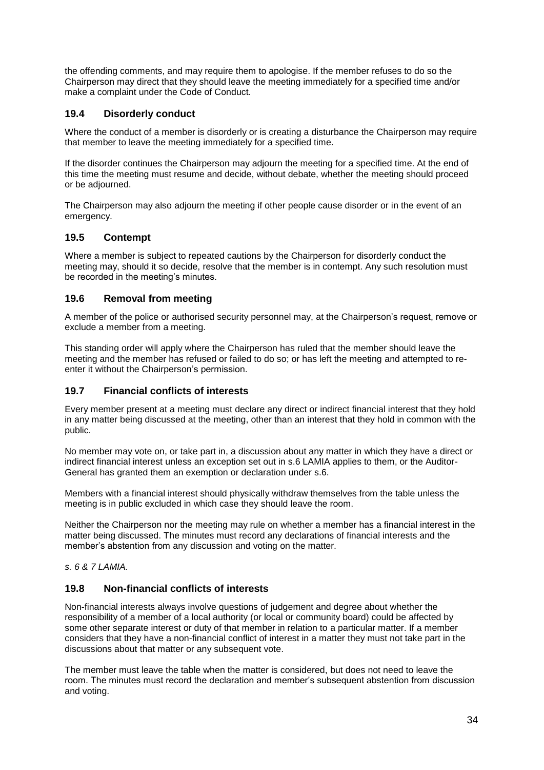the offending comments, and may require them to apologise. If the member refuses to do so the Chairperson may direct that they should leave the meeting immediately for a specified time and/or make a complaint under the Code of Conduct.

### 19.4 Disorderly conduct

Where the conduct of a member is disorderly or is creating a disturbance the Chairperson may require that member to leave the meeting immediately for a specified time.

If the disorder continues the Chairperson may adjourn the meeting for a specified time. At the end of this time the meeting must resume and decide, without debate, whether the meeting should proceed or be adjourned.

The Chairperson may also adjourn the meeting if other people cause disorder or in the event of an emergency.

### 19.5 Contempt

Where a member is subject to repeated cautions by the Chairperson for disorderly conduct the meeting may, should it so decide, resolve that the member is in contempt. Any such resolution must be recorded in the meeting's minutes.

### 19.6 Removal from meeting

A member of the police or authorised security personnel may, at the Chairperson's request, remove or exclude a member from a meeting.

This standing order will apply where the Chairperson has ruled that the member should leave the meeting and the member has refused or failed to do so; or has left the meeting and attempted to re-enter it without the Chairperson's permission.

### 19.7 Financial conflicts of interests

Every member present at a meeting must declare any direct or indirect financial interest that they hold in any matter being discussed at the meeting, other than an interest that they hold in common with the public.

No member may vote on, or take part in, a discussion about any matter in which they have a direct or indirect financial interest unless an exception set out in s.6 LAMIA applies to them, or the Auditor-General has granted them an exemption or declaration under s.6.

Members with a financial interest should physically withdraw themselves from the table unless the meeting is in public excluded in which case they should leave the room.

Neither the Chairperson nor the meeting may rule on whether a member has a financial interest in the matter being discussed. The minutes must record any declarations of financial interests and the member's abstention from any discussion and voting on the matter.

*s. 6 & 7 LAMIA.*

### 19.8 Non-financial conflicts of interests

Non-financial interests always involve questions of judgement and degree about whether the responsibility of a member of a local authority (or local or community board) could be affected by some other separate interest or duty of that member in relation to a particular matter. If a member considers that they have a non-financial conflict of interest in a matter they must not take part in the discussions about that matter or any subsequent vote.

The member must leave the table when the matter is considered, but does not need to leave the room. The minutes must record the declaration and member's subsequent abstention from discussion and voting.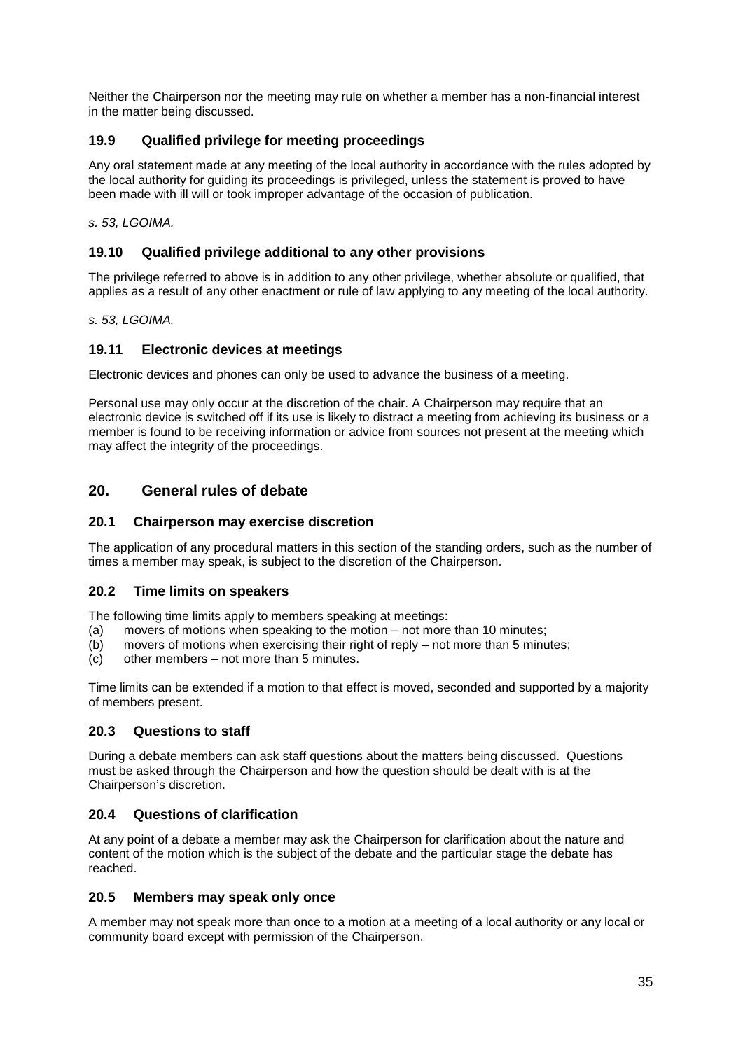Neither the Chairperson nor the meeting may rule on whether a member has a non-financial interest in the matter being discussed.

### 19.9 Qualified privilege for meeting proceedings

Any oral statement made at any meeting of the local authority in accordance with the rules adopted by the local authority for guiding its proceedings is privileged, unless the statement is proved to have been made with ill will or took improper advantage of the occasion of publication.

*s. 53, LGOIMA.*

### 19.10 Qualified privilege additional to any other provisions

The privilege referred to above is in addition to any other privilege, whether absolute or qualified, that applies as a result of any other enactment or rule of law applying to any meeting of the local authority.

*s. 53, LGOIMA.*

### 19.11 Electronic devices at meetings

Electronic devices and phones can only be used to advance the business of a meeting.

Personal use may only occur at the discretion of the chair. A Chairperson may require that an electronic device is switched off if its use is likely to distract a meeting from achieving its business or a member is found to be receiving information or advice from sources not present at the meeting which may affect the integrity of the proceedings.

## 20. General rules of debate

### 20.1 Chairperson may exercise discretion

The application of any procedural matters in this section of the standing orders, such as the number of times a member may speak, is subject to the discretion of the Chairperson.

### 20.2 Time limits on speakers

The following time limits apply to members speaking at meetings:

(a) movers of motions when speaking to the motion – not more than 10 minutes;
(b) movers of motions when exercising their right of reply – not more than 5 minutes;
(c) other members – not more than 5 minutes.

Time limits can be extended if a motion to that effect is moved, seconded and supported by a majority of members present.

### 20.3 Questions to staff

During a debate members can ask staff questions about the matters being discussed. Questions must be asked through the Chairperson and how the question should be dealt with is at the Chairperson's discretion.

### 20.4 Questions of clarification

At any point of a debate a member may ask the Chairperson for clarification about the nature and content of the motion which is the subject of the debate and the particular stage the debate has reached.

### 20.5 Members may speak only once

A member may not speak more than once to a motion at a meeting of a local authority or any local or community board except with permission of the Chairperson.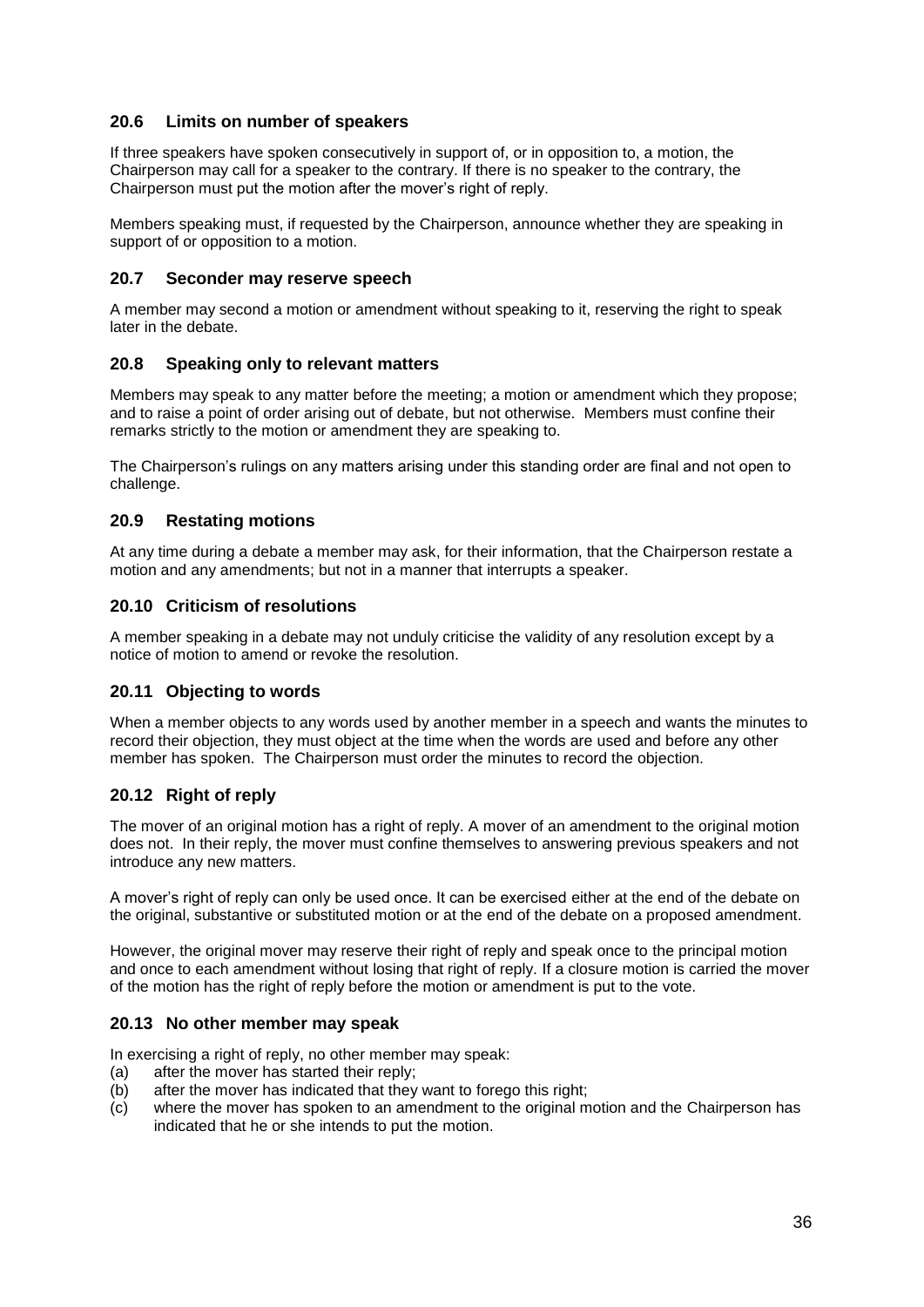### 20.6 Limits on number of speakers

If three speakers have spoken consecutively in support of, or in opposition to, a motion, the Chairperson may call for a speaker to the contrary. If there is no speaker to the contrary, the Chairperson must put the motion after the mover's right of reply.

Members speaking must, if requested by the Chairperson, announce whether they are speaking in support of or opposition to a motion.

### 20.7 Seconder may reserve speech

A member may second a motion or amendment without speaking to it, reserving the right to speak later in the debate.

### 20.8 Speaking only to relevant matters

Members may speak to any matter before the meeting; a motion or amendment which they propose; and to raise a point of order arising out of debate, but not otherwise. Members must confine their remarks strictly to the motion or amendment they are speaking to.

The Chairperson's rulings on any matters arising under this standing order are final and not open to challenge.

### 20.9 Restating motions

At any time during a debate a member may ask, for their information, that the Chairperson restate a motion and any amendments; but not in a manner that interrupts a speaker.

### 20.10 Criticism of resolutions

A member speaking in a debate may not unduly criticise the validity of any resolution except by a notice of motion to amend or revoke the resolution.

### 20.11 Objecting to words

When a member objects to any words used by another member in a speech and wants the minutes to record their objection, they must object at the time when the words are used and before any other member has spoken. The Chairperson must order the minutes to record the objection.

### 20.12 Right of reply

The mover of an original motion has a right of reply. A mover of an amendment to the original motion does not. In their reply, the mover must confine themselves to answering previous speakers and not introduce any new matters.

A mover's right of reply can only be used once. It can be exercised either at the end of the debate on the original, substantive or substituted motion or at the end of the debate on a proposed amendment.

However, the original mover may reserve their right of reply and speak once to the principal motion and once to each amendment without losing that right of reply. If a closure motion is carried the mover of the motion has the right of reply before the motion or amendment is put to the vote.

### 20.13 No other member may speak

In exercising a right of reply, no other member may speak:

(a) after the mover has started their reply;
(b) after the mover has indicated that they want to forego this right;
(c) where the mover has spoken to an amendment to the original motion and the Chairperson has indicated that he or she intends to put the motion.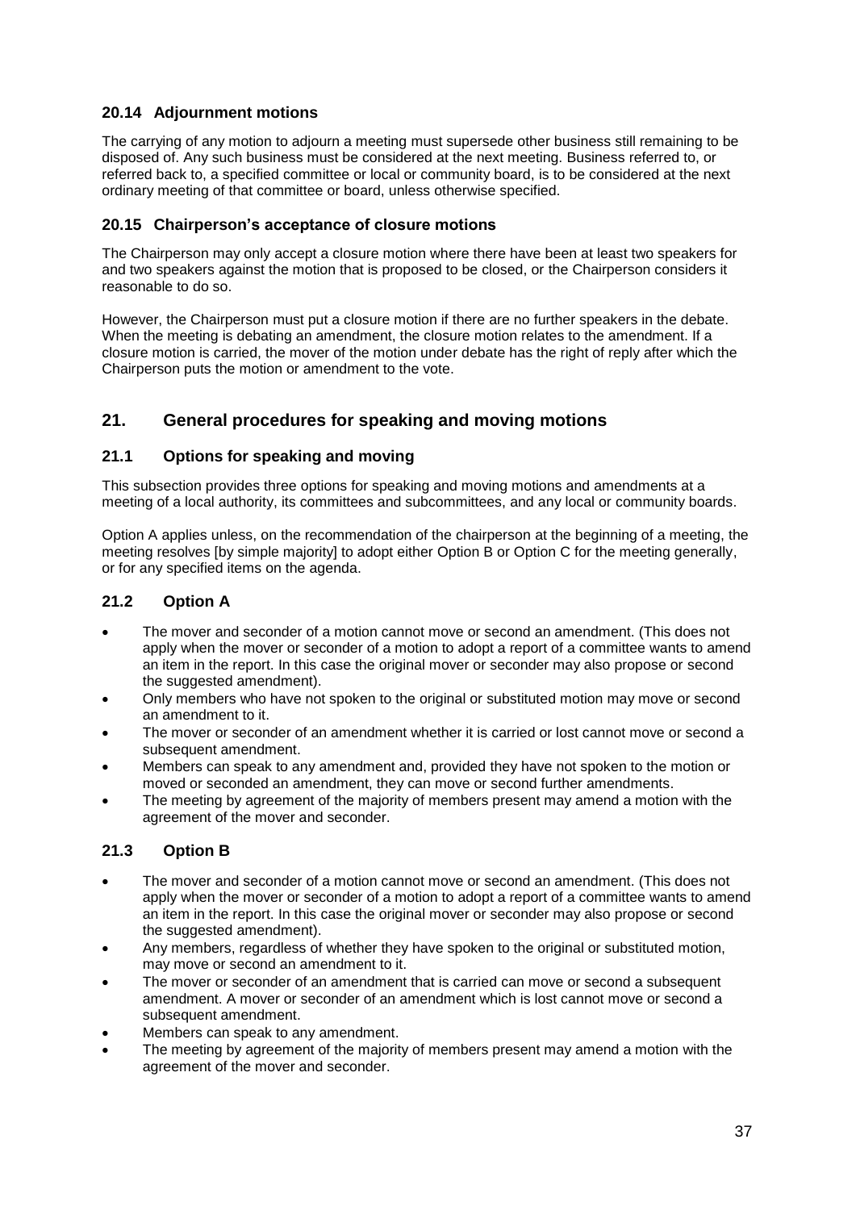### 20.14 Adjournment motions

The carrying of any motion to adjourn a meeting must supersede other business still remaining to be disposed of. Any such business must be considered at the next meeting. Business referred to, or referred back to, a specified committee or local or community board, is to be considered at the next ordinary meeting of that committee or board, unless otherwise specified.

### 20.15 Chairperson's acceptance of closure motions

The Chairperson may only accept a closure motion where there have been at least two speakers for and two speakers against the motion that is proposed to be closed, or the Chairperson considers it reasonable to do so.

However, the Chairperson must put a closure motion if there are no further speakers in the debate. When the meeting is debating an amendment, the closure motion relates to the amendment. If a closure motion is carried, the mover of the motion under debate has the right of reply after which the Chairperson puts the motion or amendment to the vote.

## 21. General procedures for speaking and moving motions

### 21.1 Options for speaking and moving

This subsection provides three options for speaking and moving motions and amendments at a meeting of a local authority, its committees and subcommittees, and any local or community boards.

Option A applies unless, on the recommendation of the chairperson at the beginning of a meeting, the meeting resolves [by simple majority] to adopt either Option B or Option C for the meeting generally, or for any specified items on the agenda.

### 21.2 Option A

- The mover and seconder of a motion cannot move or second an amendment. (This does not apply when the mover or seconder of a motion to adopt a report of a committee wants to amend an item in the report. In this case the original mover or seconder may also propose or second the suggested amendment).
- Only members who have not spoken to the original or substituted motion may move or second an amendment to it.
- The mover or seconder of an amendment whether it is carried or lost cannot move or second a subsequent amendment.
- Members can speak to any amendment and, provided they have not spoken to the motion or moved or seconded an amendment, they can move or second further amendments.
- The meeting by agreement of the majority of members present may amend a motion with the agreement of the mover and seconder.

### 21.3 Option B

- The mover and seconder of a motion cannot move or second an amendment. (This does not apply when the mover or seconder of a motion to adopt a report of a committee wants to amend an item in the report. In this case the original mover or seconder may also propose or second the suggested amendment).
- Any members, regardless of whether they have spoken to the original or substituted motion, may move or second an amendment to it.
- The mover or seconder of an amendment that is carried can move or second a subsequent amendment. A mover or seconder of an amendment which is lost cannot move or second a subsequent amendment.
- Members can speak to any amendment.
- The meeting by agreement of the majority of members present may amend a motion with the agreement of the mover and seconder.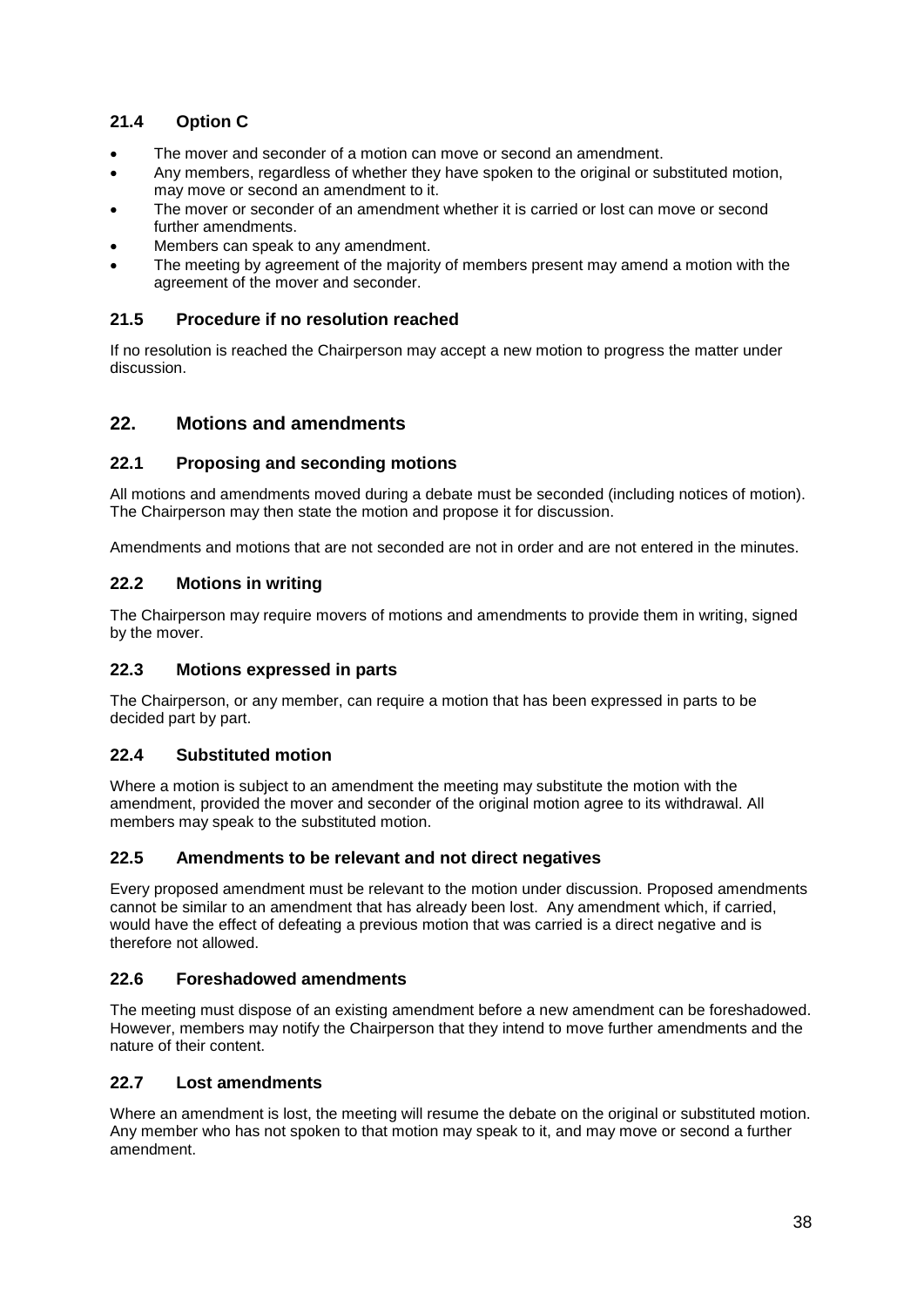### 21.4 Option C

- The mover and seconder of a motion can move or second an amendment.
- Any members, regardless of whether they have spoken to the original or substituted motion, may move or second an amendment to it.
- The mover or seconder of an amendment whether it is carried or lost can move or second further amendments.
- Members can speak to any amendment.
- The meeting by agreement of the majority of members present may amend a motion with the agreement of the mover and seconder.

### 21.5 Procedure if no resolution reached

If no resolution is reached the Chairperson may accept a new motion to progress the matter under discussion.

## 22. Motions and amendments

### 22.1 Proposing and seconding motions

All motions and amendments moved during a debate must be seconded (including notices of motion). The Chairperson may then state the motion and propose it for discussion.

Amendments and motions that are not seconded are not in order and are not entered in the minutes.

### 22.2 Motions in writing

The Chairperson may require movers of motions and amendments to provide them in writing, signed by the mover.

### 22.3 Motions expressed in parts

The Chairperson, or any member, can require a motion that has been expressed in parts to be decided part by part.

### 22.4 Substituted motion

Where a motion is subject to an amendment the meeting may substitute the motion with the amendment, provided the mover and seconder of the original motion agree to its withdrawal. All members may speak to the substituted motion.

### 22.5 Amendments to be relevant and not direct negatives

Every proposed amendment must be relevant to the motion under discussion. Proposed amendments cannot be similar to an amendment that has already been lost. Any amendment which, if carried, would have the effect of defeating a previous motion that was carried is a direct negative and is therefore not allowed.

### 22.6 Foreshadowed amendments

The meeting must dispose of an existing amendment before a new amendment can be foreshadowed. However, members may notify the Chairperson that they intend to move further amendments and the nature of their content.

### 22.7 Lost amendments

Where an amendment is lost, the meeting will resume the debate on the original or substituted motion. Any member who has not spoken to that motion may speak to it, and may move or second a further amendment.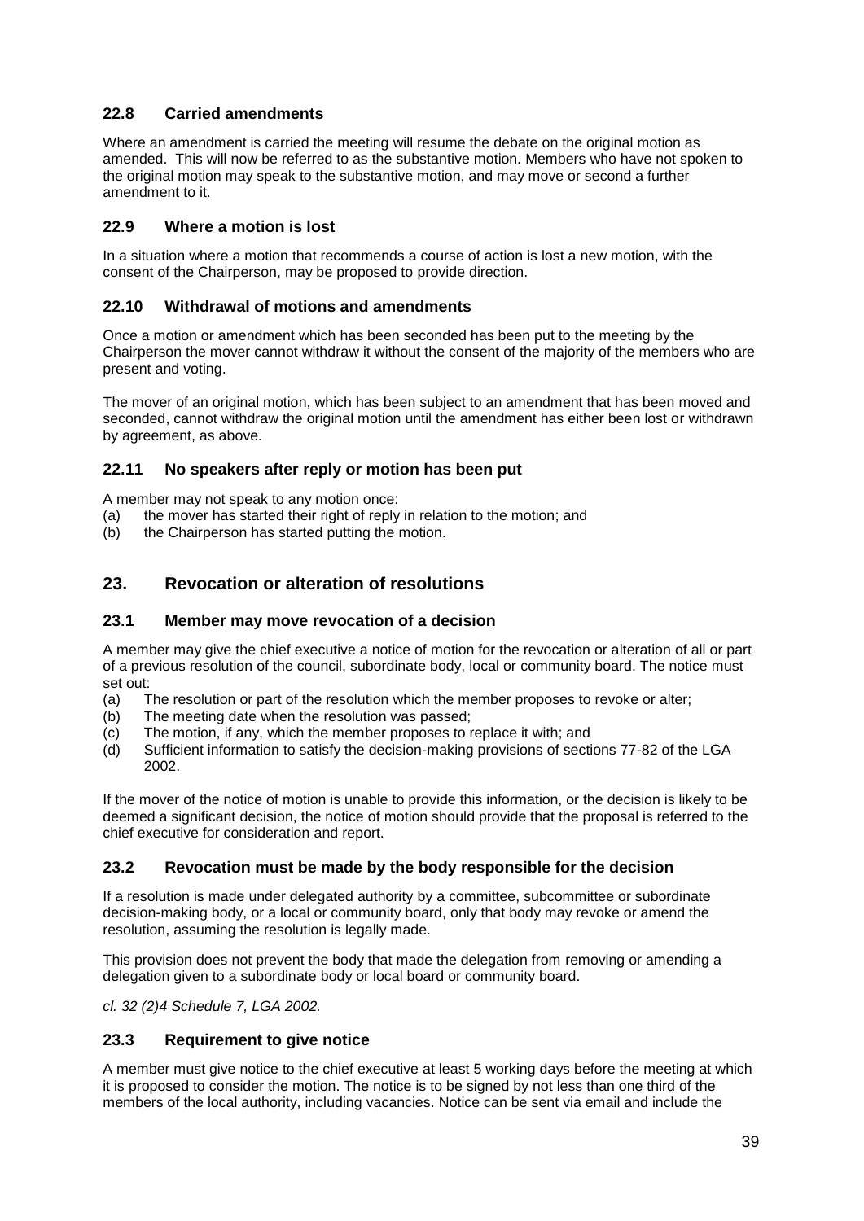### 22.8 Carried amendments

Where an amendment is carried the meeting will resume the debate on the original motion as amended. This will now be referred to as the substantive motion. Members who have not spoken to the original motion may speak to the substantive motion, and may move or second a further amendment to it.

### 22.9 Where a motion is lost

In a situation where a motion that recommends a course of action is lost a new motion, with the consent of the Chairperson, may be proposed to provide direction.

### 22.10 Withdrawal of motions and amendments

Once a motion or amendment which has been seconded has been put to the meeting by the Chairperson the mover cannot withdraw it without the consent of the majority of the members who are present and voting.

The mover of an original motion, which has been subject to an amendment that has been moved and seconded, cannot withdraw the original motion until the amendment has either been lost or withdrawn by agreement, as above.

### 22.11 No speakers after reply or motion has been put

A member may not speak to any motion once:

(a) the mover has started their right of reply in relation to the motion; and
(b) the Chairperson has started putting the motion.

## 23. Revocation or alteration of resolutions

### 23.1 Member may move revocation of a decision

A member may give the chief executive a notice of motion for the revocation or alteration of all or part of a previous resolution of the council, subordinate body, local or community board. The notice must set out:

(a) The resolution or part of the resolution which the member proposes to revoke or alter;
(b) The meeting date when the resolution was passed;
(c) The motion, if any, which the member proposes to replace it with; and
(d) Sufficient information to satisfy the decision-making provisions of sections 77-82 of the LGA 2002.

If the mover of the notice of motion is unable to provide this information, or the decision is likely to be deemed a significant decision, the notice of motion should provide that the proposal is referred to the chief executive for consideration and report.

### 23.2 Revocation must be made by the body responsible for the decision

If a resolution is made under delegated authority by a committee, subcommittee or subordinate decision-making body, or a local or community board, only that body may revoke or amend the resolution, assuming the resolution is legally made.

This provision does not prevent the body that made the delegation from removing or amending a delegation given to a subordinate body or local board or community board.

*cl. 32 (2)4 Schedule 7, LGA 2002.*

### 23.3 Requirement to give notice

A member must give notice to the chief executive at least 5 working days before the meeting at which it is proposed to consider the motion. The notice is to be signed by not less than one third of the members of the local authority, including vacancies. Notice can be sent via email and include the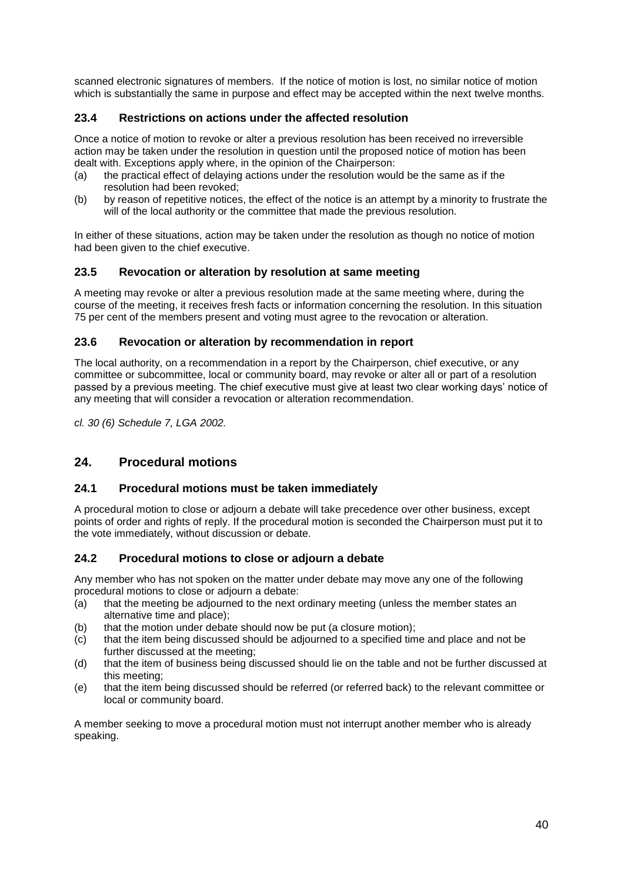scanned electronic signatures of members. If the notice of motion is lost, no similar notice of motion which is substantially the same in purpose and effect may be accepted within the next twelve months.

### 23.4 Restrictions on actions under the affected resolution

Once a notice of motion to revoke or alter a previous resolution has been received no irreversible action may be taken under the resolution in question until the proposed notice of motion has been dealt with. Exceptions apply where, in the opinion of the Chairperson:

(a) the practical effect of delaying actions under the resolution would be the same as if the resolution had been revoked;

(b) by reason of repetitive notices, the effect of the notice is an attempt by a minority to frustrate the will of the local authority or the committee that made the previous resolution.

In either of these situations, action may be taken under the resolution as though no notice of motion had been given to the chief executive.

### 23.5 Revocation or alteration by resolution at same meeting

A meeting may revoke or alter a previous resolution made at the same meeting where, during the course of the meeting, it receives fresh facts or information concerning the resolution. In this situation 75 per cent of the members present and voting must agree to the revocation or alteration.

### 23.6 Revocation or alteration by recommendation in report

The local authority, on a recommendation in a report by the Chairperson, chief executive, or any committee or subcommittee, local or community board, may revoke or alter all or part of a resolution passed by a previous meeting. The chief executive must give at least two clear working days' notice of any meeting that will consider a revocation or alteration recommendation.

*cl. 30 (6) Schedule 7, LGA 2002.*

## 24. Procedural motions

### 24.1 Procedural motions must be taken immediately

A procedural motion to close or adjourn a debate will take precedence over other business, except points of order and rights of reply. If the procedural motion is seconded the Chairperson must put it to the vote immediately, without discussion or debate.

### 24.2 Procedural motions to close or adjourn a debate

Any member who has not spoken on the matter under debate may move any one of the following procedural motions to close or adjourn a debate:

(a) that the meeting be adjourned to the next ordinary meeting (unless the member states an alternative time and place);

(b) that the motion under debate should now be put (a closure motion);

(c) that the item being discussed should be adjourned to a specified time and place and not be further discussed at the meeting;

(d) that the item of business being discussed should lie on the table and not be further discussed at this meeting;

(e) that the item being discussed should be referred (or referred back) to the relevant committee or local or community board.

A member seeking to move a procedural motion must not interrupt another member who is already speaking.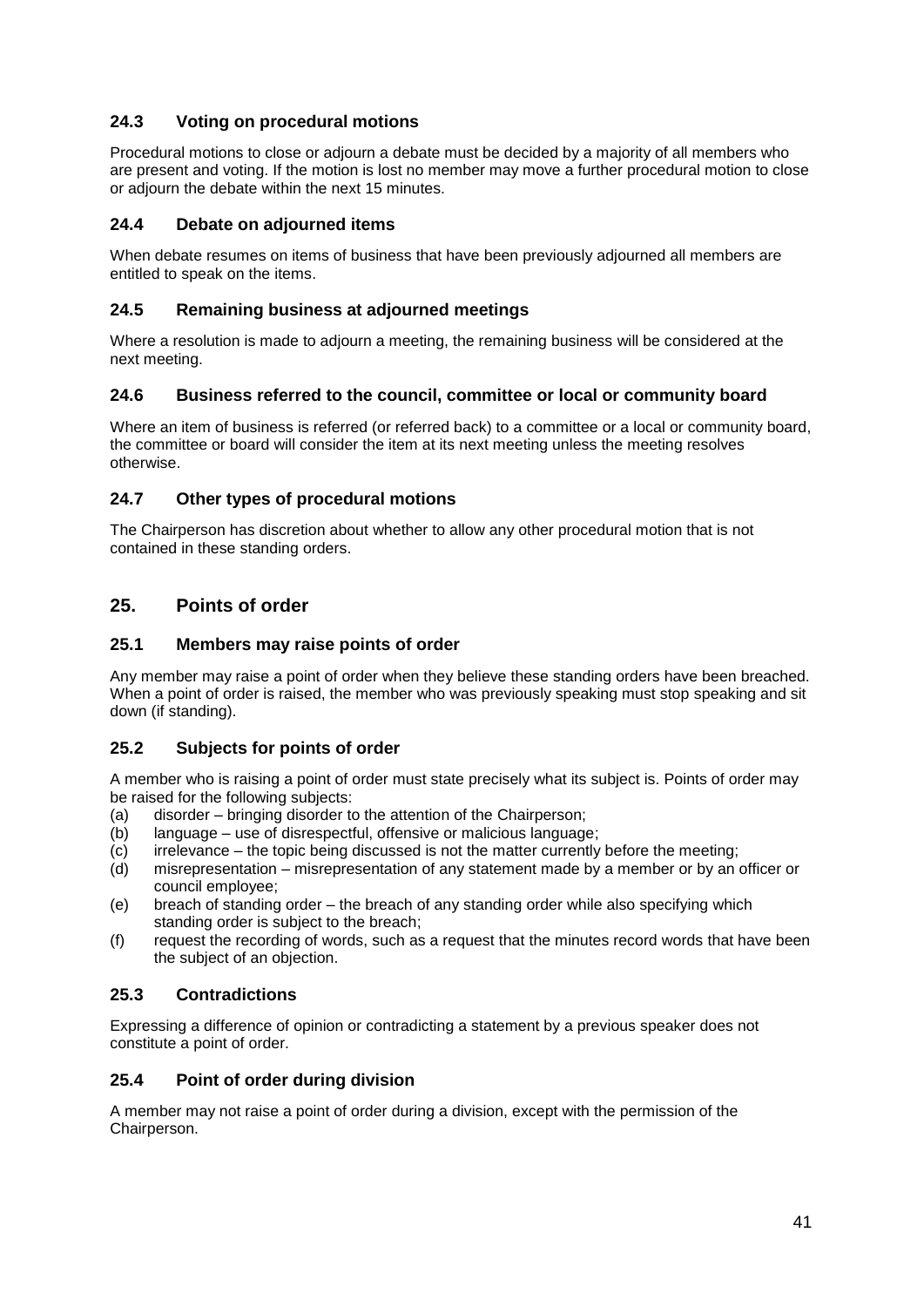### 24.3 Voting on procedural motions

Procedural motions to close or adjourn a debate must be decided by a majority of all members who are present and voting. If the motion is lost no member may move a further procedural motion to close or adjourn the debate within the next 15 minutes.

### 24.4 Debate on adjourned items

When debate resumes on items of business that have been previously adjourned all members are entitled to speak on the items.

### 24.5 Remaining business at adjourned meetings

Where a resolution is made to adjourn a meeting, the remaining business will be considered at the next meeting.

### 24.6 Business referred to the council, committee or local or community board

Where an item of business is referred (or referred back) to a committee or a local or community board, the committee or board will consider the item at its next meeting unless the meeting resolves otherwise.

### 24.7 Other types of procedural motions

The Chairperson has discretion about whether to allow any other procedural motion that is not contained in these standing orders.

## 25. Points of order

### 25.1 Members may raise points of order

Any member may raise a point of order when they believe these standing orders have been breached. When a point of order is raised, the member who was previously speaking must stop speaking and sit down (if standing).

### 25.2 Subjects for points of order

A member who is raising a point of order must state precisely what its subject is. Points of order may be raised for the following subjects:

(a) disorder – bringing disorder to the attention of the Chairperson;
(b) language – use of disrespectful, offensive or malicious language;
(c) irrelevance – the topic being discussed is not the matter currently before the meeting;
(d) misrepresentation – misrepresentation of any statement made by a member or by an officer or council employee;
(e) breach of standing order – the breach of any standing order while also specifying which standing order is subject to the breach;
(f) request the recording of words, such as a request that the minutes record words that have been the subject of an objection.

### 25.3 Contradictions

Expressing a difference of opinion or contradicting a statement by a previous speaker does not constitute a point of order.

### 25.4 Point of order during division

A member may not raise a point of order during a division, except with the permission of the Chairperson.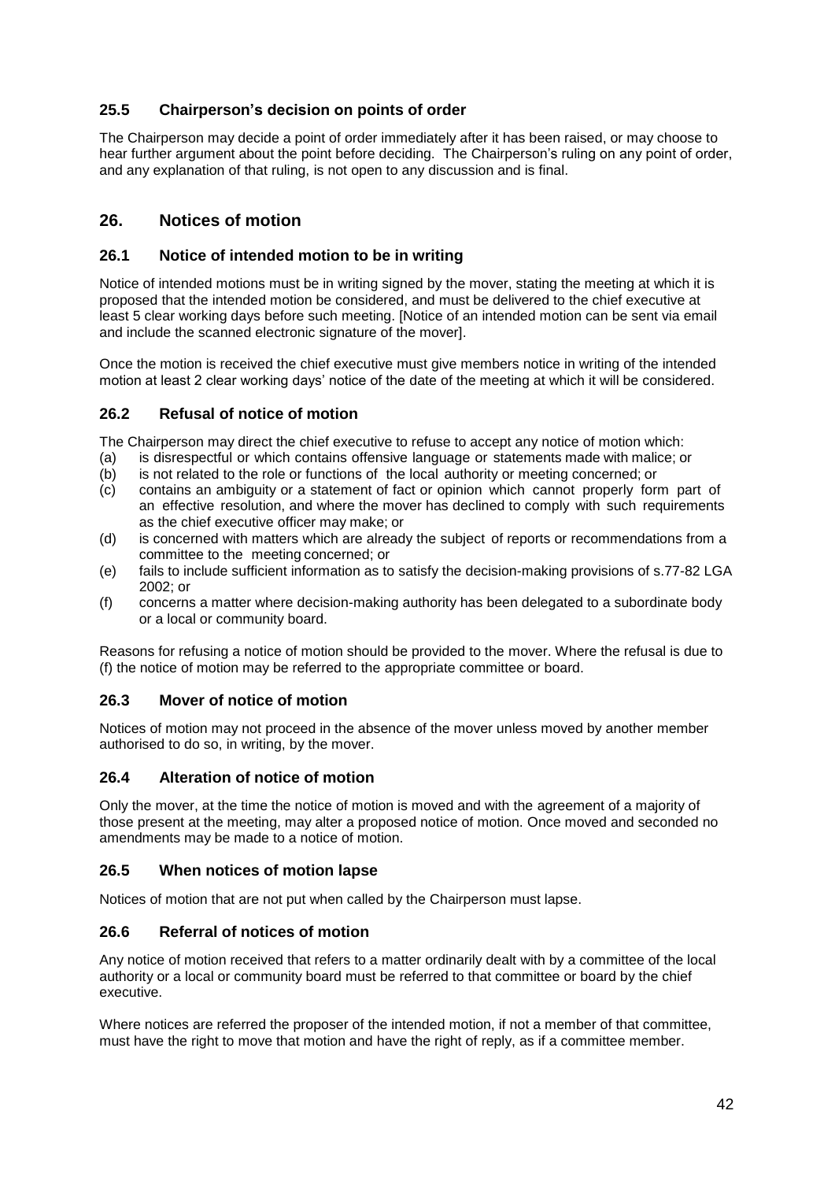### 25.5 Chairperson's decision on points of order

The Chairperson may decide a point of order immediately after it has been raised, or may choose to hear further argument about the point before deciding. The Chairperson's ruling on any point of order, and any explanation of that ruling, is not open to any discussion and is final.

## 26. Notices of motion

### 26.1 Notice of intended motion to be in writing

Notice of intended motions must be in writing signed by the mover, stating the meeting at which it is proposed that the intended motion be considered, and must be delivered to the chief executive at least 5 clear working days before such meeting. [Notice of an intended motion can be sent via email and include the scanned electronic signature of the mover].

Once the motion is received the chief executive must give members notice in writing of the intended motion at least 2 clear working days' notice of the date of the meeting at which it will be considered.

### 26.2 Refusal of notice of motion

The Chairperson may direct the chief executive to refuse to accept any notice of motion which:

(a) is disrespectful or which contains offensive language or statements made with malice; or
(b) is not related to the role or functions of the local authority or meeting concerned; or
(c) contains an ambiguity or a statement of fact or opinion which cannot properly form part of an effective resolution, and where the mover has declined to comply with such requirements as the chief executive officer may make; or
(d) is concerned with matters which are already the subject of reports or recommendations from a committee to the meeting concerned; or
(e) fails to include sufficient information as to satisfy the decision-making provisions of s.77-82 LGA 2002; or
(f) concerns a matter where decision-making authority has been delegated to a subordinate body or a local or community board.

Reasons for refusing a notice of motion should be provided to the mover. Where the refusal is due to (f) the notice of motion may be referred to the appropriate committee or board.

### 26.3 Mover of notice of motion

Notices of motion may not proceed in the absence of the mover unless moved by another member authorised to do so, in writing, by the mover.

### 26.4 Alteration of notice of motion

Only the mover, at the time the notice of motion is moved and with the agreement of a majority of those present at the meeting, may alter a proposed notice of motion. Once moved and seconded no amendments may be made to a notice of motion.

### 26.5 When notices of motion lapse

Notices of motion that are not put when called by the Chairperson must lapse.

### 26.6 Referral of notices of motion

Any notice of motion received that refers to a matter ordinarily dealt with by a committee of the local authority or a local or community board must be referred to that committee or board by the chief executive.

Where notices are referred the proposer of the intended motion, if not a member of that committee, must have the right to move that motion and have the right of reply, as if a committee member.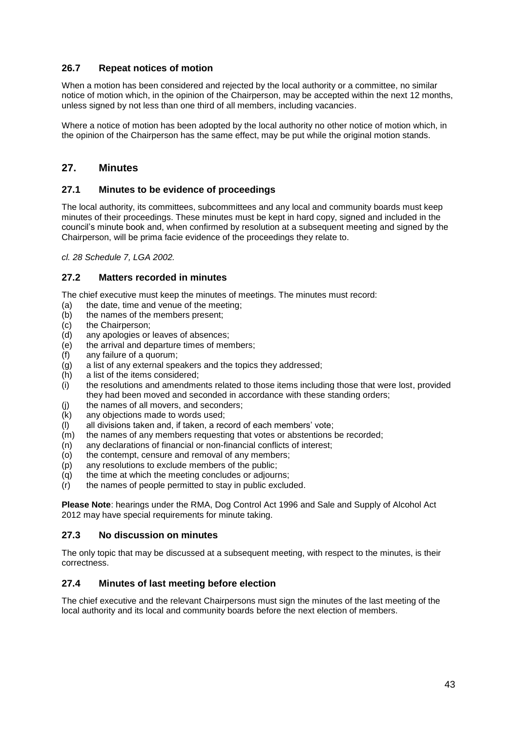### 26.7 Repeat notices of motion

When a motion has been considered and rejected by the local authority or a committee, no similar notice of motion which, in the opinion of the Chairperson, may be accepted within the next 12 months, unless signed by not less than one third of all members, including vacancies.

Where a notice of motion has been adopted by the local authority no other notice of motion which, in the opinion of the Chairperson has the same effect, may be put while the original motion stands.

## 27. Minutes

### 27.1 Minutes to be evidence of proceedings

The local authority, its committees, subcommittees and any local and community boards must keep minutes of their proceedings. These minutes must be kept in hard copy, signed and included in the council's minute book and, when confirmed by resolution at a subsequent meeting and signed by the Chairperson, will be prima facie evidence of the proceedings they relate to.

*cl. 28 Schedule 7, LGA 2002.*

### 27.2 Matters recorded in minutes

The chief executive must keep the minutes of meetings. The minutes must record:

(a) the date, time and venue of the meeting;
(b) the names of the members present;
(c) the Chairperson;
(d) any apologies or leaves of absences;
(e) the arrival and departure times of members;
(f) any failure of a quorum;
(g) a list of any external speakers and the topics they addressed;
(h) a list of the items considered;
(i) the resolutions and amendments related to those items including those that were lost, provided they had been moved and seconded in accordance with these standing orders;
(j) the names of all movers, and seconders;
(k) any objections made to words used;
(l) all divisions taken and, if taken, a record of each members' vote;
(m) the names of any members requesting that votes or abstentions be recorded;
(n) any declarations of financial or non-financial conflicts of interest;
(o) the contempt, censure and removal of any members;
(p) any resolutions to exclude members of the public;
(q) the time at which the meeting concludes or adjourns;
(r) the names of people permitted to stay in public excluded.

**Please Note**: hearings under the RMA, Dog Control Act 1996 and Sale and Supply of Alcohol Act 2012 may have special requirements for minute taking.

### 27.3 No discussion on minutes

The only topic that may be discussed at a subsequent meeting, with respect to the minutes, is their correctness.

### 27.4 Minutes of last meeting before election

The chief executive and the relevant Chairpersons must sign the minutes of the last meeting of the local authority and its local and community boards before the next election of members.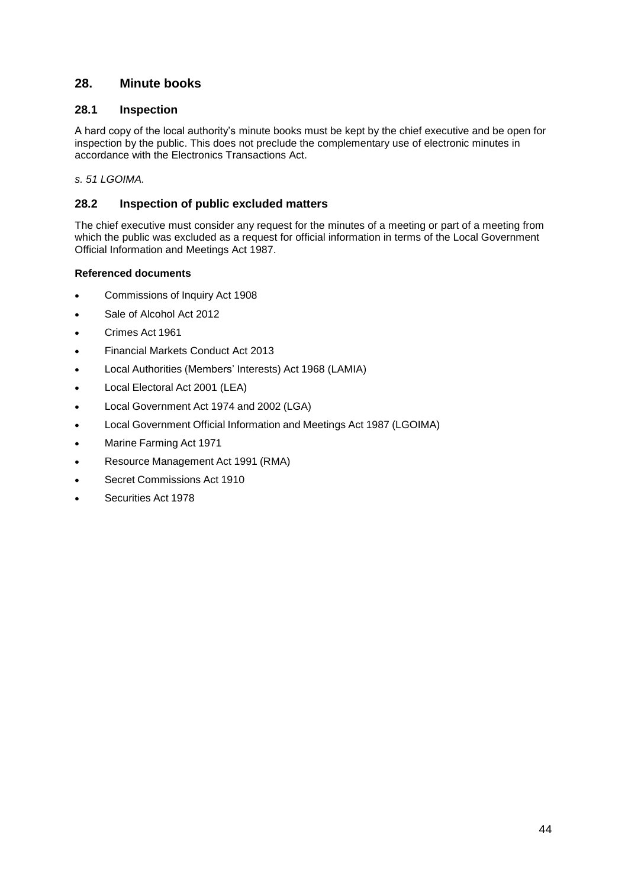## 28. Minute books

### 28.1 Inspection

A hard copy of the local authority's minute books must be kept by the chief executive and be open for inspection by the public. This does not preclude the complementary use of electronic minutes in accordance with the Electronics Transactions Act.

*s. 51 LGOIMA.*

### 28.2 Inspection of public excluded matters

The chief executive must consider any request for the minutes of a meeting or part of a meeting from which the public was excluded as a request for official information in terms of the Local Government Official Information and Meetings Act 1987.

**Referenced documents**

- Commissions of Inquiry Act 1908
- Sale of Alcohol Act 2012
- Crimes Act 1961
- Financial Markets Conduct Act 2013
- Local Authorities (Members' Interests) Act 1968 (LAMIA)
- Local Electoral Act 2001 (LEA)
- Local Government Act 1974 and 2002 (LGA)
- Local Government Official Information and Meetings Act 1987 (LGOIMA)
- Marine Farming Act 1971
- Resource Management Act 1991 (RMA)
- Secret Commissions Act 1910
- Securities Act 1978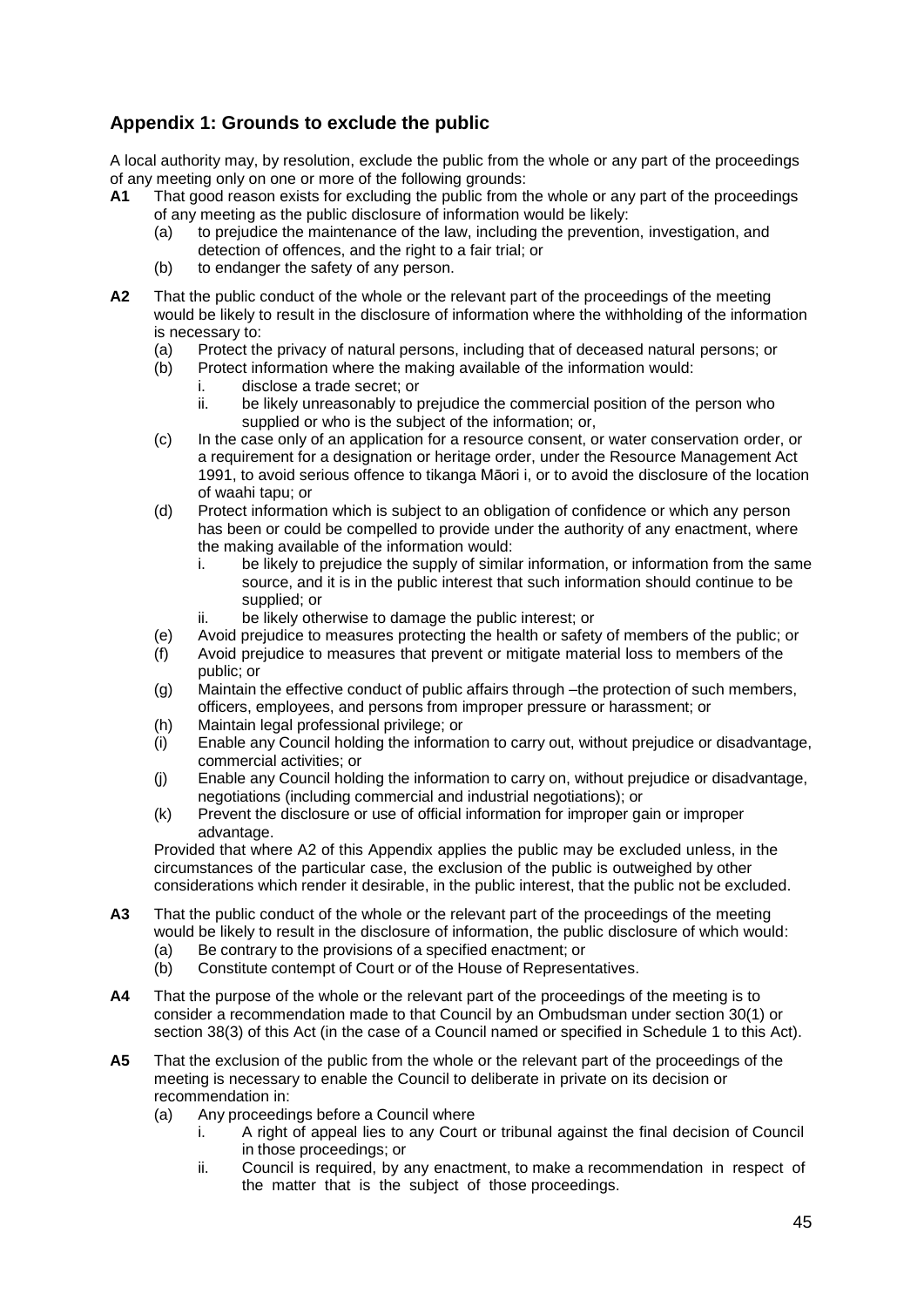## Appendix 1: Grounds to exclude the public

A local authority may, by resolution, exclude the public from the whole or any part of the proceedings of any meeting only on one or more of the following grounds:

**A1** That good reason exists for excluding the public from the whole or any part of the proceedings of any meeting as the public disclosure of information would be likely:

(a) to prejudice the maintenance of the law, including the prevention, investigation, and detection of offences, and the right to a fair trial; or

(b) to endanger the safety of any person.

**A2** That the public conduct of the whole or the relevant part of the proceedings of the meeting would be likely to result in the disclosure of information where the withholding of the information is necessary to:

(a) Protect the privacy of natural persons, including that of deceased natural persons; or

(b) Protect information where the making available of the information would:

 i. disclose a trade secret; or

 ii. be likely unreasonably to prejudice the commercial position of the person who supplied or who is the subject of the information; or,

(c) In the case only of an application for a resource consent, or water conservation order, or a requirement for a designation or heritage order, under the Resource Management Act 1991, to avoid serious offence to tikanga Māori i, or to avoid the disclosure of the location of waahi tapu; or

(d) Protect information which is subject to an obligation of confidence or which any person has been or could be compelled to provide under the authority of any enactment, where the making available of the information would:

 i. be likely to prejudice the supply of similar information, or information from the same source, and it is in the public interest that such information should continue to be supplied; or

 ii. be likely otherwise to damage the public interest; or

(e) Avoid prejudice to measures protecting the health or safety of members of the public; or

(f) Avoid prejudice to measures that prevent or mitigate material loss to members of the public; or

(g) Maintain the effective conduct of public affairs through –the protection of such members, officers, employees, and persons from improper pressure or harassment; or

(h) Maintain legal professional privilege; or

(i) Enable any Council holding the information to carry out, without prejudice or disadvantage, commercial activities; or

(j) Enable any Council holding the information to carry on, without prejudice or disadvantage, negotiations (including commercial and industrial negotiations); or

(k) Prevent the disclosure or use of official information for improper gain or improper advantage.

Provided that where A2 of this Appendix applies the public may be excluded unless, in the circumstances of the particular case, the exclusion of the public is outweighed by other considerations which render it desirable, in the public interest, that the public not be excluded.

**A3** That the public conduct of the whole or the relevant part of the proceedings of the meeting would be likely to result in the disclosure of information, the public disclosure of which would:

(a) Be contrary to the provisions of a specified enactment; or

(b) Constitute contempt of Court or of the House of Representatives.

**A4** That the purpose of the whole or the relevant part of the proceedings of the meeting is to consider a recommendation made to that Council by an Ombudsman under section 30(1) or section 38(3) of this Act (in the case of a Council named or specified in Schedule 1 to this Act).

**A5** That the exclusion of the public from the whole or the relevant part of the proceedings of the meeting is necessary to enable the Council to deliberate in private on its decision or recommendation in:

(a) Any proceedings before a Council where

 i. A right of appeal lies to any Court or tribunal against the final decision of Council in those proceedings; or

 ii. Council is required, by any enactment, to make a recommendation in respect of the matter that is the subject of those proceedings.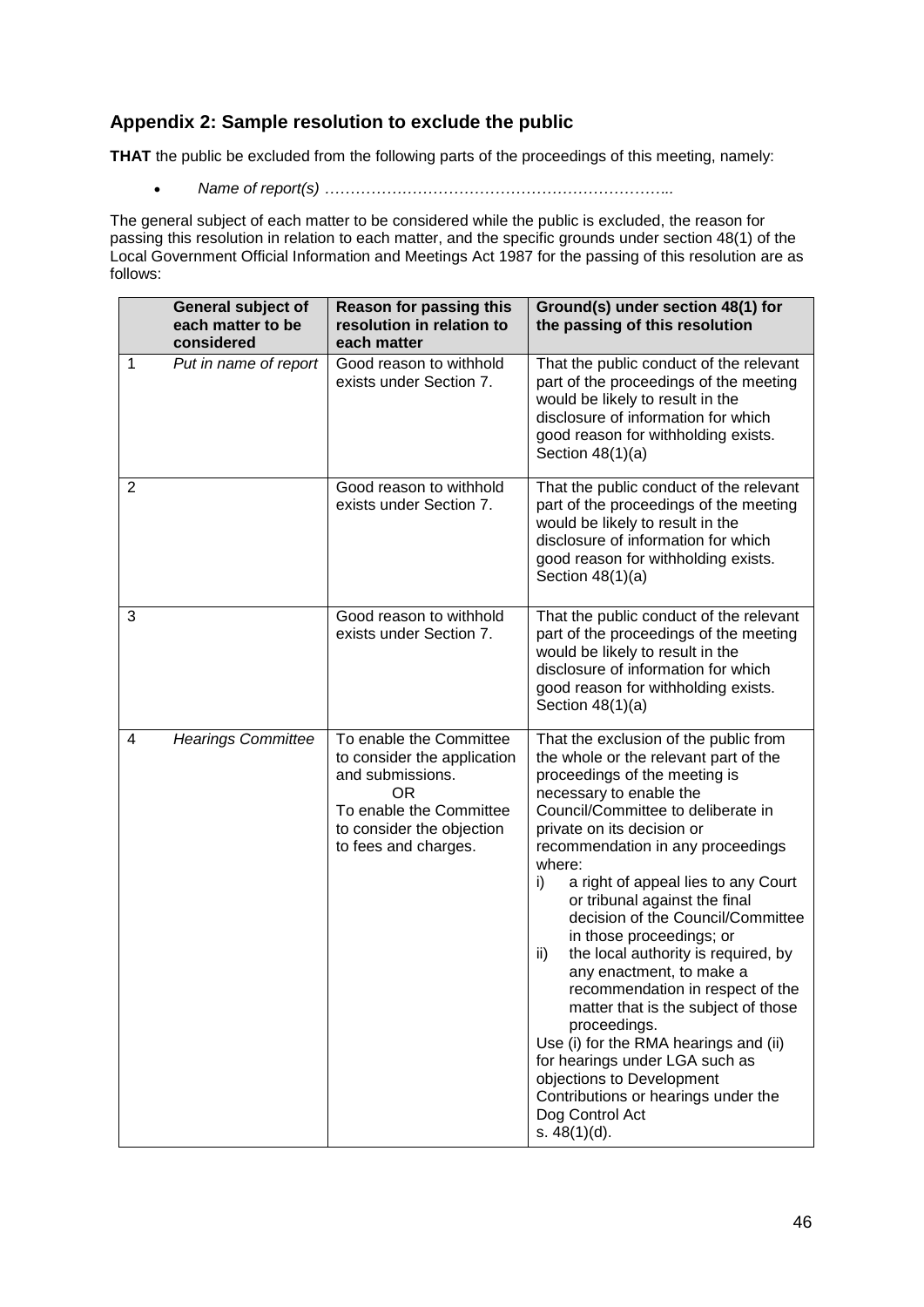## Appendix 2: Sample resolution to exclude the public

**THAT** the public be excluded from the following parts of the proceedings of this meeting, namely:

- *Name of report(s) …………………………………………………………..*

The general subject of each matter to be considered while the public is excluded, the reason for passing this resolution in relation to each matter, and the specific grounds under section 48(1) of the Local Government Official Information and Meetings Act 1987 for the passing of this resolution are as follows:

| | General subject of each matter to be considered | Reason for passing this resolution in relation to each matter | Ground(s) under section 48(1) for the passing of this resolution |
|---|---|---|---|
| 1 | *Put in name of report* | Good reason to withhold exists under Section 7. | That the public conduct of the relevant part of the proceedings of the meeting would be likely to result in the disclosure of information for which good reason for withholding exists. Section 48(1)(a) |
| 2 | | Good reason to withhold exists under Section 7. | That the public conduct of the relevant part of the proceedings of the meeting would be likely to result in the disclosure of information for which good reason for withholding exists. Section 48(1)(a) |
| 3 | | Good reason to withhold exists under Section 7. | That the public conduct of the relevant part of the proceedings of the meeting would be likely to result in the disclosure of information for which good reason for withholding exists. Section 48(1)(a) |
| 4 | *Hearings Committee* | To enable the Committee to consider the application and submissions.<br>OR<br>To enable the Committee to consider the objection to fees and charges. | That the exclusion of the public from the whole or the relevant part of the proceedings of the meeting is necessary to enable the Council/Committee to deliberate in private on its decision or recommendation in any proceedings where:<br>i) a right of appeal lies to any Court or tribunal against the final decision of the Council/Committee in those proceedings; or<br>ii) the local authority is required, by any enactment, to make a recommendation in respect of the matter that is the subject of those proceedings.<br>Use (i) for the RMA hearings and (ii) for hearings under LGA such as objections to Development Contributions or hearings under the Dog Control Act<br>s. 48(1)(d). |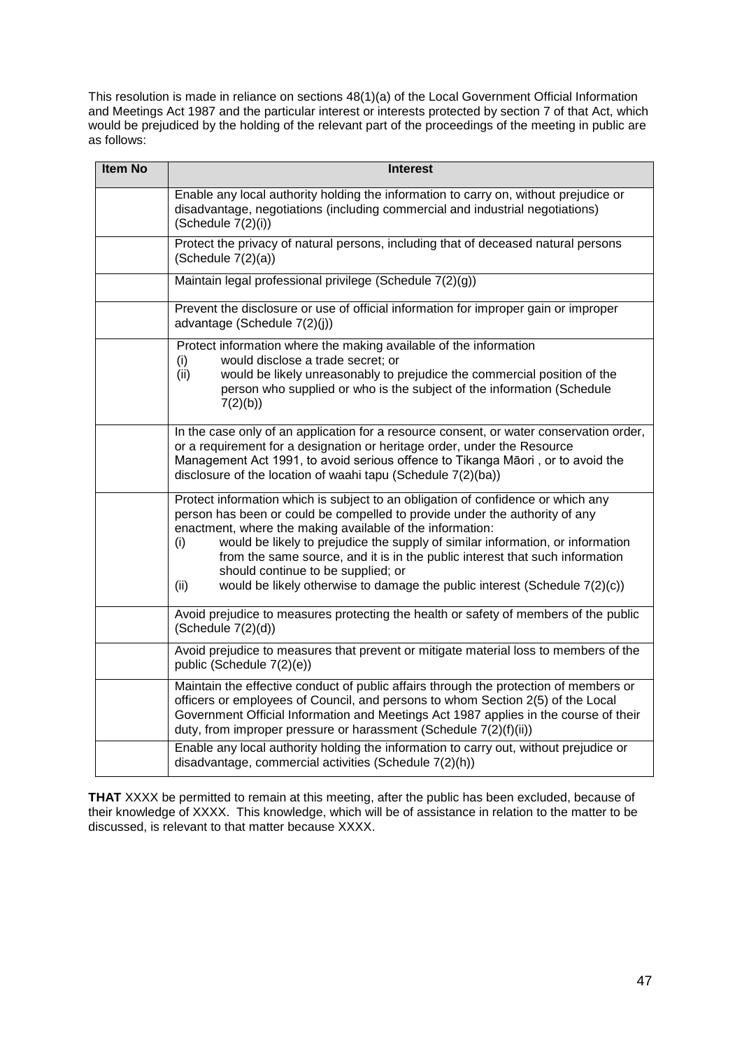This resolution is made in reliance on sections 48(1)(a) of the Local Government Official Information and Meetings Act 1987 and the particular interest or interests protected by section 7 of that Act, which would be prejudiced by the holding of the relevant part of the proceedings of the meeting in public are as follows:

| Item No | Interest |
|---|---|
| | Enable any local authority holding the information to carry on, without prejudice or disadvantage, negotiations (including commercial and industrial negotiations) (Schedule 7(2)(i)) |
| | Protect the privacy of natural persons, including that of deceased natural persons (Schedule 7(2)(a)) |
| | Maintain legal professional privilege (Schedule 7(2)(g)) |
| | Prevent the disclosure or use of official information for improper gain or improper advantage (Schedule 7(2)(j)) |
| | Protect information where the making available of the information<br>(i) would disclose a trade secret; or<br>(ii) would be likely unreasonably to prejudice the commercial position of the person who supplied or who is the subject of the information (Schedule 7(2)(b)) |
| | In the case only of an application for a resource consent, or water conservation order, or a requirement for a designation or heritage order, under the Resource Management Act 1991, to avoid serious offence to Tikanga Māori , or to avoid the disclosure of the location of waahi tapu (Schedule 7(2)(ba)) |
| | Protect information which is subject to an obligation of confidence or which any person has been or could be compelled to provide under the authority of any enactment, where the making available of the information:<br>(i) would be likely to prejudice the supply of similar information, or information from the same source, and it is in the public interest that such information should continue to be supplied; or<br>(ii) would be likely otherwise to damage the public interest (Schedule 7(2)(c)) |
| | Avoid prejudice to measures protecting the health or safety of members of the public (Schedule 7(2)(d)) |
| | Avoid prejudice to measures that prevent or mitigate material loss to members of the public (Schedule 7(2)(e)) |
| | Maintain the effective conduct of public affairs through the protection of members or officers or employees of Council, and persons to whom Section 2(5) of the Local Government Official Information and Meetings Act 1987 applies in the course of their duty, from improper pressure or harassment (Schedule 7(2)(f)(ii)) |
| | Enable any local authority holding the information to carry out, without prejudice or disadvantage, commercial activities (Schedule 7(2)(h)) |

**THAT** XXXX be permitted to remain at this meeting, after the public has been excluded, because of their knowledge of XXXX. This knowledge, which will be of assistance in relation to the matter to be discussed, is relevant to that matter because XXXX.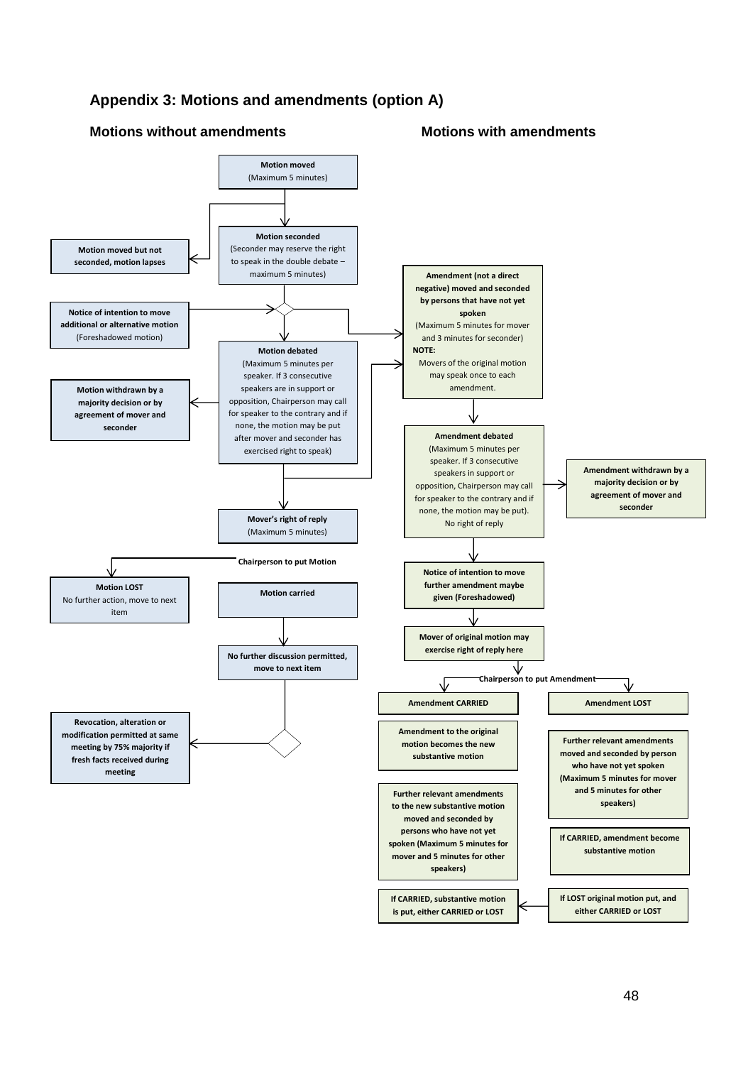## Appendix 3: Motions and amendments (option A)

### Motions without amendments

**Motion moved**
(Maximum 5 minutes)

**Motion seconded**
(Seconder may reserve the right to speak in the double debate – maximum 5 minutes)

**Motion moved but not seconded, motion lapses**

**Notice of intention to move additional or alternative motion**
(Foreshadowed motion)

**Motion debated**
(Maximum 5 minutes per speaker. If 3 consecutive speakers are in support or opposition, Chairperson may call for speaker to the contrary and if none, the motion may be put after mover and seconder has exercised right to speak)

**Motion withdrawn by a majority decision or by agreement of mover and seconder**

**Mover's right of reply**
(Maximum 5 minutes)

**Chairperson to put Motion**

**Motion LOST**
No further action, move to next item

**Motion carried**

**No further discussion permitted, move to next item**

**Revocation, alteration or modification permitted at same meeting by 75% majority if fresh facts received during meeting**

### Motions with amendments

**Amendment (not a direct negative) moved and seconded by persons that have not yet spoken**
(Maximum 5 minutes for mover and 3 minutes for seconder)
**NOTE:**
Movers of the original motion may speak once to each amendment.

**Amendment debated**
(Maximum 5 minutes per speaker. If 3 consecutive speakers in support or opposition, Chairperson may call for speaker to the contrary and if none, the motion may be put).
No right of reply

**Amendment withdrawn by a majority decision or by agreement of mover and seconder**

**Notice of intention to move further amendment maybe given (Foreshadowed)**

**Mover of original motion may exercise right of reply here**

**Chairperson to put Amendment**

**Amendment CARRIED**

**Amendment to the original motion becomes the new substantive motion**

**Further relevant amendments to the new substantive motion moved and seconded by persons who have not yet spoken (Maximum 5 minutes for mover and 5 minutes for other speakers)**

**If CARRIED, substantive motion is put, either CARRIED or LOST**

**Amendment LOST**

**Further relevant amendments moved and seconded by person who have not yet spoken (Maximum 5 minutes for mover and 5 minutes for other speakers)**

**If CARRIED, amendment become substantive motion**

**If LOST original motion put, and either CARRIED or LOST**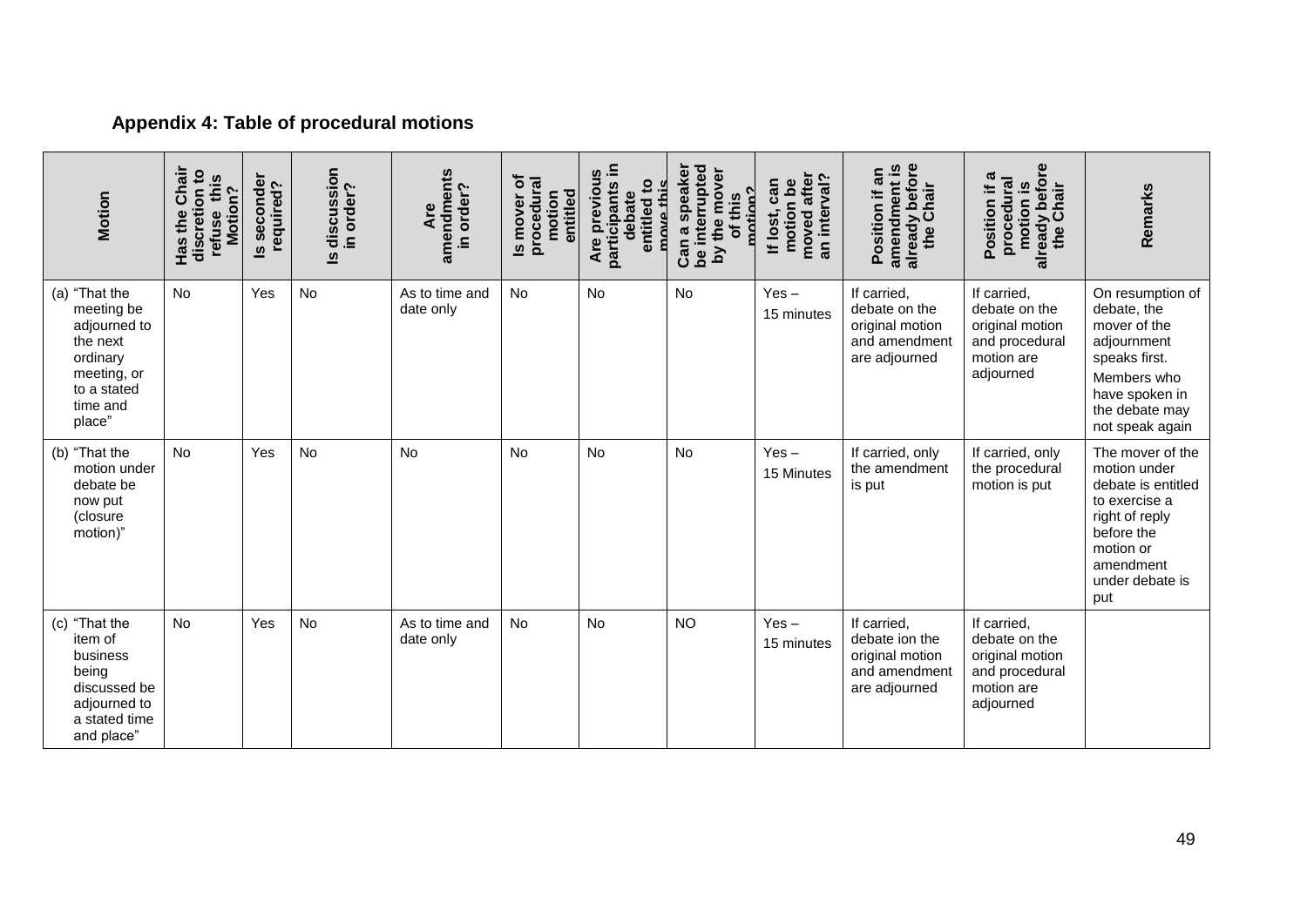## Appendix 4: Table of procedural motions

| Motion | Has the Chair discretion to refuse this Motion? | Is seconder required? | Is discussion in order? | Are amendments in order? | Is mover of procedural motion entitled | Are previous participants in debate entitled to move this | Can a speaker be interrupted by the mover of this motion? | If lost, can motion be moved after an interval? | Position if an amendment is already before the Chair | Position if a procedural motion is already before the Chair | Remarks |
|---|---|---|---|---|---|---|---|---|---|---|---|
| (a) "That the meeting be adjourned to the next ordinary meeting, or to a stated time and place" | No | Yes | No | As to time and date only | No | No | No | Yes – 15 minutes | If carried, debate on the original motion and amendment are adjourned | If carried, debate on the original motion and procedural motion are adjourned | On resumption of debate, the mover of the adjournment speaks first. Members who have spoken in the debate may not speak again |
| (b) "That the motion under debate be now put (closure motion)" | No | Yes | No | No | No | No | No | Yes – 15 Minutes | If carried, only the amendment is put | If carried, only the procedural motion is put | The mover of the motion under debate is entitled to exercise a right of reply before the motion or amendment under debate is put |
| (c) "That the item of business being discussed be adjourned to a stated time and place" | No | Yes | No | As to time and date only | No | No | NO | Yes – 15 minutes | If carried, debate ion the original motion and amendment are adjourned | If carried, debate on the original motion and procedural motion are adjourned | |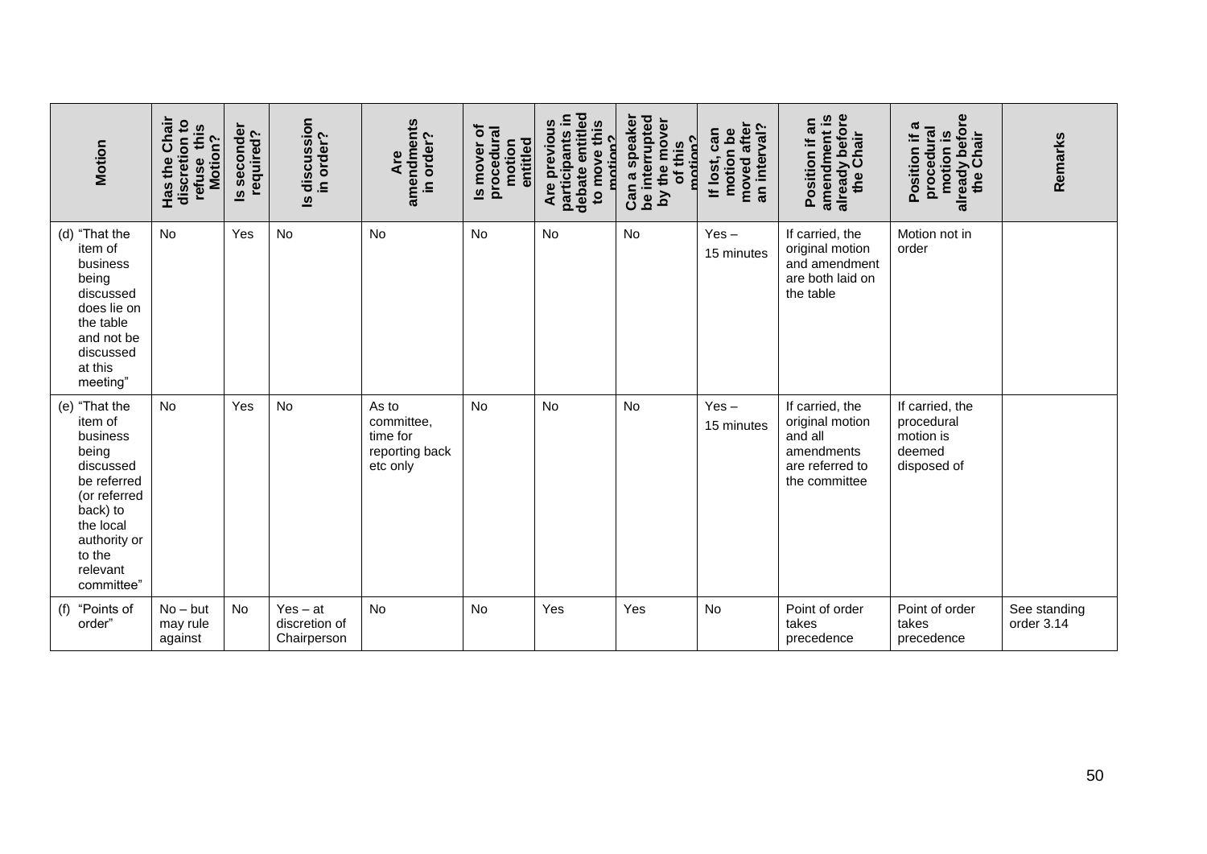| Motion | Has the Chair discretion to refuse this Motion? | Is seconder required? | Is discussion in order? | Are amendments in order? | Is mover of procedural motion entitled | Are previous participants in debate entitled to move this motion? | Can a speaker be interrupted by the mover of this motion? | If lost, can motion be moved after an interval? | Position if an amendment is already before the Chair | Position if a procedural motion is already before the Chair | Remarks |
|---|---|---|---|---|---|---|---|---|---|---|---|
| (d) "That the item of business being discussed does lie on the table and not be discussed at this meeting" | No | Yes | No | No | No | No | No | Yes – 15 minutes | If carried, the original motion and amendment are both laid on the table | Motion not in order | |
| (e) "That the item of business being discussed be referred (or referred back) to the local authority or to the relevant committee" | No | Yes | No | As to committee, time for reporting back etc only | No | No | No | Yes – 15 minutes | If carried, the original motion and all amendments are referred to the committee | If carried, the procedural motion is deemed disposed of | |
| (f) "Points of order" | No – but may rule against | No | Yes – at discretion of Chairperson | No | No | Yes | Yes | No | Point of order takes precedence | Point of order takes precedence | See standing order 3.14 |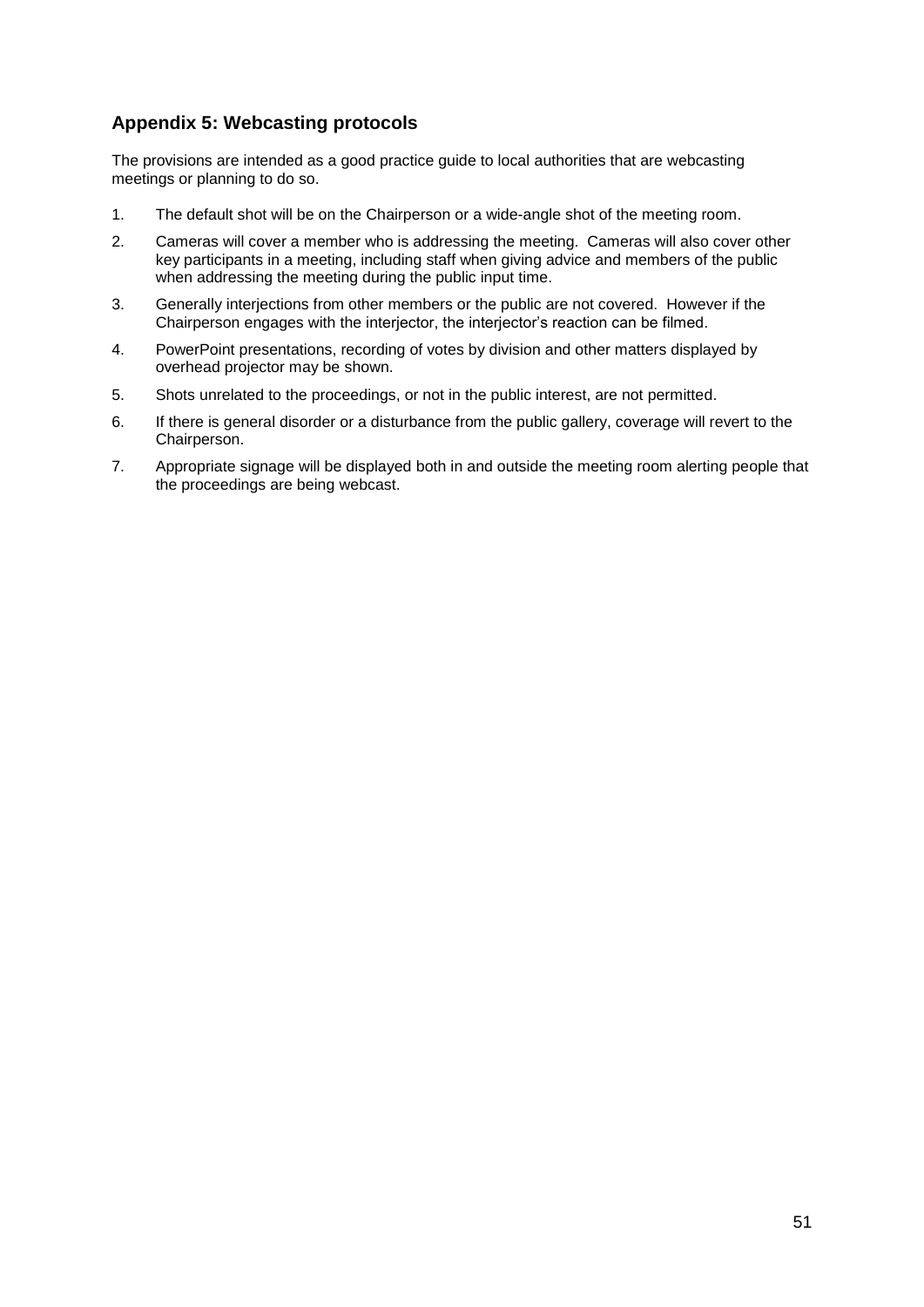## Appendix 5: Webcasting protocols

The provisions are intended as a good practice guide to local authorities that are webcasting meetings or planning to do so.

1. The default shot will be on the Chairperson or a wide-angle shot of the meeting room.
2. Cameras will cover a member who is addressing the meeting. Cameras will also cover other key participants in a meeting, including staff when giving advice and members of the public when addressing the meeting during the public input time.
3. Generally interjections from other members or the public are not covered. However if the Chairperson engages with the interjector, the interjector's reaction can be filmed.
4. PowerPoint presentations, recording of votes by division and other matters displayed by overhead projector may be shown.
5. Shots unrelated to the proceedings, or not in the public interest, are not permitted.
6. If there is general disorder or a disturbance from the public gallery, coverage will revert to the Chairperson.
7. Appropriate signage will be displayed both in and outside the meeting room alerting people that the proceedings are being webcast.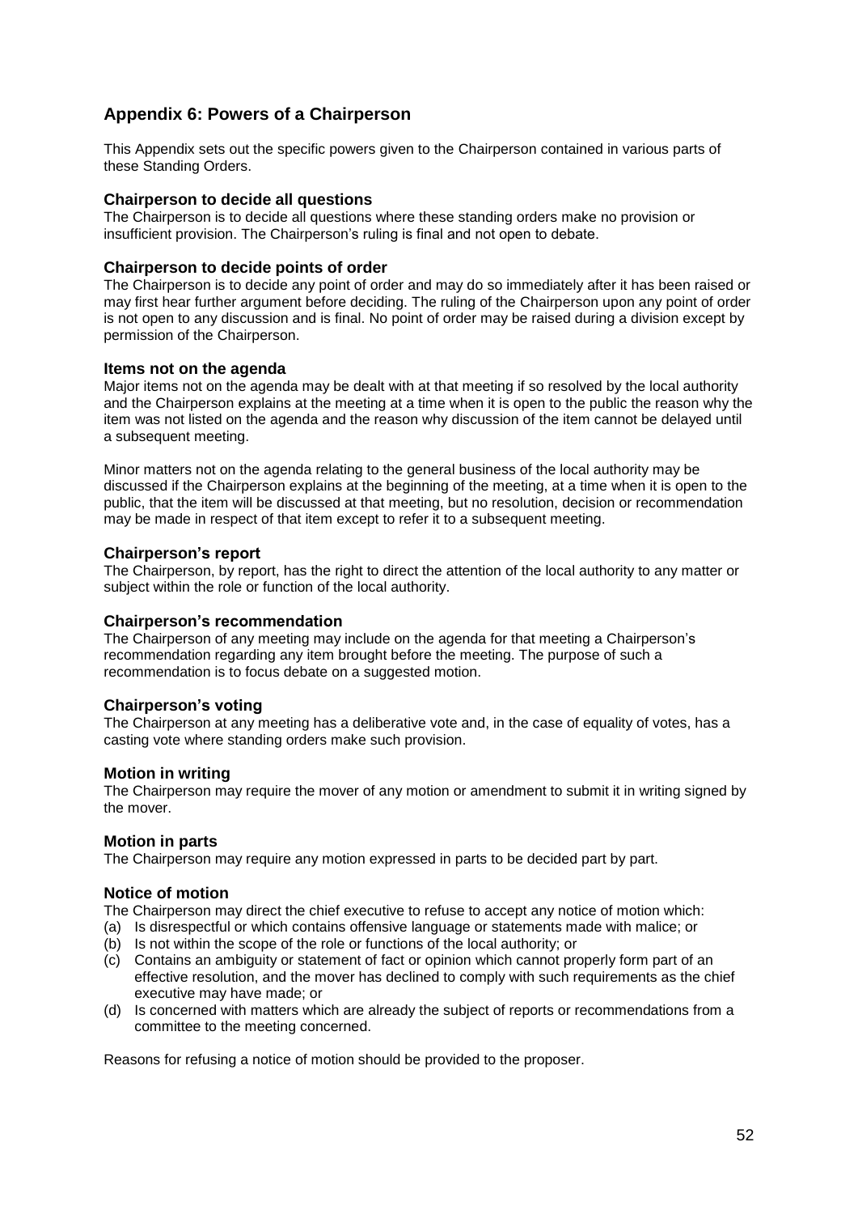## Appendix 6: Powers of a Chairperson

This Appendix sets out the specific powers given to the Chairperson contained in various parts of these Standing Orders.

### Chairperson to decide all questions

The Chairperson is to decide all questions where these standing orders make no provision or insufficient provision. The Chairperson's ruling is final and not open to debate.

### Chairperson to decide points of order

The Chairperson is to decide any point of order and may do so immediately after it has been raised or may first hear further argument before deciding. The ruling of the Chairperson upon any point of order is not open to any discussion and is final. No point of order may be raised during a division except by permission of the Chairperson.

### Items not on the agenda

Major items not on the agenda may be dealt with at that meeting if so resolved by the local authority and the Chairperson explains at the meeting at a time when it is open to the public the reason why the item was not listed on the agenda and the reason why discussion of the item cannot be delayed until a subsequent meeting.

Minor matters not on the agenda relating to the general business of the local authority may be discussed if the Chairperson explains at the beginning of the meeting, at a time when it is open to the public, that the item will be discussed at that meeting, but no resolution, decision or recommendation may be made in respect of that item except to refer it to a subsequent meeting.

### Chairperson's report

The Chairperson, by report, has the right to direct the attention of the local authority to any matter or subject within the role or function of the local authority.

### Chairperson's recommendation

The Chairperson of any meeting may include on the agenda for that meeting a Chairperson's recommendation regarding any item brought before the meeting. The purpose of such a recommendation is to focus debate on a suggested motion.

### Chairperson's voting

The Chairperson at any meeting has a deliberative vote and, in the case of equality of votes, has a casting vote where standing orders make such provision.

### Motion in writing

The Chairperson may require the mover of any motion or amendment to submit it in writing signed by the mover.

### Motion in parts

The Chairperson may require any motion expressed in parts to be decided part by part.

### Notice of motion

The Chairperson may direct the chief executive to refuse to accept any notice of motion which:

(a) Is disrespectful or which contains offensive language or statements made with malice; or
(b) Is not within the scope of the role or functions of the local authority; or
(c) Contains an ambiguity or statement of fact or opinion which cannot properly form part of an effective resolution, and the mover has declined to comply with such requirements as the chief executive may have made; or
(d) Is concerned with matters which are already the subject of reports or recommendations from a committee to the meeting concerned.

Reasons for refusing a notice of motion should be provided to the proposer.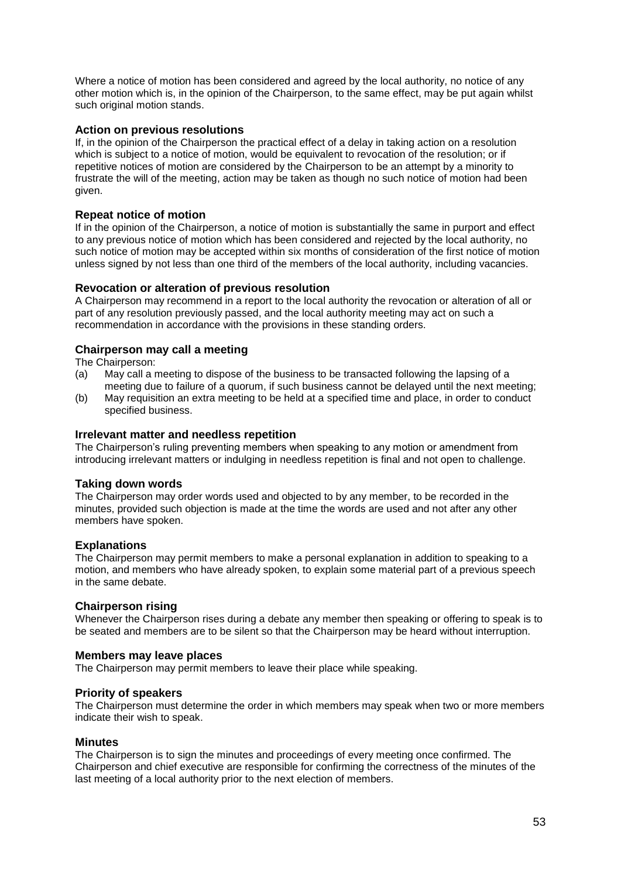Where a notice of motion has been considered and agreed by the local authority, no notice of any other motion which is, in the opinion of the Chairperson, to the same effect, may be put again whilst such original motion stands.

### Action on previous resolutions

If, in the opinion of the Chairperson the practical effect of a delay in taking action on a resolution which is subject to a notice of motion, would be equivalent to revocation of the resolution; or if repetitive notices of motion are considered by the Chairperson to be an attempt by a minority to frustrate the will of the meeting, action may be taken as though no such notice of motion had been given.

### Repeat notice of motion

If in the opinion of the Chairperson, a notice of motion is substantially the same in purport and effect to any previous notice of motion which has been considered and rejected by the local authority, no such notice of motion may be accepted within six months of consideration of the first notice of motion unless signed by not less than one third of the members of the local authority, including vacancies.

### Revocation or alteration of previous resolution

A Chairperson may recommend in a report to the local authority the revocation or alteration of all or part of any resolution previously passed, and the local authority meeting may act on such a recommendation in accordance with the provisions in these standing orders.

### Chairperson may call a meeting

The Chairperson:

(a) May call a meeting to dispose of the business to be transacted following the lapsing of a meeting due to failure of a quorum, if such business cannot be delayed until the next meeting;

(b) May requisition an extra meeting to be held at a specified time and place, in order to conduct specified business.

### Irrelevant matter and needless repetition

The Chairperson's ruling preventing members when speaking to any motion or amendment from introducing irrelevant matters or indulging in needless repetition is final and not open to challenge.

### Taking down words

The Chairperson may order words used and objected to by any member, to be recorded in the minutes, provided such objection is made at the time the words are used and not after any other members have spoken.

### Explanations

The Chairperson may permit members to make a personal explanation in addition to speaking to a motion, and members who have already spoken, to explain some material part of a previous speech in the same debate.

### Chairperson rising

Whenever the Chairperson rises during a debate any member then speaking or offering to speak is to be seated and members are to be silent so that the Chairperson may be heard without interruption.

### Members may leave places

The Chairperson may permit members to leave their place while speaking.

### Priority of speakers

The Chairperson must determine the order in which members may speak when two or more members indicate their wish to speak.

### Minutes

The Chairperson is to sign the minutes and proceedings of every meeting once confirmed. The Chairperson and chief executive are responsible for confirming the correctness of the minutes of the last meeting of a local authority prior to the next election of members.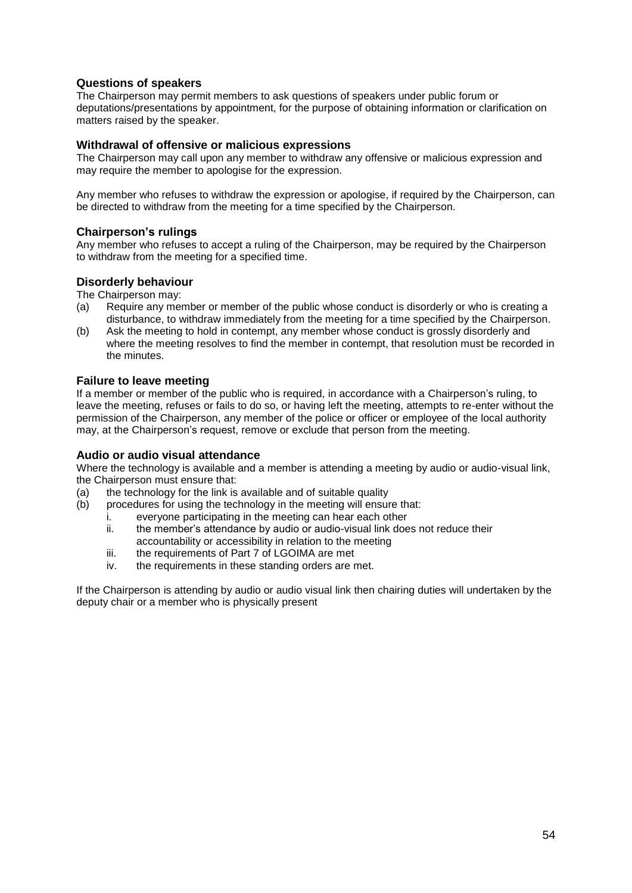### Questions of speakers

The Chairperson may permit members to ask questions of speakers under public forum or deputations/presentations by appointment, for the purpose of obtaining information or clarification on matters raised by the speaker.

### Withdrawal of offensive or malicious expressions

The Chairperson may call upon any member to withdraw any offensive or malicious expression and may require the member to apologise for the expression.

Any member who refuses to withdraw the expression or apologise, if required by the Chairperson, can be directed to withdraw from the meeting for a time specified by the Chairperson.

### Chairperson's rulings

Any member who refuses to accept a ruling of the Chairperson, may be required by the Chairperson to withdraw from the meeting for a specified time.

### Disorderly behaviour

The Chairperson may:

(a) Require any member or member of the public whose conduct is disorderly or who is creating a disturbance, to withdraw immediately from the meeting for a time specified by the Chairperson.

(b) Ask the meeting to hold in contempt, any member whose conduct is grossly disorderly and where the meeting resolves to find the member in contempt, that resolution must be recorded in the minutes.

### Failure to leave meeting

If a member or member of the public who is required, in accordance with a Chairperson's ruling, to leave the meeting, refuses or fails to do so, or having left the meeting, attempts to re-enter without the permission of the Chairperson, any member of the police or officer or employee of the local authority may, at the Chairperson's request, remove or exclude that person from the meeting.

### Audio or audio visual attendance

Where the technology is available and a member is attending a meeting by audio or audio-visual link, the Chairperson must ensure that:

(a) the technology for the link is available and of suitable quality

(b) procedures for using the technology in the meeting will ensure that:
   - i. everyone participating in the meeting can hear each other
   - ii. the member's attendance by audio or audio-visual link does not reduce their accountability or accessibility in relation to the meeting
   - iii. the requirements of Part 7 of LGOIMA are met
   - iv. the requirements in these standing orders are met.

If the Chairperson is attending by audio or audio visual link then chairing duties will undertaken by the deputy chair or a member who is physically present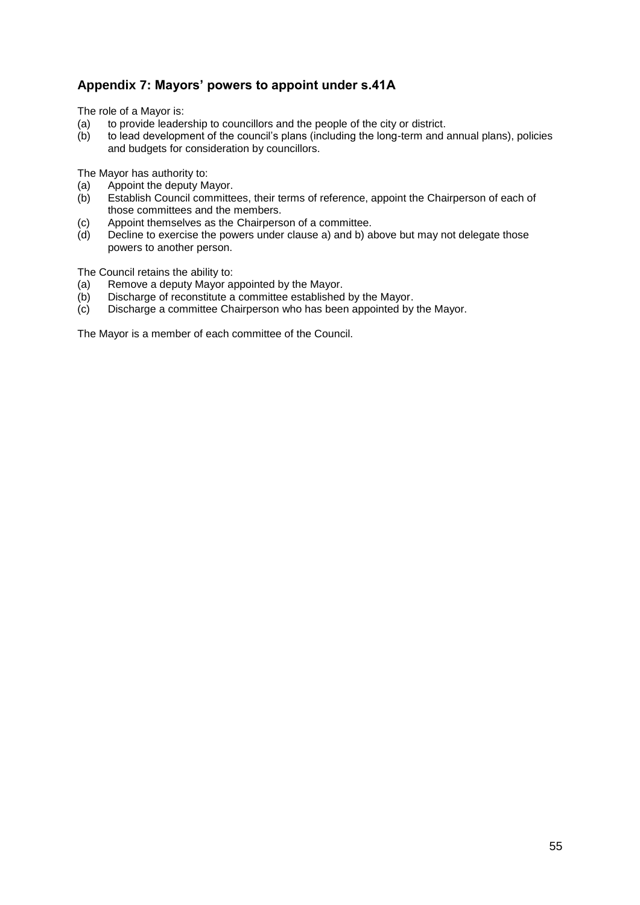## Appendix 7: Mayors' powers to appoint under s.41A

The role of a Mayor is:

(a) to provide leadership to councillors and the people of the city or district.
(b) to lead development of the council's plans (including the long-term and annual plans), policies and budgets for consideration by councillors.

The Mayor has authority to:

(a) Appoint the deputy Mayor.
(b) Establish Council committees, their terms of reference, appoint the Chairperson of each of those committees and the members.
(c) Appoint themselves as the Chairperson of a committee.
(d) Decline to exercise the powers under clause a) and b) above but may not delegate those powers to another person.

The Council retains the ability to:

(a) Remove a deputy Mayor appointed by the Mayor.
(b) Discharge of reconstitute a committee established by the Mayor.
(c) Discharge a committee Chairperson who has been appointed by the Mayor.

The Mayor is a member of each committee of the Council.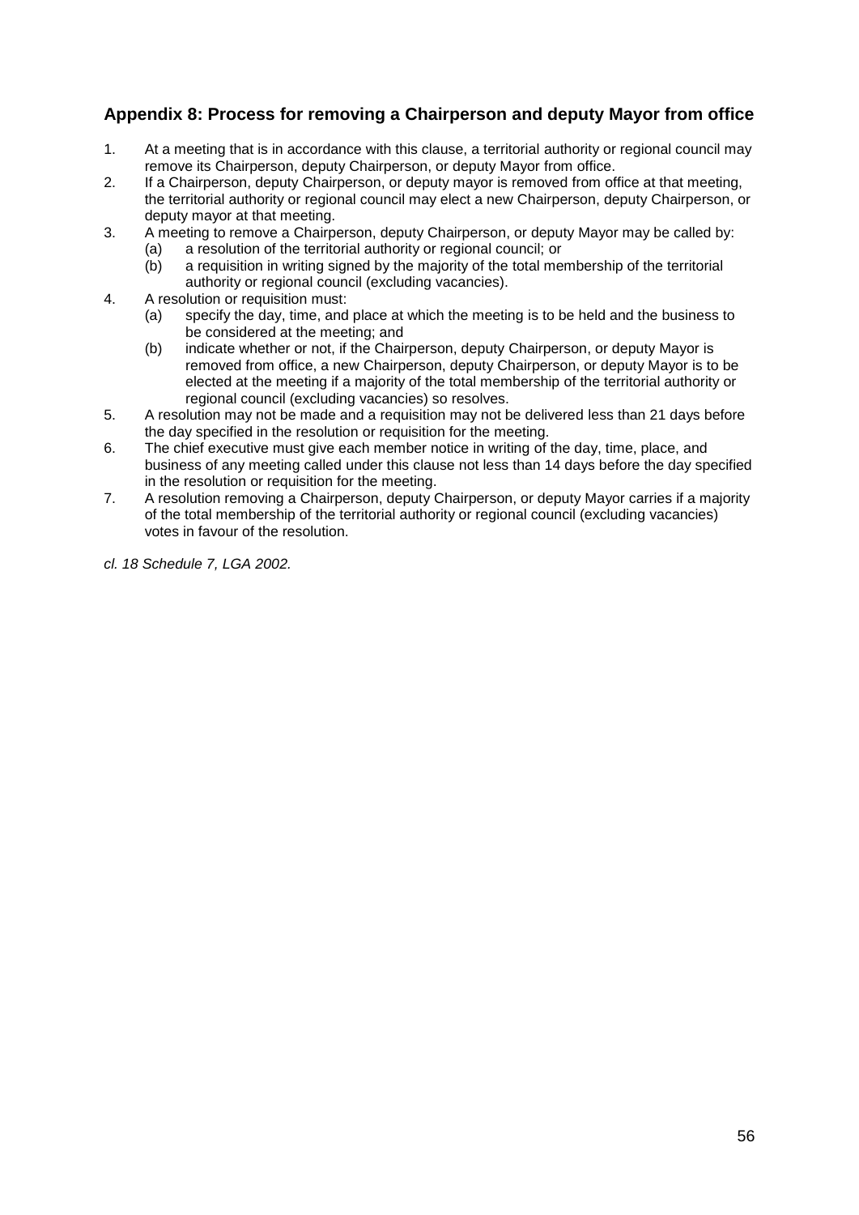## Appendix 8: Process for removing a Chairperson and deputy Mayor from office

1. At a meeting that is in accordance with this clause, a territorial authority or regional council may remove its Chairperson, deputy Chairperson, or deputy Mayor from office.
2. If a Chairperson, deputy Chairperson, or deputy mayor is removed from office at that meeting, the territorial authority or regional council may elect a new Chairperson, deputy Chairperson, or deputy mayor at that meeting.
3. A meeting to remove a Chairperson, deputy Chairperson, or deputy Mayor may be called by:
   (a) a resolution of the territorial authority or regional council; or
   (b) a requisition in writing signed by the majority of the total membership of the territorial authority or regional council (excluding vacancies).
4. A resolution or requisition must:
   (a) specify the day, time, and place at which the meeting is to be held and the business to be considered at the meeting; and
   (b) indicate whether or not, if the Chairperson, deputy Chairperson, or deputy Mayor is removed from office, a new Chairperson, deputy Chairperson, or deputy Mayor is to be elected at the meeting if a majority of the total membership of the territorial authority or regional council (excluding vacancies) so resolves.
5. A resolution may not be made and a requisition may not be delivered less than 21 days before the day specified in the resolution or requisition for the meeting.
6. The chief executive must give each member notice in writing of the day, time, place, and business of any meeting called under this clause not less than 14 days before the day specified in the resolution or requisition for the meeting.
7. A resolution removing a Chairperson, deputy Chairperson, or deputy Mayor carries if a majority of the total membership of the territorial authority or regional council (excluding vacancies) votes in favour of the resolution.

*cl. 18 Schedule 7, LGA 2002.*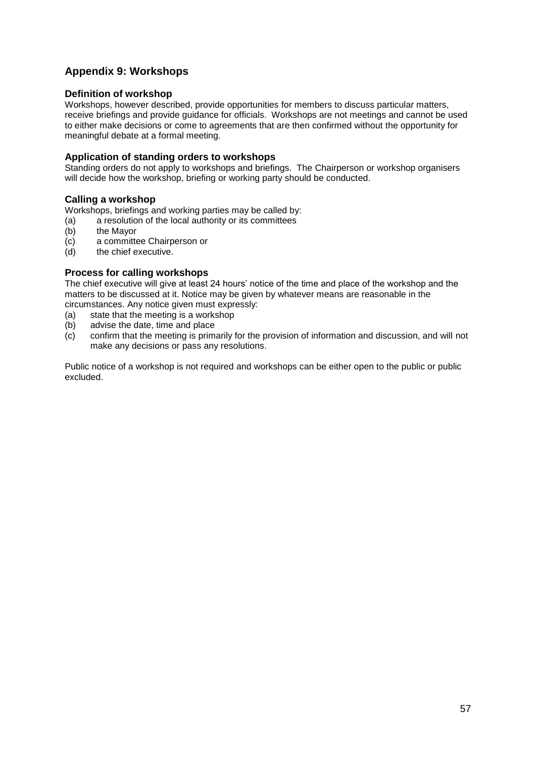## Appendix 9: Workshops

### Definition of workshop

Workshops, however described, provide opportunities for members to discuss particular matters, receive briefings and provide guidance for officials. Workshops are not meetings and cannot be used to either make decisions or come to agreements that are then confirmed without the opportunity for meaningful debate at a formal meeting.

### Application of standing orders to workshops

Standing orders do not apply to workshops and briefings. The Chairperson or workshop organisers will decide how the workshop, briefing or working party should be conducted.

### Calling a workshop

Workshops, briefings and working parties may be called by:

(a) a resolution of the local authority or its committees
(b) the Mayor
(c) a committee Chairperson or
(d) the chief executive.

### Process for calling workshops

The chief executive will give at least 24 hours' notice of the time and place of the workshop and the matters to be discussed at it. Notice may be given by whatever means are reasonable in the circumstances. Any notice given must expressly:

(a) state that the meeting is a workshop
(b) advise the date, time and place
(c) confirm that the meeting is primarily for the provision of information and discussion, and will not make any decisions or pass any resolutions.

Public notice of a workshop is not required and workshops can be either open to the public or public excluded.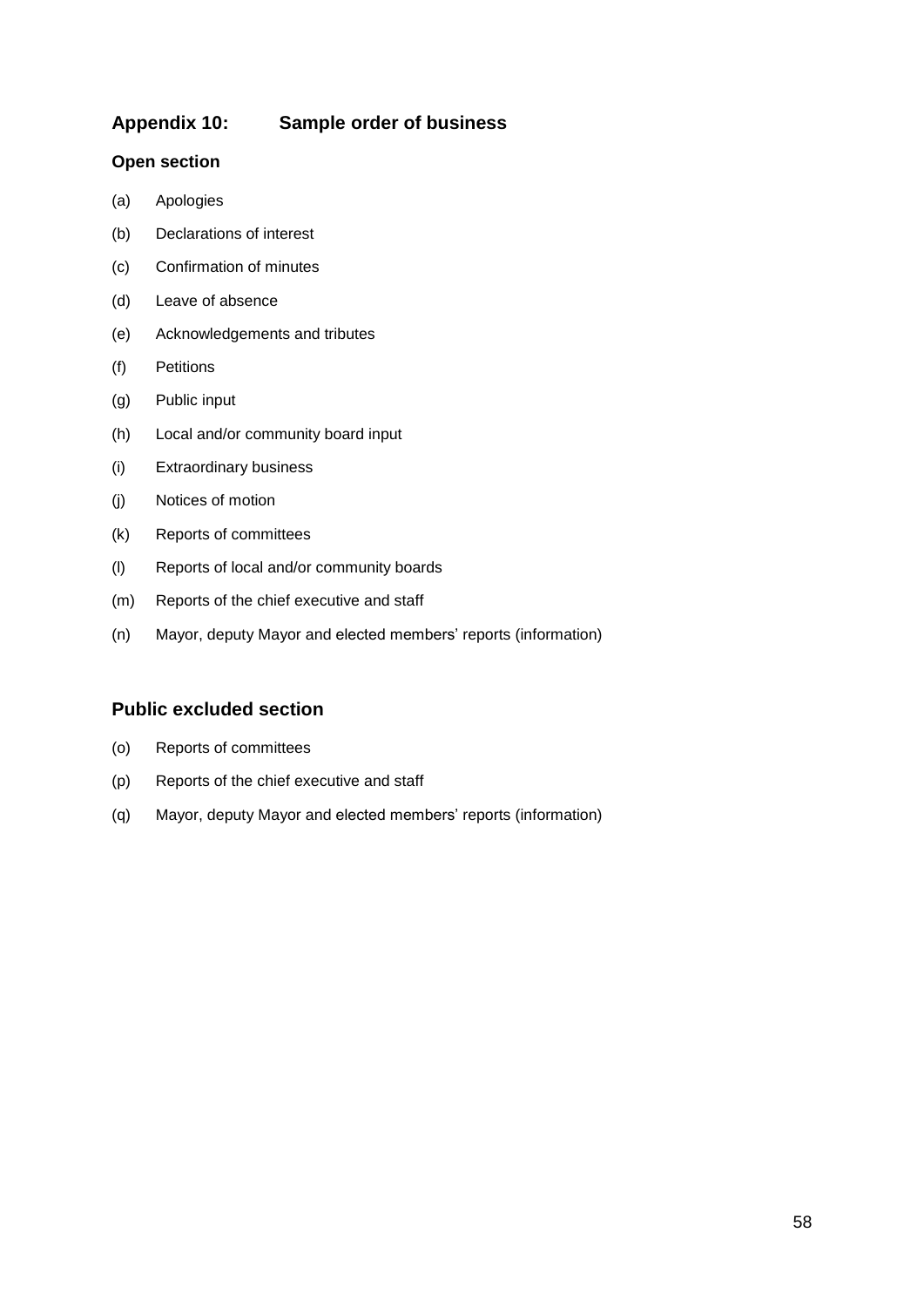## Appendix 10: Sample order of business

### Open section

(a) Apologies

(b) Declarations of interest

(c) Confirmation of minutes

(d) Leave of absence

(e) Acknowledgements and tributes

(f) Petitions

(g) Public input

(h) Local and/or community board input

(i) Extraordinary business

(j) Notices of motion

(k) Reports of committees

(l) Reports of local and/or community boards

(m) Reports of the chief executive and staff

(n) Mayor, deputy Mayor and elected members' reports (information)

## Public excluded section

(o) Reports of committees

(p) Reports of the chief executive and staff

(q) Mayor, deputy Mayor and elected members' reports (information)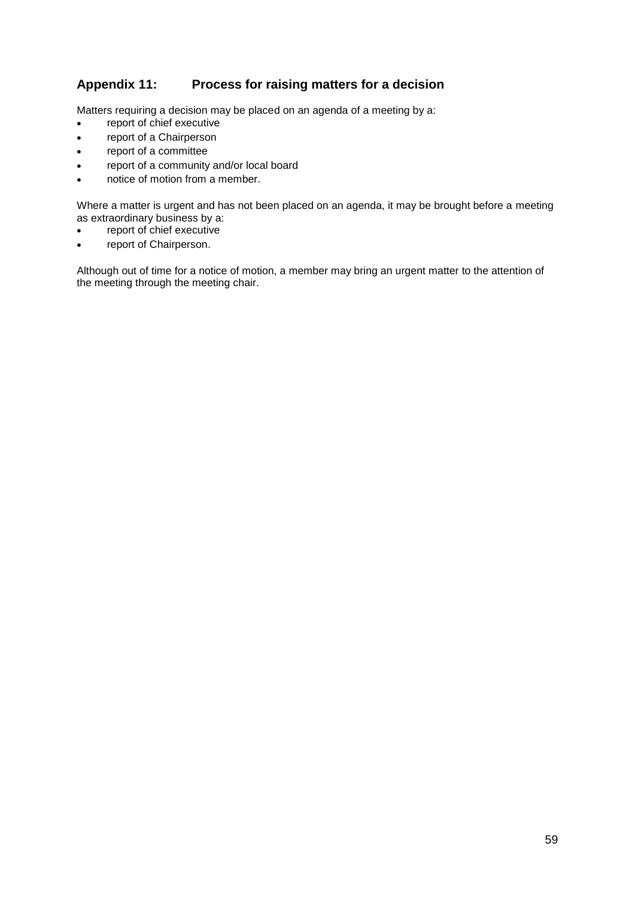## Appendix 11: Process for raising matters for a decision

Matters requiring a decision may be placed on an agenda of a meeting by a:

- report of chief executive
- report of a Chairperson
- report of a committee
- report of a community and/or local board
- notice of motion from a member.

Where a matter is urgent and has not been placed on an agenda, it may be brought before a meeting as extraordinary business by a:

- report of chief executive
- report of Chairperson.

Although out of time for a notice of motion, a member may bring an urgent matter to the attention of the meeting through the meeting chair.